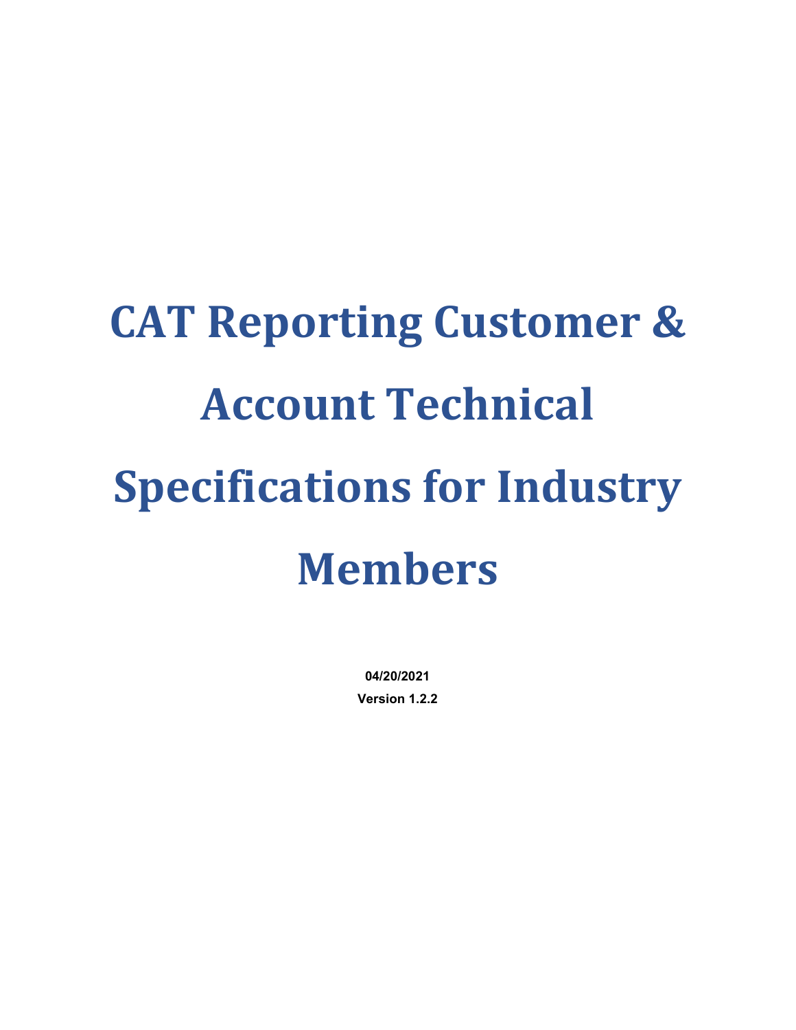# CAT Reporting Customer & Account Technical Specifications for Industry Members

**04/20/2021**

**Version 1.2.2**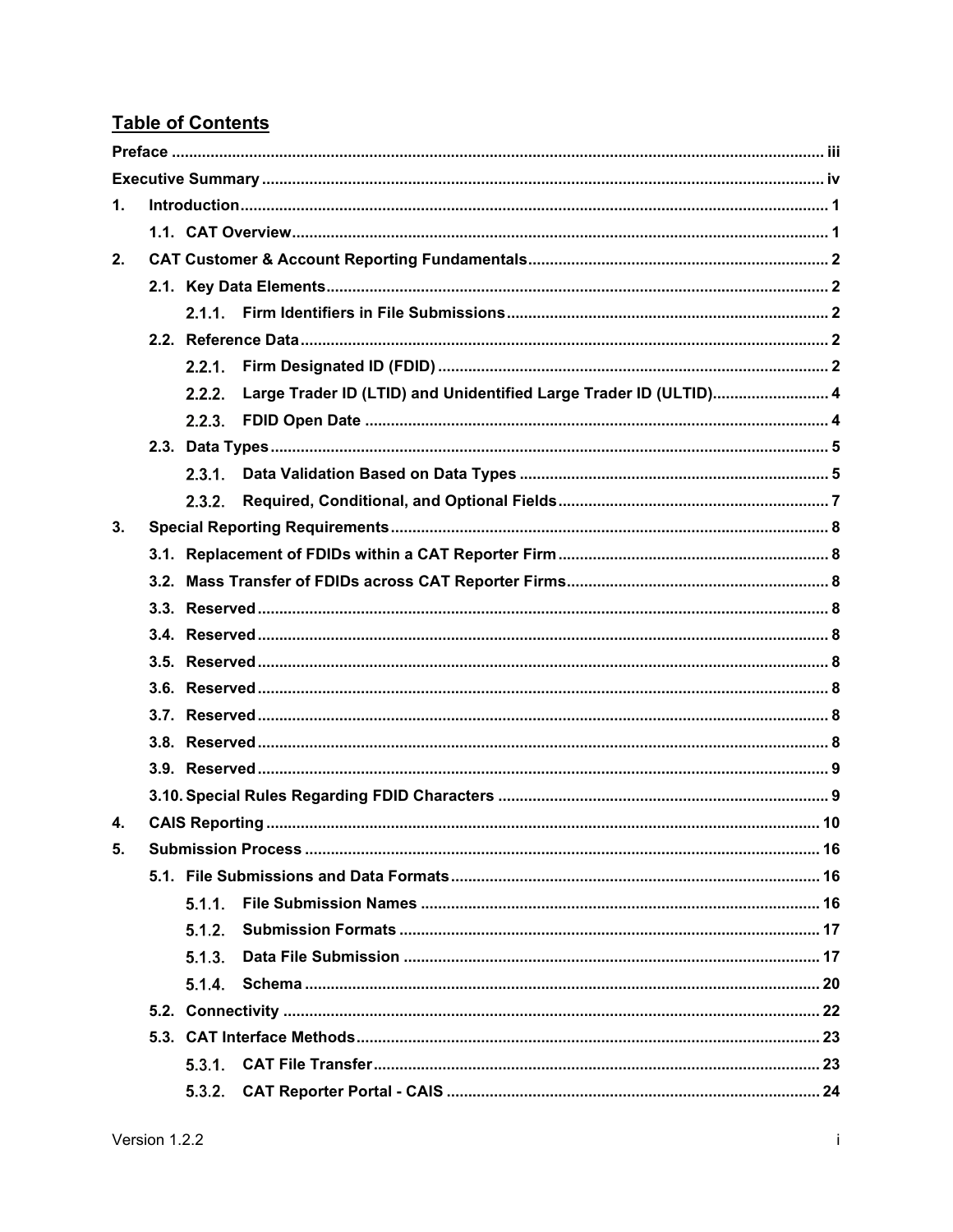# Table of Contents

| | |
|---|---|
| **Preface** | **iii** |
| **Executive Summary** | **iv** |
| **1. Introduction** | **1** |
| **1.1. CAT Overview** | **1** |
| **2. CAT Customer & Account Reporting Fundamentals** | **2** |
| **2.1. Key Data Elements** | **2** |
| **2.1.1. Firm Identifiers in File Submissions** | **2** |
| **2.2. Reference Data** | **2** |
| **2.2.1. Firm Designated ID (FDID)** | **2** |
| **2.2.2. Large Trader ID (LTID) and Unidentified Large Trader ID (ULTID)** | **4** |
| **2.2.3. FDID Open Date** | **4** |
| **2.3. Data Types** | **5** |
| **2.3.1. Data Validation Based on Data Types** | **5** |
| **2.3.2. Required, Conditional, and Optional Fields** | **7** |
| **3. Special Reporting Requirements** | **8** |
| **3.1. Replacement of FDIDs within a CAT Reporter Firm** | **8** |
| **3.2. Mass Transfer of FDIDs across CAT Reporter Firms** | **8** |
| **3.3. Reserved** | **8** |
| **3.4. Reserved** | **8** |
| **3.5. Reserved** | **8** |
| **3.6. Reserved** | **8** |
| **3.7. Reserved** | **8** |
| **3.8. Reserved** | **8** |
| **3.9. Reserved** | **9** |
| **3.10. Special Rules Regarding FDID Characters** | **9** |
| **4. CAIS Reporting** | **10** |
| **5. Submission Process** | **16** |
| **5.1. File Submissions and Data Formats** | **16** |
| **5.1.1. File Submission Names** | **16** |
| **5.1.2. Submission Formats** | **17** |
| **5.1.3. Data File Submission** | **17** |
| **5.1.4. Schema** | **20** |
| **5.2. Connectivity** | **22** |
| **5.3. CAT Interface Methods** | **23** |
| **5.3.1. CAT File Transfer** | **23** |
| **5.3.2. CAT Reporter Portal - CAIS** | **24** |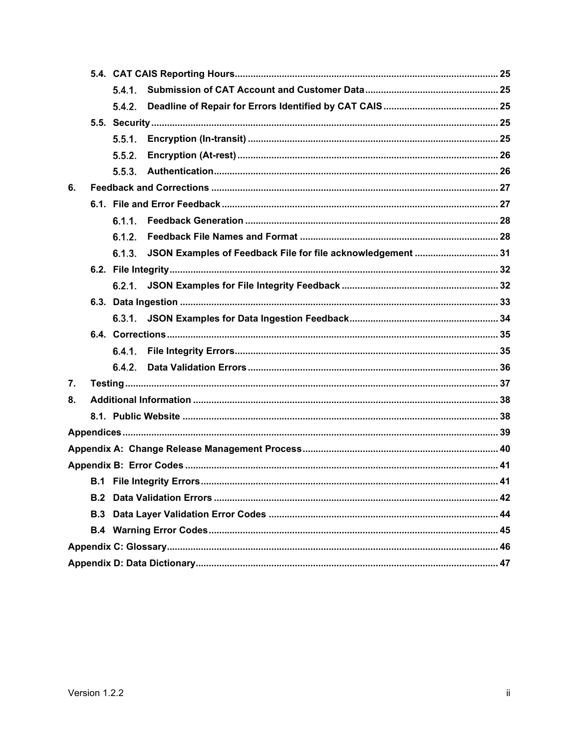5.4. CAT CAIS Reporting Hours .......... 25

5.4.1. Submission of CAT Account and Customer Data .......... 25

5.4.2. Deadline of Repair for Errors Identified by CAT CAIS .......... 25

5.5. Security .......... 25

5.5.1. Encryption (In-transit) .......... 25

5.5.2. Encryption (At-rest) .......... 26

5.5.3. Authentication .......... 26

6. Feedback and Corrections .......... 27

6.1. File and Error Feedback .......... 27

6.1.1. Feedback Generation .......... 28

6.1.2. Feedback File Names and Format .......... 28

6.1.3. JSON Examples of Feedback File for file acknowledgement .......... 31

6.2. File Integrity .......... 32

6.2.1. JSON Examples for File Integrity Feedback .......... 32

6.3. Data Ingestion .......... 33

6.3.1. JSON Examples for Data Ingestion Feedback .......... 34

6.4. Corrections .......... 35

6.4.1. File Integrity Errors .......... 35

6.4.2. Data Validation Errors .......... 36

7. Testing .......... 37

8. Additional Information .......... 38

8.1. Public Website .......... 38

Appendices .......... 39

Appendix A: Change Release Management Process .......... 40

Appendix B: Error Codes .......... 41

B.1 File Integrity Errors .......... 41

B.2 Data Validation Errors .......... 42

B.3 Data Layer Validation Error Codes .......... 44

B.4 Warning Error Codes .......... 45

Appendix C: Glossary .......... 46

Appendix D: Data Dictionary .......... 47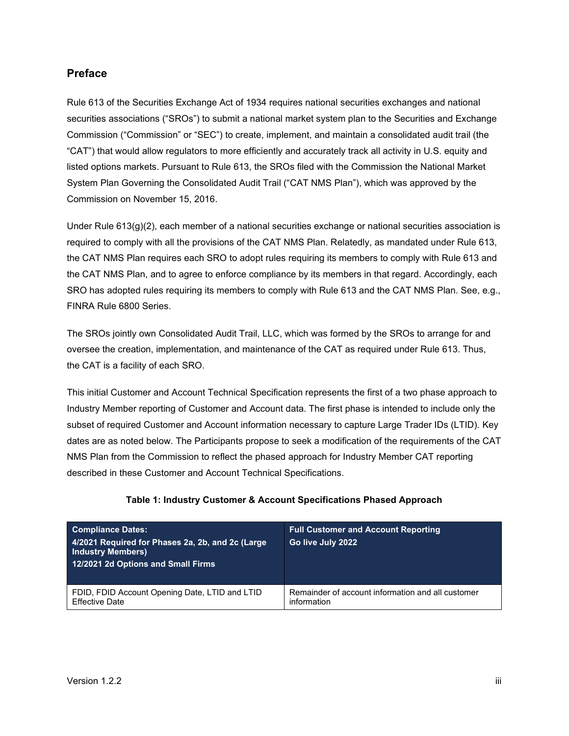## Preface

Rule 613 of the Securities Exchange Act of 1934 requires national securities exchanges and national securities associations ("SROs") to submit a national market system plan to the Securities and Exchange Commission ("Commission" or "SEC") to create, implement, and maintain a consolidated audit trail (the "CAT") that would allow regulators to more efficiently and accurately track all activity in U.S. equity and listed options markets. Pursuant to Rule 613, the SROs filed with the Commission the National Market System Plan Governing the Consolidated Audit Trail ("CAT NMS Plan"), which was approved by the Commission on November 15, 2016.

Under Rule 613(g)(2), each member of a national securities exchange or national securities association is required to comply with all the provisions of the CAT NMS Plan. Relatedly, as mandated under Rule 613, the CAT NMS Plan requires each SRO to adopt rules requiring its members to comply with Rule 613 and the CAT NMS Plan, and to agree to enforce compliance by its members in that regard. Accordingly, each SRO has adopted rules requiring its members to comply with Rule 613 and the CAT NMS Plan. See, e.g., FINRA Rule 6800 Series.

The SROs jointly own Consolidated Audit Trail, LLC, which was formed by the SROs to arrange for and oversee the creation, implementation, and maintenance of the CAT as required under Rule 613. Thus, the CAT is a facility of each SRO.

This initial Customer and Account Technical Specification represents the first of a two phase approach to Industry Member reporting of Customer and Account data. The first phase is intended to include only the subset of required Customer and Account information necessary to capture Large Trader IDs (LTID). Key dates are as noted below. The Participants propose to seek a modification of the requirements of the CAT NMS Plan from the Commission to reflect the phased approach for Industry Member CAT reporting described in these Customer and Account Technical Specifications.

**Table 1: Industry Customer & Account Specifications Phased Approach**

| **Compliance Dates:**<br>**4/2021 Required for Phases 2a, 2b, and 2c (Large Industry Members)**<br>**12/2021 2d Options and Small Firms** | **Full Customer and Account Reporting**<br>**Go live July 2022** |
|---|---|
| FDID, FDID Account Opening Date, LTID and LTID Effective Date | Remainder of account information and all customer information |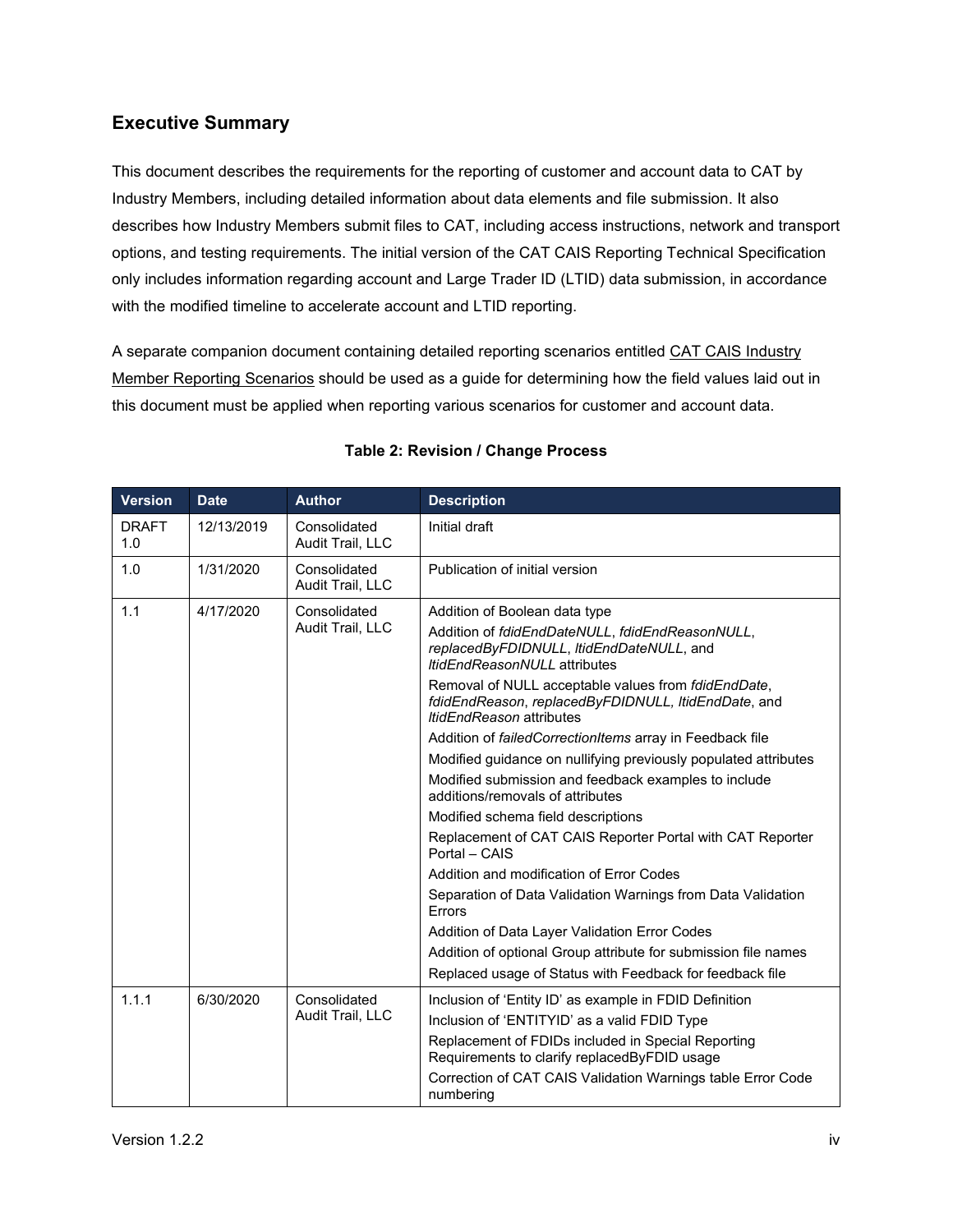## Executive Summary

This document describes the requirements for the reporting of customer and account data to CAT by Industry Members, including detailed information about data elements and file submission. It also describes how Industry Members submit files to CAT, including access instructions, network and transport options, and testing requirements. The initial version of the CAT CAIS Reporting Technical Specification only includes information regarding account and Large Trader ID (LTID) data submission, in accordance with the modified timeline to accelerate account and LTID reporting.

A separate companion document containing detailed reporting scenarios entitled CAT CAIS Industry Member Reporting Scenarios should be used as a guide for determining how the field values laid out in this document must be applied when reporting various scenarios for customer and account data.

**Table 2: Revision / Change Process**

| Version | Date | Author | Description |
|---|---|---|---|
| DRAFT 1.0 | 12/13/2019 | Consolidated Audit Trail, LLC | Initial draft |
| 1.0 | 1/31/2020 | Consolidated Audit Trail, LLC | Publication of initial version |
| 1.1 | 4/17/2020 | Consolidated Audit Trail, LLC | Addition of Boolean data type<br>Addition of *fdidEndDateNULL*, *fdidEndReasonNULL*, *replacedByFDIDNULL*, *ltidEndDateNULL*, and *ltidEndReasonNULL* attributes<br>Removal of NULL acceptable values from *fdidEndDate*, *fdidEndReason*, *replacedByFDIDNULL, ltidEndDate*, and *ltidEndReason* attributes<br>Addition of *failedCorrectionItems* array in Feedback file<br>Modified guidance on nullifying previously populated attributes<br>Modified submission and feedback examples to include additions/removals of attributes<br>Modified schema field descriptions<br>Replacement of CAT CAIS Reporter Portal with CAT Reporter Portal – CAIS<br>Addition and modification of Error Codes<br>Separation of Data Validation Warnings from Data Validation Errors<br>Addition of Data Layer Validation Error Codes<br>Addition of optional Group attribute for submission file names<br>Replaced usage of Status with Feedback for feedback file |
| 1.1.1 | 6/30/2020 | Consolidated Audit Trail, LLC | Inclusion of 'Entity ID' as example in FDID Definition<br>Inclusion of 'ENTITYID' as a valid FDID Type<br>Replacement of FDIDs included in Special Reporting Requirements to clarify replacedByFDID usage<br>Correction of CAT CAIS Validation Warnings table Error Code numbering |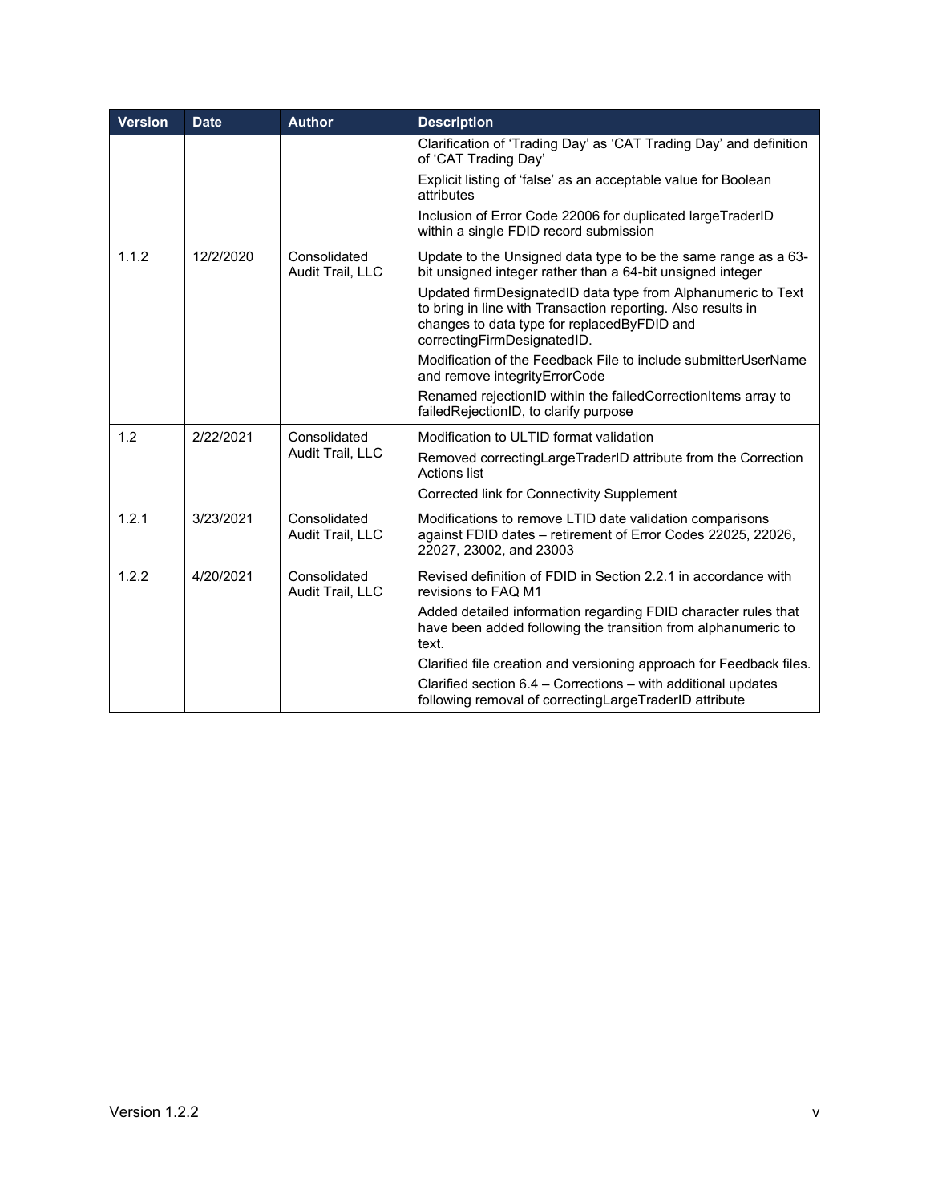| Version | Date | Author | Description |
|---|---|---|---|
| | | | Clarification of 'Trading Day' as 'CAT Trading Day' and definition of 'CAT Trading Day'<br>Explicit listing of 'false' as an acceptable value for Boolean attributes<br>Inclusion of Error Code 22006 for duplicated largeTraderID within a single FDID record submission |
| 1.1.2 | 12/2/2020 | Consolidated Audit Trail, LLC | Update to the Unsigned data type to be the same range as a 63-bit unsigned integer rather than a 64-bit unsigned integer<br>Updated firmDesignatedID data type from Alphanumeric to Text to bring in line with Transaction reporting. Also results in changes to data type for replacedByFDID and correctingFirmDesignatedID.<br>Modification of the Feedback File to include submitterUserName and remove integrityErrorCode<br>Renamed rejectionID within the failedCorrectionItems array to failedRejectionID, to clarify purpose |
| 1.2 | 2/22/2021 | Consolidated Audit Trail, LLC | Modification to ULTID format validation<br>Removed correctingLargeTraderID attribute from the Correction Actions list<br>Corrected link for Connectivity Supplement |
| 1.2.1 | 3/23/2021 | Consolidated Audit Trail, LLC | Modifications to remove LTID date validation comparisons against FDID dates – retirement of Error Codes 22025, 22026, 22027, 23002, and 23003 |
| 1.2.2 | 4/20/2021 | Consolidated Audit Trail, LLC | Revised definition of FDID in Section 2.2.1 in accordance with revisions to FAQ M1<br>Added detailed information regarding FDID character rules that have been added following the transition from alphanumeric to text.<br>Clarified file creation and versioning approach for Feedback files.<br>Clarified section 6.4 – Corrections – with additional updates following removal of correctingLargeTraderID attribute |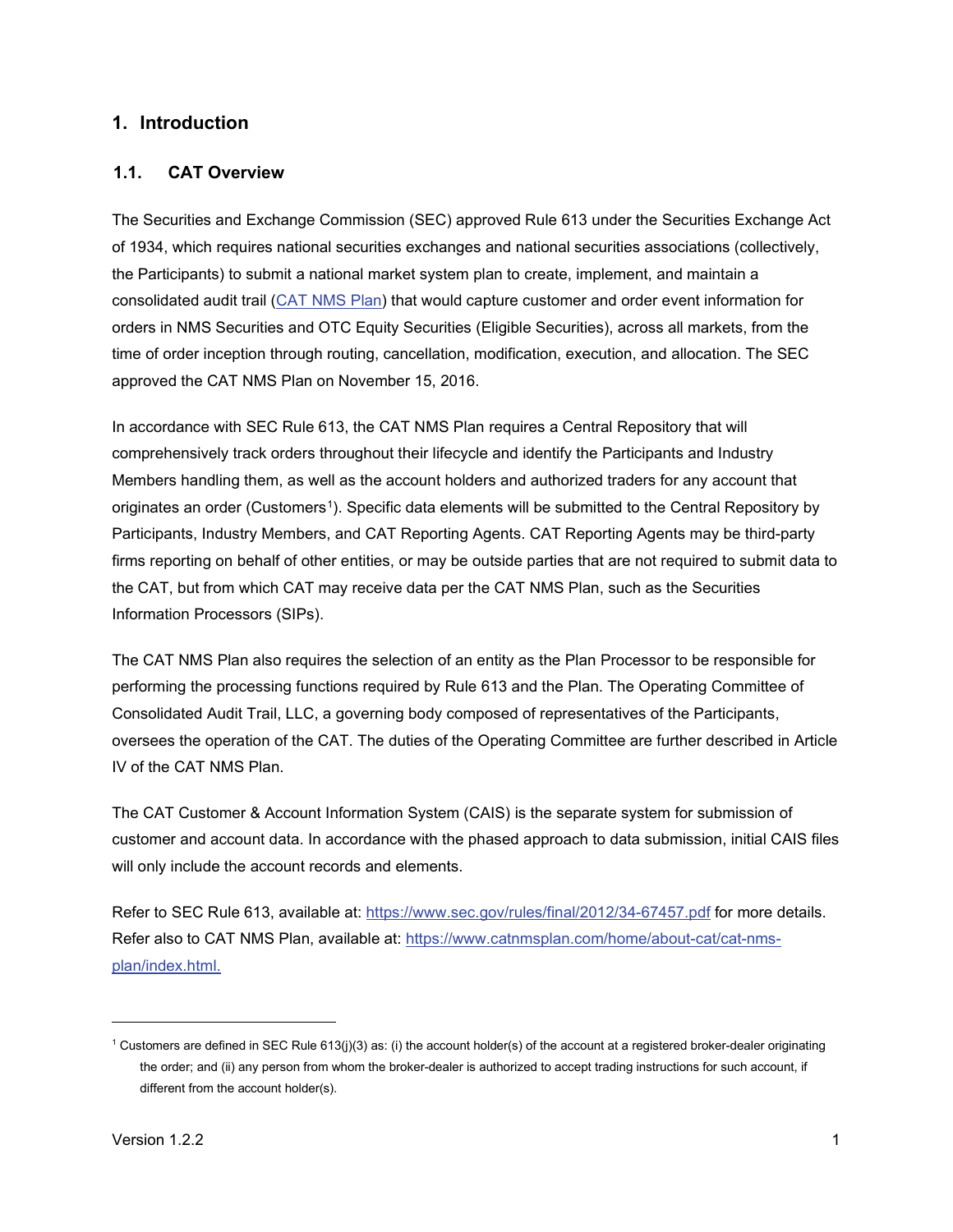# 1. Introduction

## 1.1. CAT Overview

The Securities and Exchange Commission (SEC) approved Rule 613 under the Securities Exchange Act of 1934, which requires national securities exchanges and national securities associations (collectively, the Participants) to submit a national market system plan to create, implement, and maintain a consolidated audit trail ([CAT NMS Plan](https://www.catnmsplan.com/home/about-cat/cat-nms-plan/index.html)) that would capture customer and order event information for orders in NMS Securities and OTC Equity Securities (Eligible Securities), across all markets, from the time of order inception through routing, cancellation, modification, execution, and allocation. The SEC approved the CAT NMS Plan on November 15, 2016.

In accordance with SEC Rule 613, the CAT NMS Plan requires a Central Repository that will comprehensively track orders throughout their lifecycle and identify the Participants and Industry Members handling them, as well as the account holders and authorized traders for any account that originates an order (Customers[1]). Specific data elements will be submitted to the Central Repository by Participants, Industry Members, and CAT Reporting Agents. CAT Reporting Agents may be third-party firms reporting on behalf of other entities, or may be outside parties that are not required to submit data to the CAT, but from which CAT may receive data per the CAT NMS Plan, such as the Securities Information Processors (SIPs).

The CAT NMS Plan also requires the selection of an entity as the Plan Processor to be responsible for performing the processing functions required by Rule 613 and the Plan. The Operating Committee of Consolidated Audit Trail, LLC, a governing body composed of representatives of the Participants, oversees the operation of the CAT. The duties of the Operating Committee are further described in Article IV of the CAT NMS Plan.

The CAT Customer & Account Information System (CAIS) is the separate system for submission of customer and account data. In accordance with the phased approach to data submission, initial CAIS files will only include the account records and elements.

Refer to SEC Rule 613, available at: https://www.sec.gov/rules/final/2012/34-67457.pdf for more details. Refer also to CAT NMS Plan, available at: https://www.catnmsplan.com/home/about-cat/cat-nms-plan/index.html.

---

[1] Customers are defined in SEC Rule 613(j)(3) as: (i) the account holder(s) of the account at a registered broker-dealer originating the order; and (ii) any person from whom the broker-dealer is authorized to accept trading instructions for such account, if different from the account holder(s).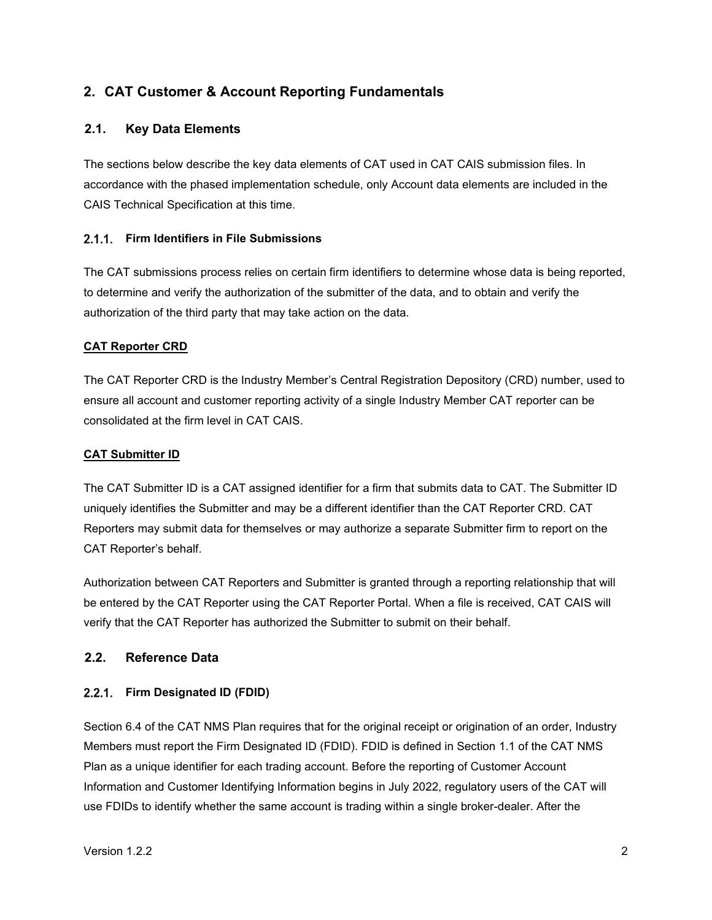## 2. CAT Customer & Account Reporting Fundamentals

### 2.1. Key Data Elements

The sections below describe the key data elements of CAT used in CAT CAIS submission files. In accordance with the phased implementation schedule, only Account data elements are included in the CAIS Technical Specification at this time.

#### 2.1.1. Firm Identifiers in File Submissions

The CAT submissions process relies on certain firm identifiers to determine whose data is being reported, to determine and verify the authorization of the submitter of the data, and to obtain and verify the authorization of the third party that may take action on the data.

**CAT Reporter CRD**

The CAT Reporter CRD is the Industry Member's Central Registration Depository (CRD) number, used to ensure all account and customer reporting activity of a single Industry Member CAT reporter can be consolidated at the firm level in CAT CAIS.

**CAT Submitter ID**

The CAT Submitter ID is a CAT assigned identifier for a firm that submits data to CAT. The Submitter ID uniquely identifies the Submitter and may be a different identifier than the CAT Reporter CRD. CAT Reporters may submit data for themselves or may authorize a separate Submitter firm to report on the CAT Reporter's behalf.

Authorization between CAT Reporters and Submitter is granted through a reporting relationship that will be entered by the CAT Reporter using the CAT Reporter Portal. When a file is received, CAT CAIS will verify that the CAT Reporter has authorized the Submitter to submit on their behalf.

### 2.2. Reference Data

#### 2.2.1. Firm Designated ID (FDID)

Section 6.4 of the CAT NMS Plan requires that for the original receipt or origination of an order, Industry Members must report the Firm Designated ID (FDID). FDID is defined in Section 1.1 of the CAT NMS Plan as a unique identifier for each trading account. Before the reporting of Customer Account Information and Customer Identifying Information begins in July 2022, regulatory users of the CAT will use FDIDs to identify whether the same account is trading within a single broker-dealer. After the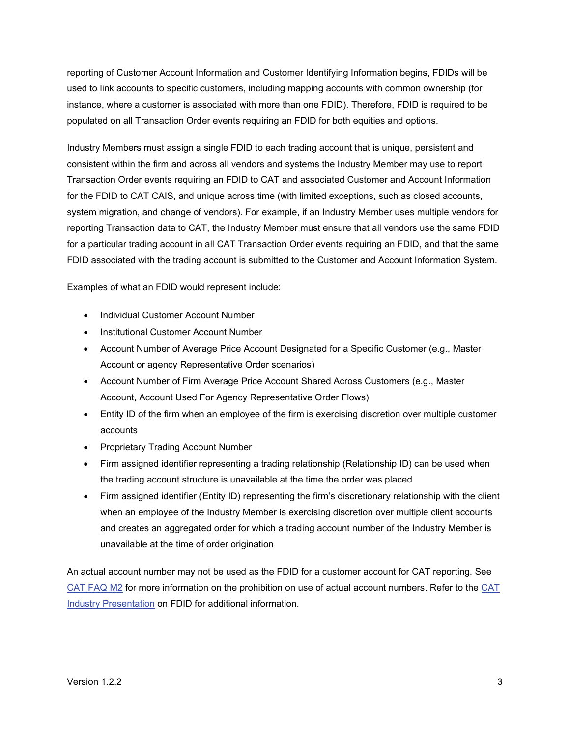reporting of Customer Account Information and Customer Identifying Information begins, FDIDs will be used to link accounts to specific customers, including mapping accounts with common ownership (for instance, where a customer is associated with more than one FDID). Therefore, FDID is required to be populated on all Transaction Order events requiring an FDID for both equities and options.

Industry Members must assign a single FDID to each trading account that is unique, persistent and consistent within the firm and across all vendors and systems the Industry Member may use to report Transaction Order events requiring an FDID to CAT and associated Customer and Account Information for the FDID to CAT CAIS, and unique across time (with limited exceptions, such as closed accounts, system migration, and change of vendors). For example, if an Industry Member uses multiple vendors for reporting Transaction data to CAT, the Industry Member must ensure that all vendors use the same FDID for a particular trading account in all CAT Transaction Order events requiring an FDID, and that the same FDID associated with the trading account is submitted to the Customer and Account Information System.

Examples of what an FDID would represent include:

- Individual Customer Account Number
- Institutional Customer Account Number
- Account Number of Average Price Account Designated for a Specific Customer (e.g., Master Account or agency Representative Order scenarios)
- Account Number of Firm Average Price Account Shared Across Customers (e.g., Master Account, Account Used For Agency Representative Order Flows)
- Entity ID of the firm when an employee of the firm is exercising discretion over multiple customer accounts
- Proprietary Trading Account Number
- Firm assigned identifier representing a trading relationship (Relationship ID) can be used when the trading account structure is unavailable at the time the order was placed
- Firm assigned identifier (Entity ID) representing the firm's discretionary relationship with the client when an employee of the Industry Member is exercising discretion over multiple client accounts and creates an aggregated order for which a trading account number of the Industry Member is unavailable at the time of order origination

An actual account number may not be used as the FDID for a customer account for CAT reporting. See CAT FAQ M2 for more information on the prohibition on use of actual account numbers. Refer to the CAT Industry Presentation on FDID for additional information.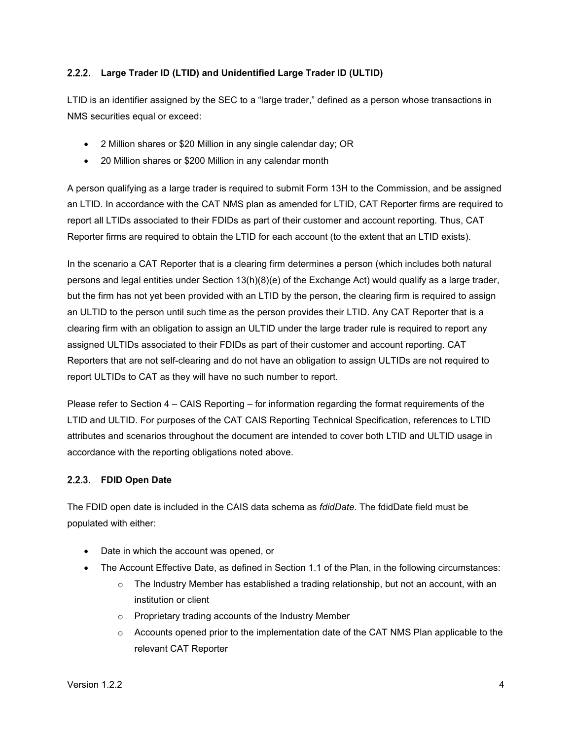### 2.2.2. Large Trader ID (LTID) and Unidentified Large Trader ID (ULTID)

LTID is an identifier assigned by the SEC to a "large trader," defined as a person whose transactions in NMS securities equal or exceed:

- 2 Million shares or $20 Million in any single calendar day; OR
- 20 Million shares or $200 Million in any calendar month

A person qualifying as a large trader is required to submit Form 13H to the Commission, and be assigned an LTID. In accordance with the CAT NMS plan as amended for LTID, CAT Reporter firms are required to report all LTIDs associated to their FDIDs as part of their customer and account reporting. Thus, CAT Reporter firms are required to obtain the LTID for each account (to the extent that an LTID exists).

In the scenario a CAT Reporter that is a clearing firm determines a person (which includes both natural persons and legal entities under Section 13(h)(8)(e) of the Exchange Act) would qualify as a large trader, but the firm has not yet been provided with an LTID by the person, the clearing firm is required to assign an ULTID to the person until such time as the person provides their LTID. Any CAT Reporter that is a clearing firm with an obligation to assign an ULTID under the large trader rule is required to report any assigned ULTIDs associated to their FDIDs as part of their customer and account reporting. CAT Reporters that are not self-clearing and do not have an obligation to assign ULTIDs are not required to report ULTIDs to CAT as they will have no such number to report.

Please refer to Section 4 – CAIS Reporting – for information regarding the format requirements of the LTID and ULTID. For purposes of the CAT CAIS Reporting Technical Specification, references to LTID attributes and scenarios throughout the document are intended to cover both LTID and ULTID usage in accordance with the reporting obligations noted above.

### 2.2.3. FDID Open Date

The FDID open date is included in the CAIS data schema as *fdidDate*. The fdidDate field must be populated with either:

- Date in which the account was opened, or
- The Account Effective Date, as defined in Section 1.1 of the Plan, in the following circumstances:
  - The Industry Member has established a trading relationship, but not an account, with an institution or client
  - Proprietary trading accounts of the Industry Member
  - Accounts opened prior to the implementation date of the CAT NMS Plan applicable to the relevant CAT Reporter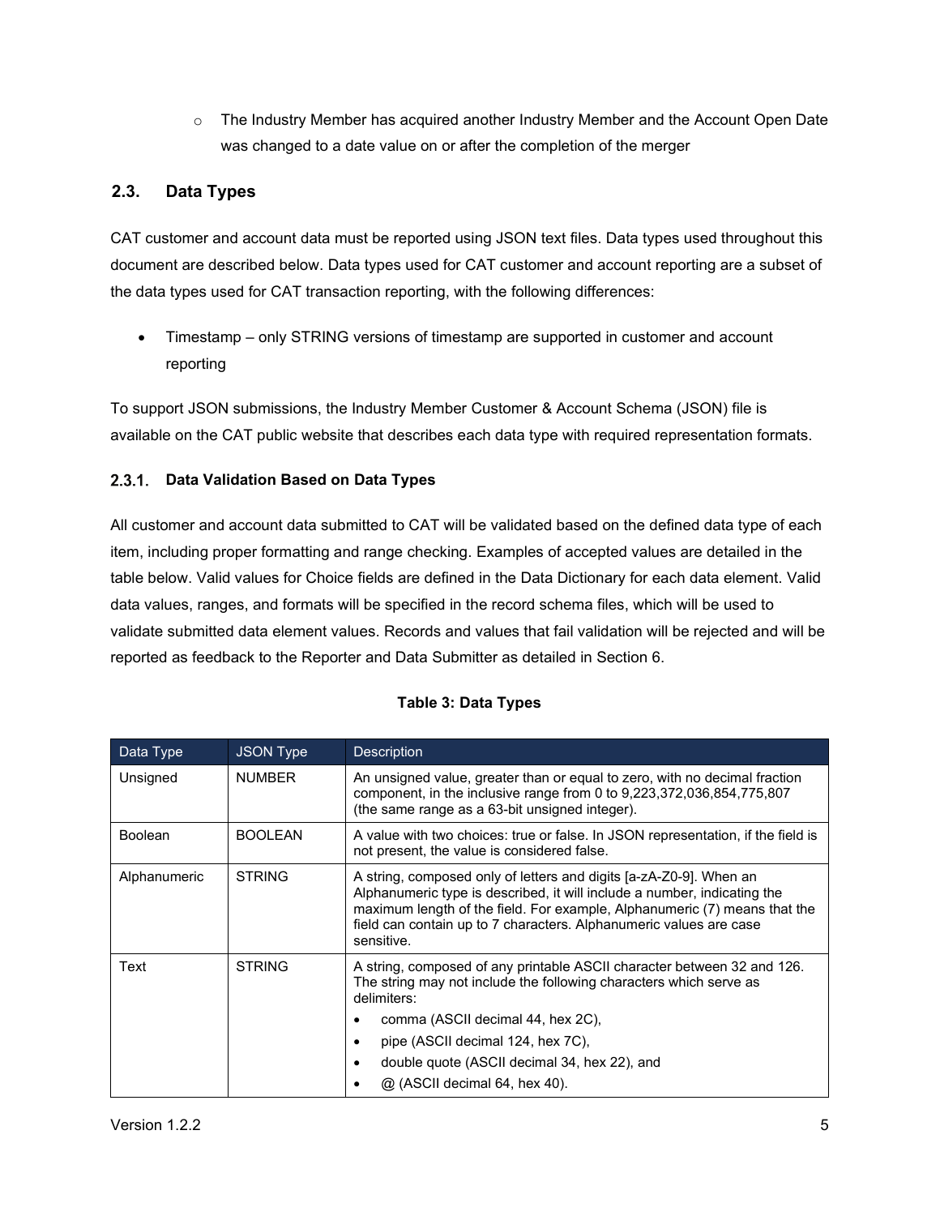- The Industry Member has acquired another Industry Member and the Account Open Date was changed to a date value on or after the completion of the merger

## 2.3. Data Types

CAT customer and account data must be reported using JSON text files. Data types used throughout this document are described below. Data types used for CAT customer and account reporting are a subset of the data types used for CAT transaction reporting, with the following differences:

- Timestamp – only STRING versions of timestamp are supported in customer and account reporting

To support JSON submissions, the Industry Member Customer & Account Schema (JSON) file is available on the CAT public website that describes each data type with required representation formats.

### 2.3.1. Data Validation Based on Data Types

All customer and account data submitted to CAT will be validated based on the defined data type of each item, including proper formatting and range checking. Examples of accepted values are detailed in the table below. Valid values for Choice fields are defined in the Data Dictionary for each data element. Valid data values, ranges, and formats will be specified in the record schema files, which will be used to validate submitted data element values. Records and values that fail validation will be rejected and will be reported as feedback to the Reporter and Data Submitter as detailed in Section 6.

**Table 3: Data Types**

| Data Type | JSON Type | Description |
|---|---|---|
| Unsigned | NUMBER | An unsigned value, greater than or equal to zero, with no decimal fraction component, in the inclusive range from 0 to 9,223,372,036,854,775,807 (the same range as a 63-bit unsigned integer). |
| Boolean | BOOLEAN | A value with two choices: true or false. In JSON representation, if the field is not present, the value is considered false. |
| Alphanumeric | STRING | A string, composed only of letters and digits [a-zA-Z0-9]. When an Alphanumeric type is described, it will include a number, indicating the maximum length of the field. For example, Alphanumeric (7) means that the field can contain up to 7 characters. Alphanumeric values are case sensitive. |
| Text | STRING | A string, composed of any printable ASCII character between 32 and 126. The string may not include the following characters which serve as delimiters: <br>• comma (ASCII decimal 44, hex 2C), <br>• pipe (ASCII decimal 124, hex 7C), <br>• double quote (ASCII decimal 34, hex 22), and <br>• @ (ASCII decimal 64, hex 40). |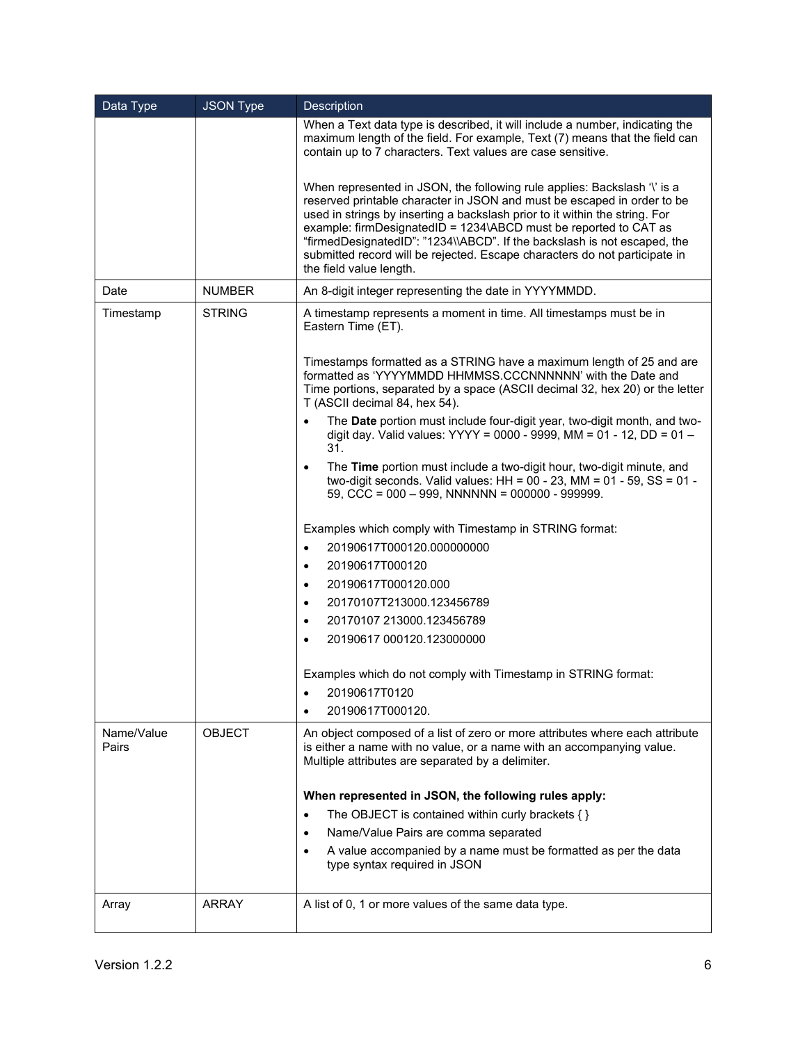| Data Type | JSON Type | Description |
|---|---|---|
| | | When a Text data type is described, it will include a number, indicating the maximum length of the field. For example, Text (7) means that the field can contain up to 7 characters. Text values are case sensitive.<br><br>When represented in JSON, the following rule applies: Backslash '\' is a reserved printable character in JSON and must be escaped in order to be used in strings by inserting a backslash prior to it within the string. For example: firmDesignatedID = 1234\ABCD must be reported to CAT as "firmedDesignatedID": "1234\\ABCD". If the backslash is not escaped, the submitted record will be rejected. Escape characters do not participate in the field value length. |
| Date | NUMBER | An 8-digit integer representing the date in YYYYMMDD. |
| Timestamp | STRING | A timestamp represents a moment in time. All timestamps must be in Eastern Time (ET).<br><br>Timestamps formatted as a STRING have a maximum length of 25 and are formatted as 'YYYYMMDD HHMMSS.CCCNNNNNN' with the Date and Time portions, separated by a space (ASCII decimal 32, hex 20) or the letter T (ASCII decimal 84, hex 54).<br>• The **Date** portion must include four-digit year, two-digit month, and two-digit day. Valid values: YYYY = 0000 - 9999, MM = 01 - 12, DD = 01 – 31.<br>• The **Time** portion must include a two-digit hour, two-digit minute, and two-digit seconds. Valid values: HH = 00 - 23, MM = 01 - 59, SS = 01 - 59, CCC = 000 – 999, NNNNNN = 000000 - 999999.<br><br>Examples which comply with Timestamp in STRING format:<br>• 20190617T000120.000000000<br>• 20190617T000120<br>• 20190617T000120.000<br>• 20170107T213000.123456789<br>• 20170107 213000.123456789<br>• 20190617 000120.123000000<br><br>Examples which do not comply with Timestamp in STRING format:<br>• 20190617T0120<br>• 20190617T000120. |
| Name/Value Pairs | OBJECT | An object composed of a list of zero or more attributes where each attribute is either a name with no value, or a name with an accompanying value. Multiple attributes are separated by a delimiter.<br><br>**When represented in JSON, the following rules apply:**<br>• The OBJECT is contained within curly brackets { }<br>• Name/Value Pairs are comma separated<br>• A value accompanied by a name must be formatted as per the data type syntax required in JSON |
| Array | ARRAY | A list of 0, 1 or more values of the same data type. |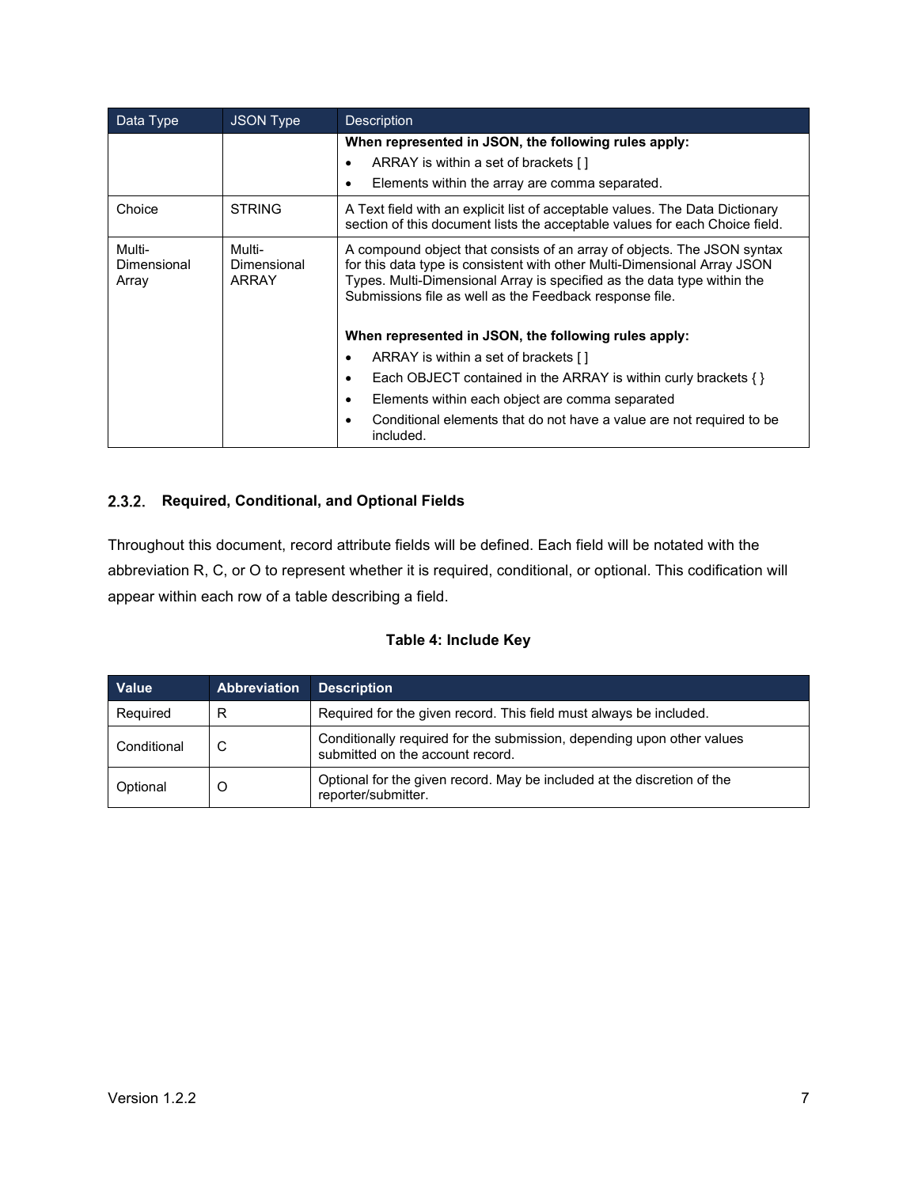| Data Type | JSON Type | Description |
| --- | --- | --- |
| | | **When represented in JSON, the following rules apply:**<br>• ARRAY is within a set of brackets [ ]<br>• Elements within the array are comma separated. |
| Choice | STRING | A Text field with an explicit list of acceptable values. The Data Dictionary section of this document lists the acceptable values for each Choice field. |
| Multi-Dimensional Array | Multi-Dimensional ARRAY | A compound object that consists of an array of objects. The JSON syntax for this data type is consistent with other Multi-Dimensional Array JSON Types. Multi-Dimensional Array is specified as the data type within the Submissions file as well as the Feedback response file.<br><br>**When represented in JSON, the following rules apply:**<br>• ARRAY is within a set of brackets [ ]<br>• Each OBJECT contained in the ARRAY is within curly brackets { }<br>• Elements within each object are comma separated<br>• Conditional elements that do not have a value are not required to be included. |

### 2.3.2. Required, Conditional, and Optional Fields

Throughout this document, record attribute fields will be defined. Each field will be notated with the abbreviation R, C, or O to represent whether it is required, conditional, or optional. This codification will appear within each row of a table describing a field.

**Table 4: Include Key**

| Value | Abbreviation | Description |
| --- | --- | --- |
| Required | R | Required for the given record. This field must always be included. |
| Conditional | C | Conditionally required for the submission, depending upon other values submitted on the account record. |
| Optional | O | Optional for the given record. May be included at the discretion of the reporter/submitter. |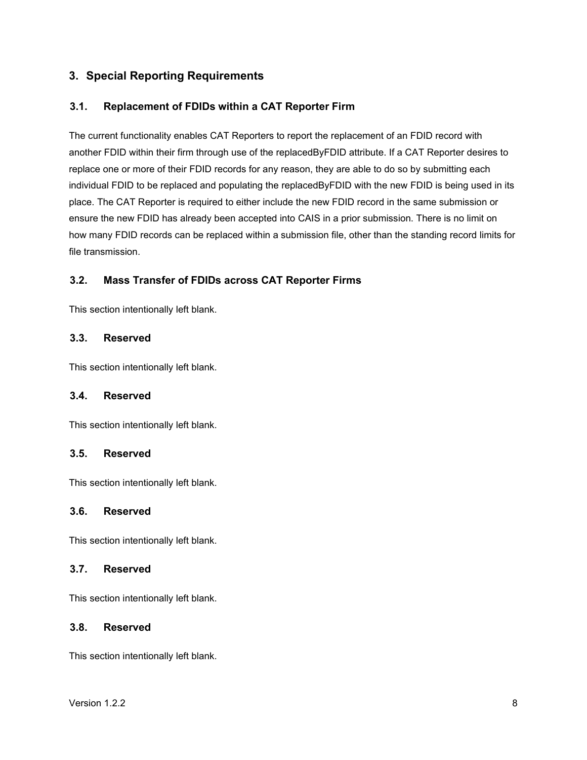# 3. Special Reporting Requirements

## 3.1. Replacement of FDIDs within a CAT Reporter Firm

The current functionality enables CAT Reporters to report the replacement of an FDID record with another FDID within their firm through use of the replacedByFDID attribute. If a CAT Reporter desires to replace one or more of their FDID records for any reason, they are able to do so by submitting each individual FDID to be replaced and populating the replacedByFDID with the new FDID is being used in its place. The CAT Reporter is required to either include the new FDID record in the same submission or ensure the new FDID has already been accepted into CAIS in a prior submission. There is no limit on how many FDID records can be replaced within a submission file, other than the standing record limits for file transmission.

## 3.2. Mass Transfer of FDIDs across CAT Reporter Firms

This section intentionally left blank.

## 3.3. Reserved

This section intentionally left blank.

## 3.4. Reserved

This section intentionally left blank.

## 3.5. Reserved

This section intentionally left blank.

## 3.6. Reserved

This section intentionally left blank.

## 3.7. Reserved

This section intentionally left blank.

## 3.8. Reserved

This section intentionally left blank.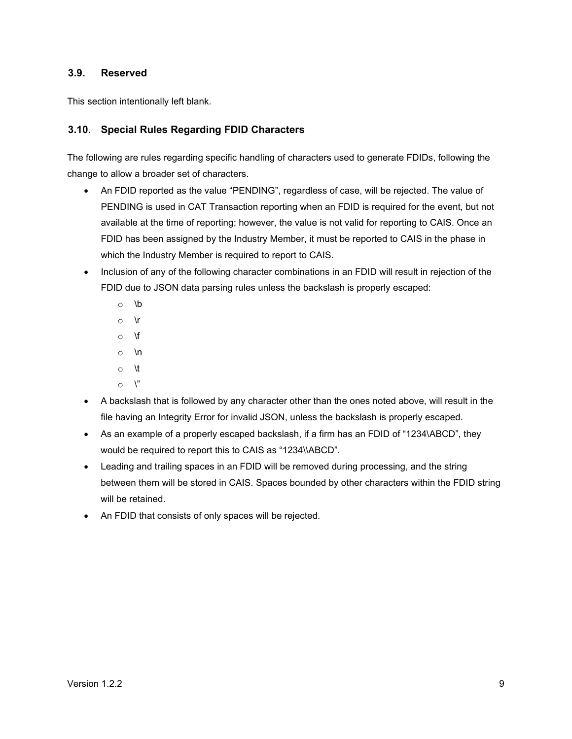### 3.9. Reserved

This section intentionally left blank.

### 3.10. Special Rules Regarding FDID Characters

The following are rules regarding specific handling of characters used to generate FDIDs, following the change to allow a broader set of characters.

- An FDID reported as the value “PENDING”, regardless of case, will be rejected. The value of PENDING is used in CAT Transaction reporting when an FDID is required for the event, but not available at the time of reporting; however, the value is not valid for reporting to CAIS. Once an FDID has been assigned by the Industry Member, it must be reported to CAIS in the phase in which the Industry Member is required to report to CAIS.
- Inclusion of any of the following character combinations in an FDID will result in rejection of the FDID due to JSON data parsing rules unless the backslash is properly escaped:
  - \b
  - \r
  - \f
  - \n
  - \t
  - \”
- A backslash that is followed by any character other than the ones noted above, will result in the file having an Integrity Error for invalid JSON, unless the backslash is properly escaped.
- As an example of a properly escaped backslash, if a firm has an FDID of “1234\ABCD”, they would be required to report this to CAIS as “1234\\ABCD”.
- Leading and trailing spaces in an FDID will be removed during processing, and the string between them will be stored in CAIS. Spaces bounded by other characters within the FDID string will be retained.
- An FDID that consists of only spaces will be rejected.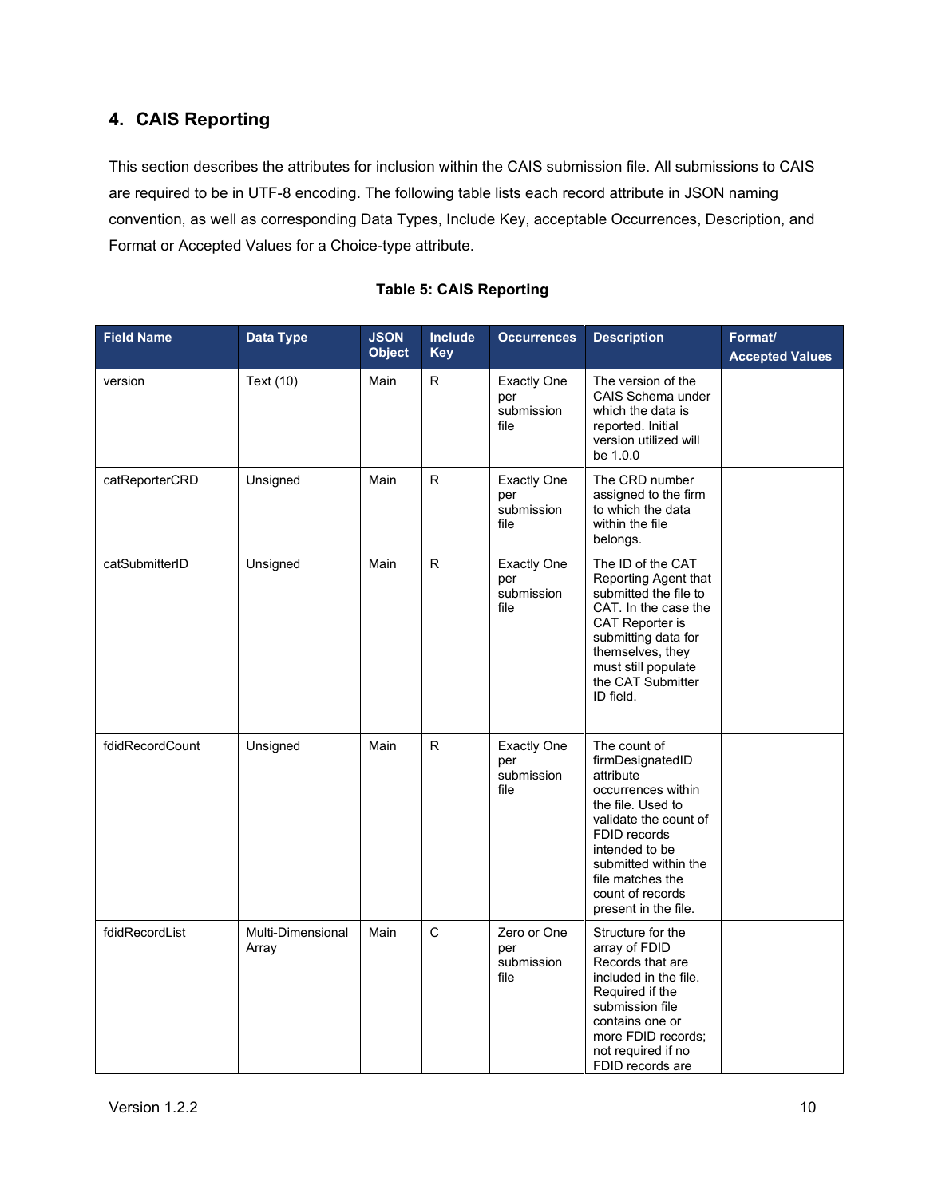## 4. CAIS Reporting

This section describes the attributes for inclusion within the CAIS submission file. All submissions to CAIS are required to be in UTF-8 encoding. The following table lists each record attribute in JSON naming convention, as well as corresponding Data Types, Include Key, acceptable Occurrences, Description, and Format or Accepted Values for a Choice-type attribute.

**Table 5: CAIS Reporting**

| Field Name | Data Type | JSON Object | Include Key | Occurrences | Description | Format/ Accepted Values |
|---|---|---|---|---|---|---|
| version | Text (10) | Main | R | Exactly One per submission file | The version of the CAIS Schema under which the data is reported. Initial version utilized will be 1.0.0 | |
| catReporterCRD | Unsigned | Main | R | Exactly One per submission file | The CRD number assigned to the firm to which the data within the file belongs. | |
| catSubmitterID | Unsigned | Main | R | Exactly One per submission file | The ID of the CAT Reporting Agent that submitted the file to CAT. In the case the CAT Reporter is submitting data for themselves, they must still populate the CAT Submitter ID field. | |
| fdidRecordCount | Unsigned | Main | R | Exactly One per submission file | The count of firmDesignatedID attribute occurrences within the file. Used to validate the count of FDID records intended to be submitted within the file matches the count of records present in the file. | |
| fdidRecordList | Multi-Dimensional Array | Main | C | Zero or One per submission file | Structure for the array of FDID Records that are included in the file. Required if the submission file contains one or more FDID records; not required if no FDID records are | |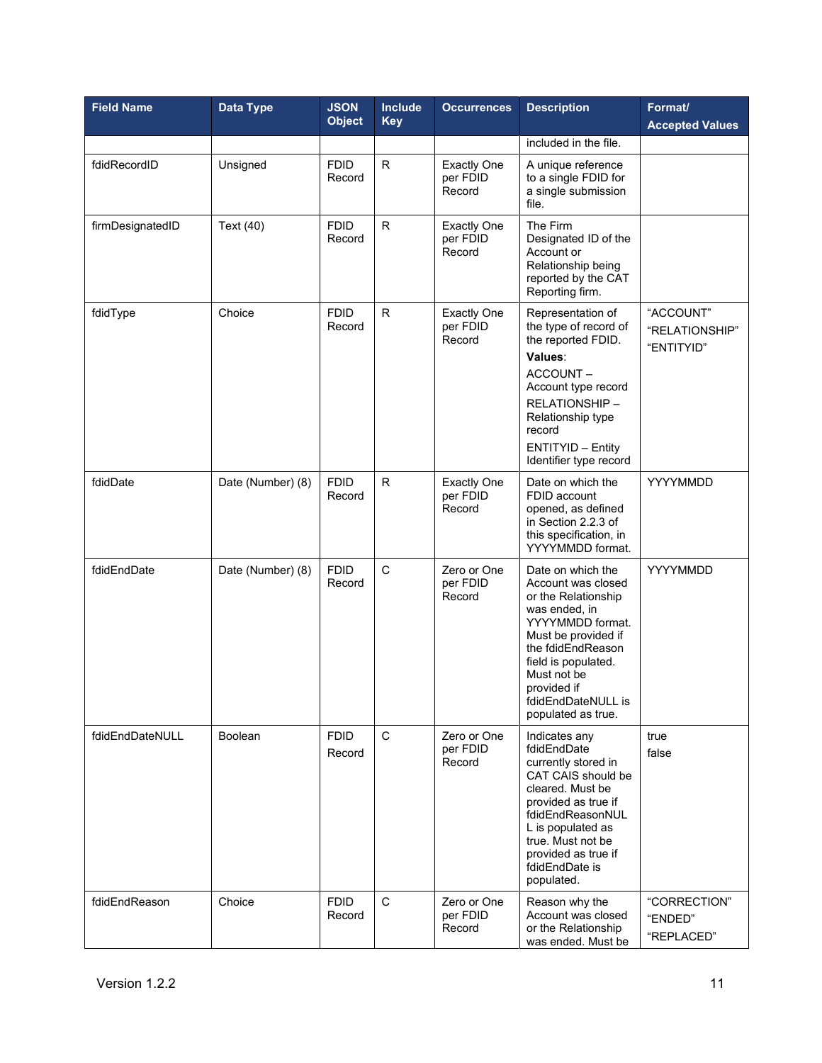| Field Name | Data Type | JSON Object | Include Key | Occurrences | Description | Format/ Accepted Values |
|---|---|---|---|---|---|---|
| | | | | | included in the file. | |
| fdidRecordID | Unsigned | FDID Record | R | Exactly One per FDID Record | A unique reference to a single FDID for a single submission file. | |
| firmDesignatedID | Text (40) | FDID Record | R | Exactly One per FDID Record | The Firm Designated ID of the Account or Relationship being reported by the CAT Reporting firm. | |
| fdidType | Choice | FDID Record | R | Exactly One per FDID Record | Representation of the type of record of the reported FDID. **Values**: ACCOUNT – Account type record RELATIONSHIP – Relationship type record ENTITYID – Entity Identifier type record | "ACCOUNT" "RELATIONSHIP" "ENTITYID" |
| fdidDate | Date (Number) (8) | FDID Record | R | Exactly One per FDID Record | Date on which the FDID account opened, as defined in Section 2.2.3 of this specification, in YYYYMMDD format. | YYYYMMDD |
| fdidEndDate | Date (Number) (8) | FDID Record | C | Zero or One per FDID Record | Date on which the Account was closed or the Relationship was ended, in YYYYMMDD format. Must be provided if the fdidEndReason field is populated. Must not be provided if fdidEndDateNULL is populated as true. | YYYYMMDD |
| fdidEndDateNULL | Boolean | FDID Record | C | Zero or One per FDID Record | Indicates any fdidEndDate currently stored in CAT CAIS should be cleared. Must be provided as true if fdidEndReasonNULL is populated as true. Must not be provided as true if fdidEndDate is populated. | true false |
| fdidEndReason | Choice | FDID Record | C | Zero or One per FDID Record | Reason why the Account was closed or the Relationship was ended. Must be | "CORRECTION" "ENDED" "REPLACED" |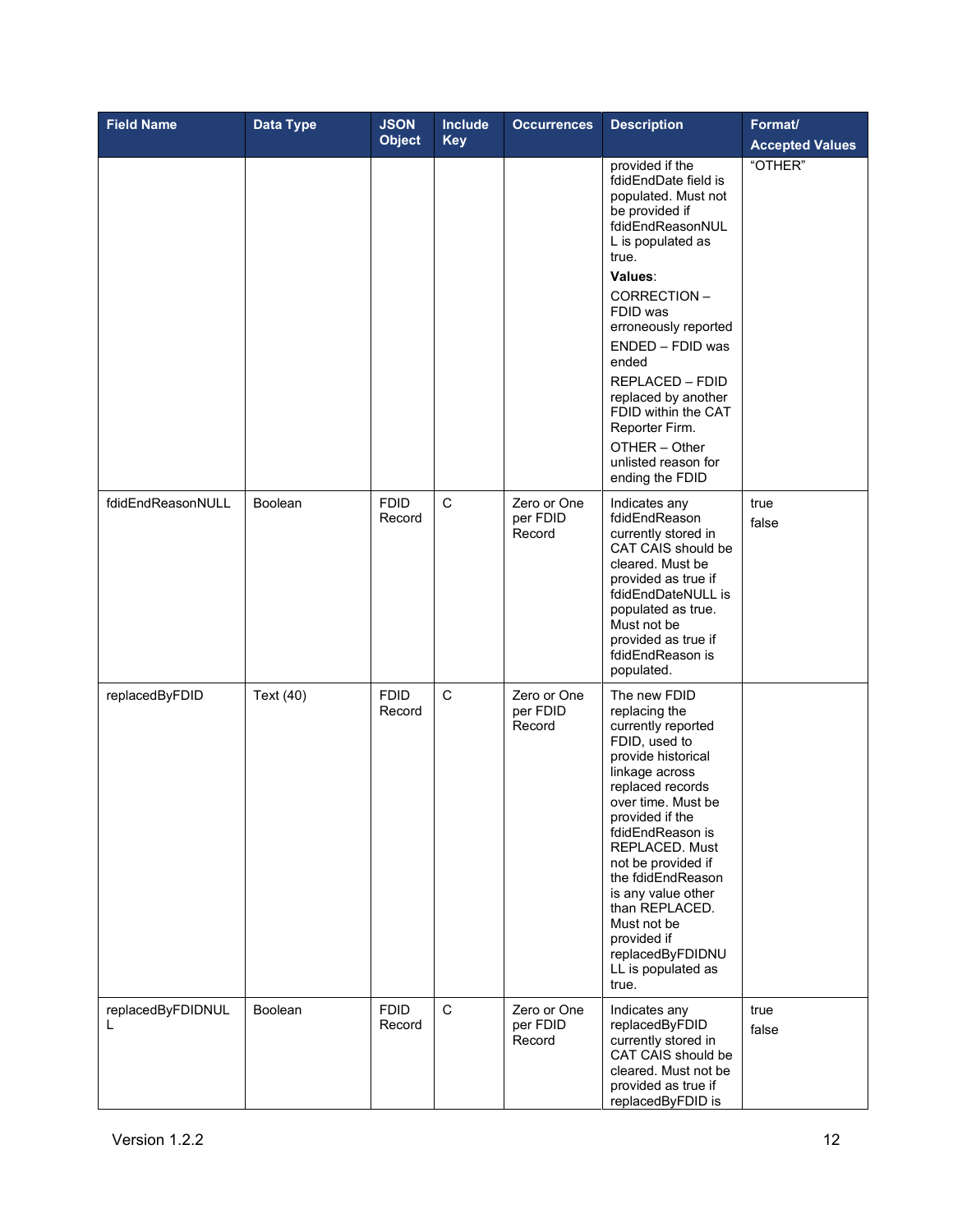| Field Name | Data Type | JSON Object | Include Key | Occurrences | Description | Format/ Accepted Values |
|---|---|---|---|---|---|---|
| | | | | | provided if the fdidEndDate field is populated. Must not be provided if fdidEndReasonNULL is populated as true.<br>**Values**:<br>CORRECTION – FDID was erroneously reported<br>ENDED – FDID was ended<br>REPLACED – FDID replaced by another FDID within the CAT Reporter Firm.<br>OTHER – Other unlisted reason for ending the FDID | "OTHER" |
| fdidEndReasonNULL | Boolean | FDID Record | C | Zero or One per FDID Record | Indicates any fdidEndReason currently stored in CAT CAIS should be cleared. Must be provided as true if fdidEndDateNULL is populated as true. Must not be provided as true if fdidEndReason is populated. | true<br>false |
| replacedByFDID | Text (40) | FDID Record | C | Zero or One per FDID Record | The new FDID replacing the currently reported FDID, used to provide historical linkage across replaced records over time. Must be provided if the fdidEndReason is REPLACED. Must not be provided if the fdidEndReason is any value other than REPLACED. Must not be provided if replacedByFDIDNULL is populated as true. | |
| replacedByFDIDNULL | Boolean | FDID Record | C | Zero or One per FDID Record | Indicates any replacedByFDID currently stored in CAT CAIS should be cleared. Must not be provided as true if replacedByFDID is | true<br>false |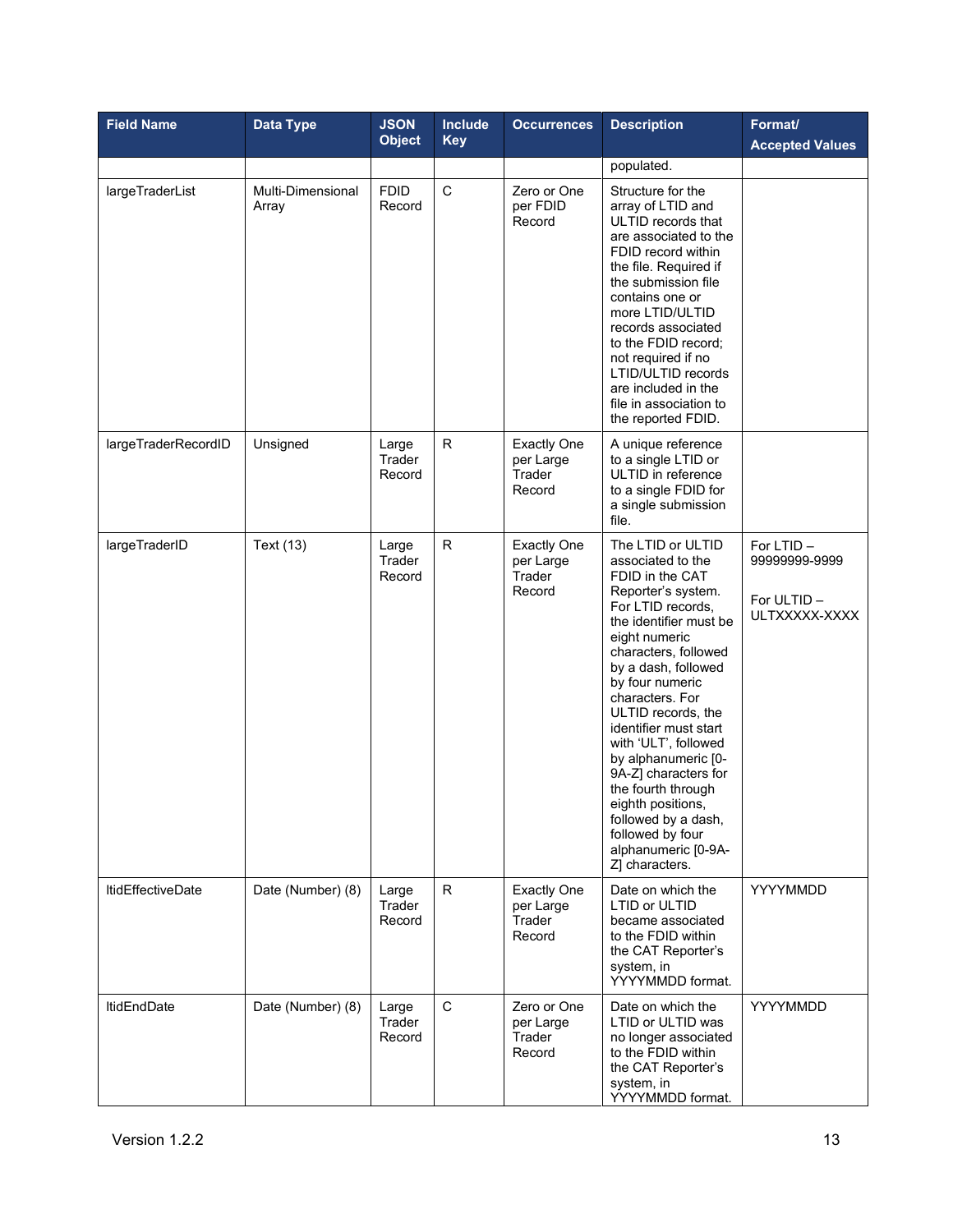| Field Name | Data Type | JSON Object | Include Key | Occurrences | Description | Format/ Accepted Values |
|---|---|---|---|---|---|---|
| | | | | | populated. | |
| largeTraderList | Multi-Dimensional Array | FDID Record | C | Zero or One per FDID Record | Structure for the array of LTID and ULTID records that are associated to the FDID record within the file. Required if the submission file contains one or more LTID/ULTID records associated to the FDID record; not required if no LTID/ULTID records are included in the file in association to the reported FDID. | |
| largeTraderRecordID | Unsigned | Large Trader Record | R | Exactly One per Large Trader Record | A unique reference to a single LTID or ULTID in reference to a single FDID for a single submission file. | |
| largeTraderID | Text (13) | Large Trader Record | R | Exactly One per Large Trader Record | The LTID or ULTID associated to the FDID in the CAT Reporter's system. For LTID records, the identifier must be eight numeric characters, followed by a dash, followed by four numeric characters. For ULTID records, the identifier must start with 'ULT', followed by alphanumeric [0-9A-Z] characters for the fourth through eighth positions, followed by a dash, followed by four alphanumeric [0-9A-Z] characters. | For LTID – 99999999-9999<br><br>For ULTID – ULTXXXXX-XXXX |
| ltidEffectiveDate | Date (Number) (8) | Large Trader Record | R | Exactly One per Large Trader Record | Date on which the LTID or ULTID became associated to the FDID within the CAT Reporter's system, in YYYYMMDD format. | YYYYMMDD |
| ltidEndDate | Date (Number) (8) | Large Trader Record | C | Zero or One per Large Trader Record | Date on which the LTID or ULTID was no longer associated to the FDID within the CAT Reporter's system, in YYYYMMDD format. | YYYYMMDD |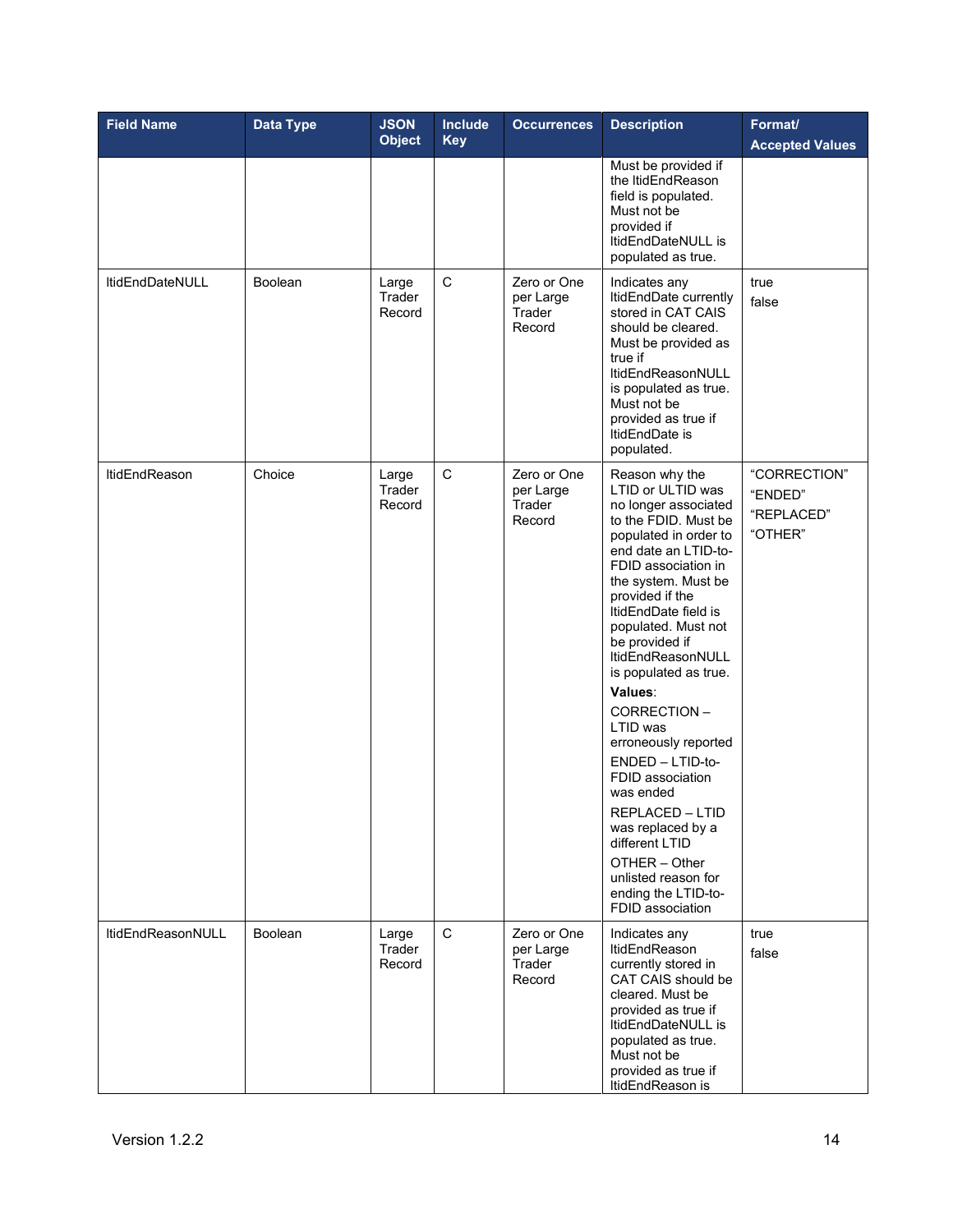| Field Name | Data Type | JSON Object | Include Key | Occurrences | Description | Format/ Accepted Values |
|---|---|---|---|---|---|---|
| | | | | | Must be provided if the ltidEndReason field is populated. Must not be provided if ltidEndDateNULL is populated as true. | |
| ltidEndDateNULL | Boolean | Large Trader Record | C | Zero or One per Large Trader Record | Indicates any ltidEndDate currently stored in CAT CAIS should be cleared. Must be provided as true if ltidEndReasonNULL is populated as true. Must not be provided as true if ltidEndDate is populated. | true<br>false |
| ltidEndReason | Choice | Large Trader Record | C | Zero or One per Large Trader Record | Reason why the LTID or ULTID was no longer associated to the FDID. Must be populated in order to end date an LTID-to-FDID association in the system. Must be provided if the ltidEndDate field is populated. Must not be provided if ltidEndReasonNULL is populated as true.<br>**Values**:<br>CORRECTION – LTID was erroneously reported<br>ENDED – LTID-to-FDID association was ended<br>REPLACED – LTID was replaced by a different LTID<br>OTHER – Other unlisted reason for ending the LTID-to-FDID association | "CORRECTION"<br>"ENDED"<br>"REPLACED"<br>"OTHER" |
| ltidEndReasonNULL | Boolean | Large Trader Record | C | Zero or One per Large Trader Record | Indicates any ltidEndReason currently stored in CAT CAIS should be cleared. Must be provided as true if ltidEndDateNULL is populated as true. Must not be provided as true if ltidEndReason is | true<br>false |

Version 1.2.2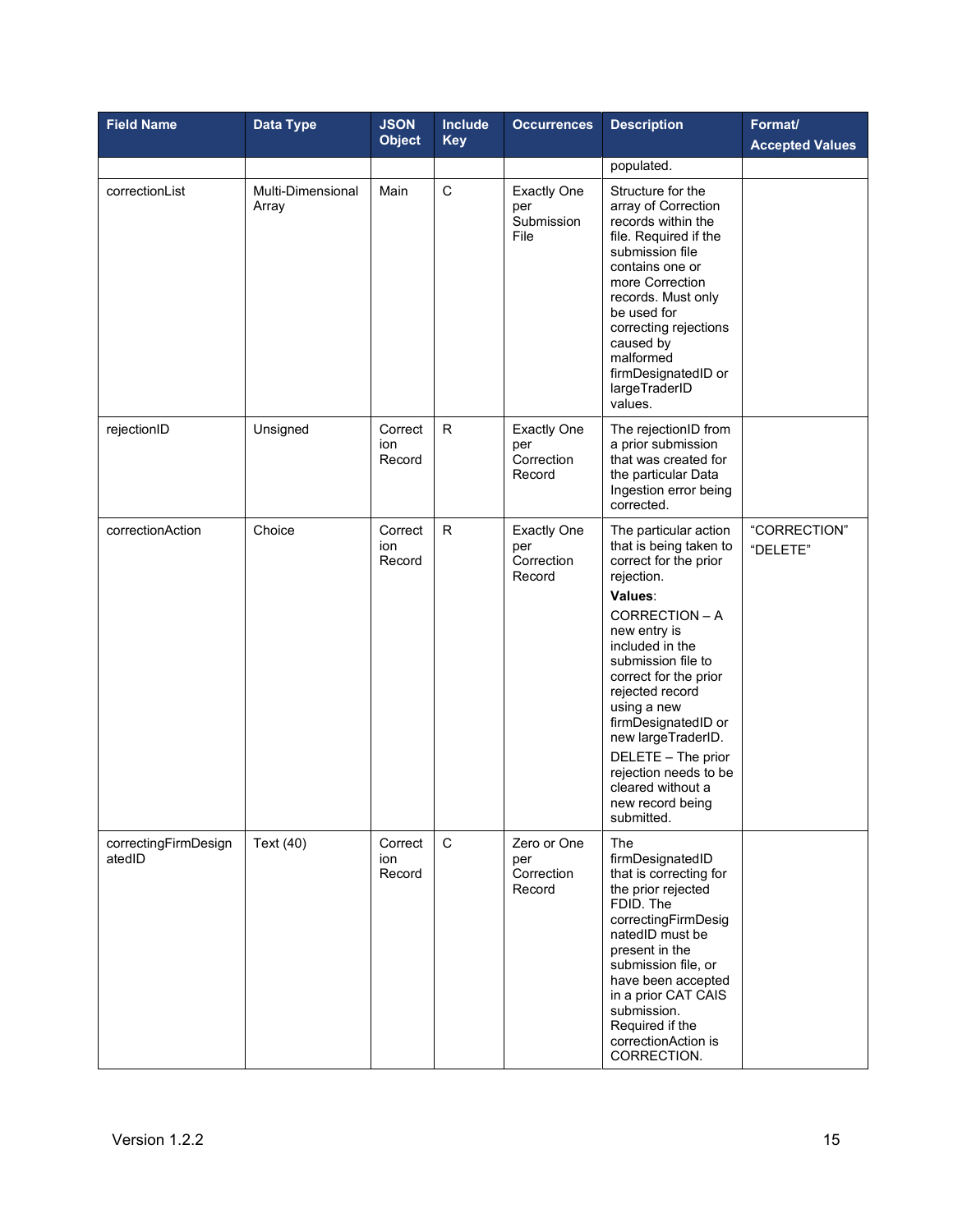| Field Name | Data Type | JSON Object | Include Key | Occurrences | Description | Format/ Accepted Values |
|---|---|---|---|---|---|---|
| | | | | | populated. | |
| correctionList | Multi-Dimensional Array | Main | C | Exactly One per Submission File | Structure for the array of Correction records within the file. Required if the submission file contains one or more Correction records. Must only be used for correcting rejections caused by malformed firmDesignatedID or largeTraderID values. | |
| rejectionID | Unsigned | Correction Record | R | Exactly One per Correction Record | The rejectionID from a prior submission that was created for the particular Data Ingestion error being corrected. | |
| correctionAction | Choice | Correction Record | R | Exactly One per Correction Record | The particular action that is being taken to correct for the prior rejection. **Values**: CORRECTION – A new entry is included in the submission file to correct for the prior rejected record using a new firmDesignatedID or new largeTraderID. DELETE – The prior rejection needs to be cleared without a new record being submitted. | "CORRECTION" "DELETE" |
| correctingFirmDesignatedID | Text (40) | Correction Record | C | Zero or One per Correction Record | The firmDesignatedID that is correcting for the prior rejected FDID. The correctingFirmDesignatedID must be present in the submission file, or have been accepted in a prior CAT CAIS submission. Required if the correctionAction is CORRECTION. | |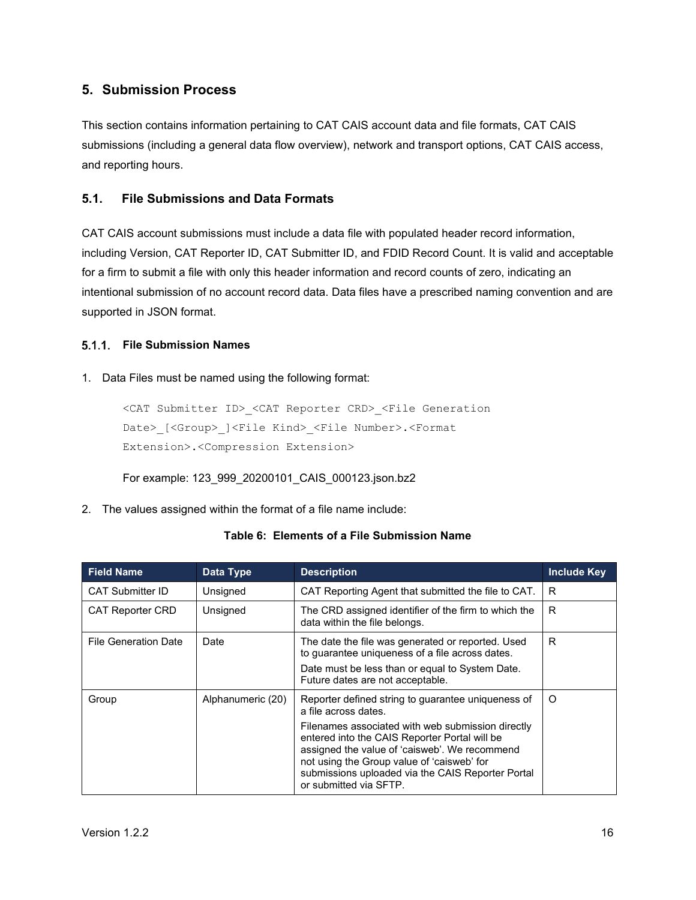# 5. Submission Process

This section contains information pertaining to CAT CAIS account data and file formats, CAT CAIS submissions (including a general data flow overview), network and transport options, CAT CAIS access, and reporting hours.

## 5.1. File Submissions and Data Formats

CAT CAIS account submissions must include a data file with populated header record information, including Version, CAT Reporter ID, CAT Submitter ID, and FDID Record Count. It is valid and acceptable for a firm to submit a file with only this header information and record counts of zero, indicating an intentional submission of no account record data. Data files have a prescribed naming convention and are supported in JSON format.

### 5.1.1. File Submission Names

1. Data Files must be named using the following format:

   ```
   <CAT Submitter ID>_<CAT Reporter CRD>_<File Generation
   Date>_[<Group>_]<File Kind>_<File Number>.<Format
   Extension>.<Compression Extension>
   ```

   For example: 123_999_20200101_CAIS_000123.json.bz2

2. The values assigned within the format of a file name include:

**Table 6: Elements of a File Submission Name**

| Field Name | Data Type | Description | Include Key |
|---|---|---|---|
| CAT Submitter ID | Unsigned | CAT Reporting Agent that submitted the file to CAT. | R |
| CAT Reporter CRD | Unsigned | The CRD assigned identifier of the firm to which the data within the file belongs. | R |
| File Generation Date | Date | The date the file was generated or reported. Used to guarantee uniqueness of a file across dates.<br>Date must be less than or equal to System Date. Future dates are not acceptable. | R |
| Group | Alphanumeric (20) | Reporter defined string to guarantee uniqueness of a file across dates.<br>Filenames associated with web submission directly entered into the CAIS Reporter Portal will be assigned the value of 'caisweb'. We recommend not using the Group value of 'caisweb' for submissions uploaded via the CAIS Reporter Portal or submitted via SFTP. | O |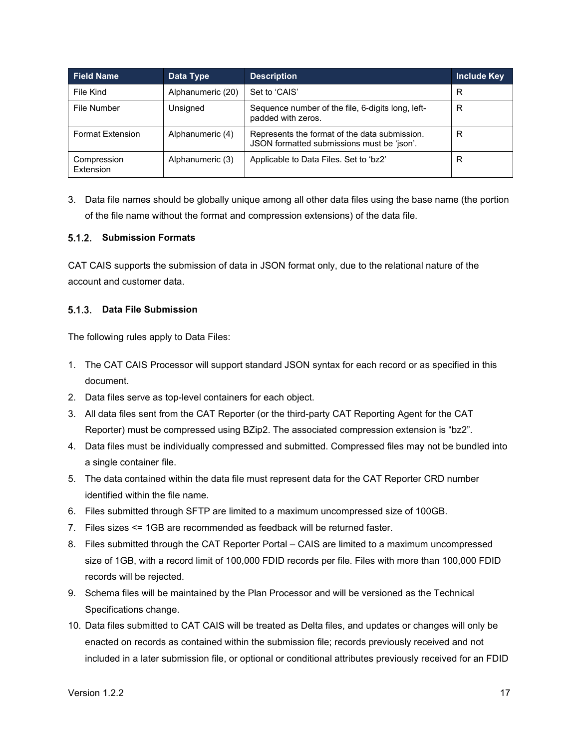| Field Name | Data Type | Description | Include Key |
|---|---|---|---|
| File Kind | Alphanumeric (20) | Set to 'CAIS' | R |
| File Number | Unsigned | Sequence number of the file, 6-digits long, left-padded with zeros. | R |
| Format Extension | Alphanumeric (4) | Represents the format of the data submission. JSON formatted submissions must be 'json'. | R |
| Compression Extension | Alphanumeric (3) | Applicable to Data Files. Set to 'bz2' | R |

3. Data file names should be globally unique among all other data files using the base name (the portion of the file name without the format and compression extensions) of the data file.

### 5.1.2. Submission Formats

CAT CAIS supports the submission of data in JSON format only, due to the relational nature of the account and customer data.

### 5.1.3. Data File Submission

The following rules apply to Data Files:

1. The CAT CAIS Processor will support standard JSON syntax for each record or as specified in this document.
2. Data files serve as top-level containers for each object.
3. All data files sent from the CAT Reporter (or the third-party CAT Reporting Agent for the CAT Reporter) must be compressed using BZip2. The associated compression extension is "bz2".
4. Data files must be individually compressed and submitted. Compressed files may not be bundled into a single container file.
5. The data contained within the data file must represent data for the CAT Reporter CRD number identified within the file name.
6. Files submitted through SFTP are limited to a maximum uncompressed size of 100GB.
7. Files sizes <= 1GB are recommended as feedback will be returned faster.
8. Files submitted through the CAT Reporter Portal – CAIS are limited to a maximum uncompressed size of 1GB, with a record limit of 100,000 FDID records per file. Files with more than 100,000 FDID records will be rejected.
9. Schema files will be maintained by the Plan Processor and will be versioned as the Technical Specifications change.
10. Data files submitted to CAT CAIS will be treated as Delta files, and updates or changes will only be enacted on records as contained within the submission file; records previously received and not included in a later submission file, or optional or conditional attributes previously received for an FDID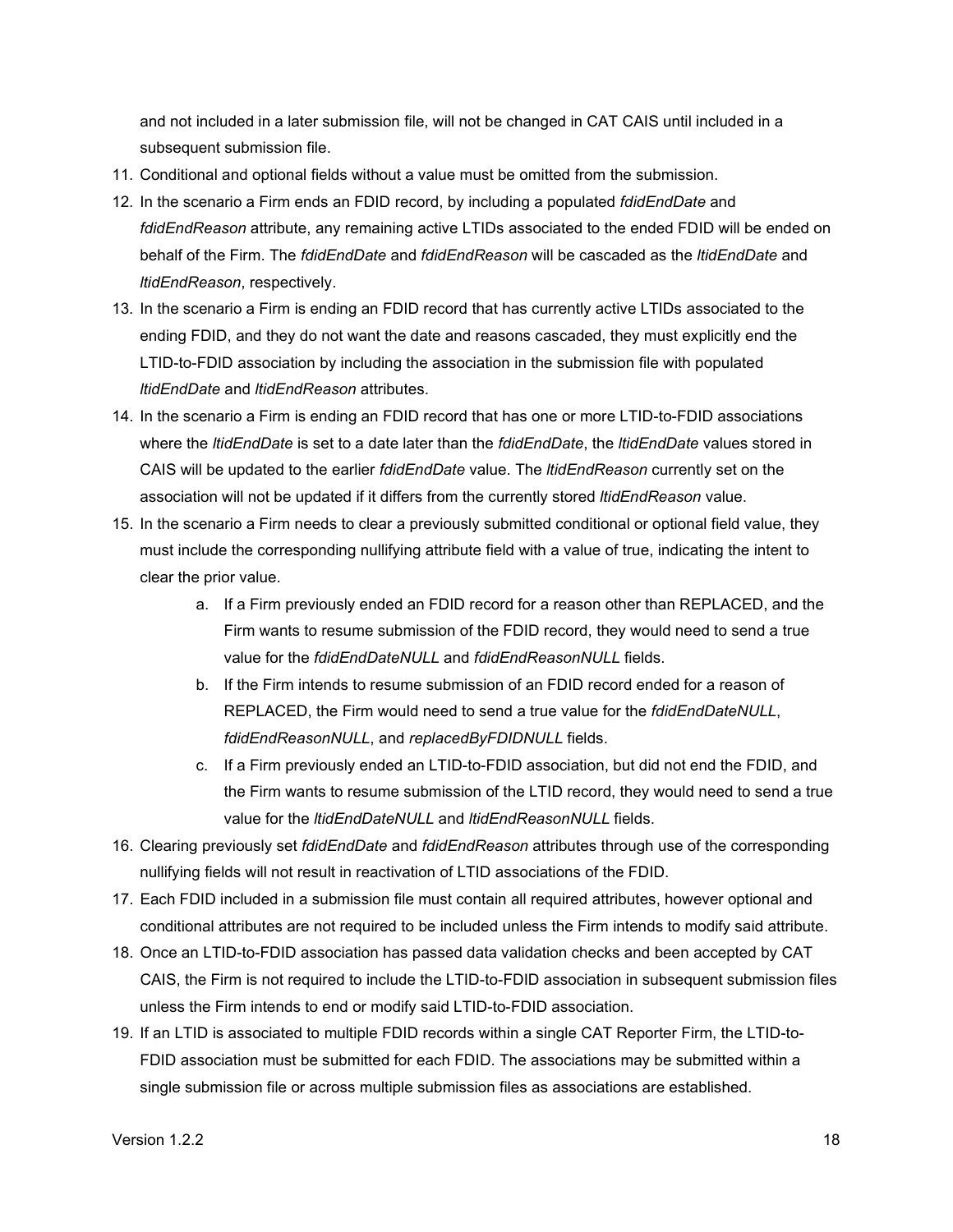and not included in a later submission file, will not be changed in CAT CAIS until included in a subsequent submission file.

11. Conditional and optional fields without a value must be omitted from the submission.
12. In the scenario a Firm ends an FDID record, by including a populated *fdidEndDate* and *fdidEndReason* attribute, any remaining active LTIDs associated to the ended FDID will be ended on behalf of the Firm. The *fdidEndDate* and *fdidEndReason* will be cascaded as the *ltidEndDate* and *ltidEndReason*, respectively.
13. In the scenario a Firm is ending an FDID record that has currently active LTIDs associated to the ending FDID, and they do not want the date and reasons cascaded, they must explicitly end the LTID-to-FDID association by including the association in the submission file with populated *ltidEndDate* and *ltidEndReason* attributes.
14. In the scenario a Firm is ending an FDID record that has one or more LTID-to-FDID associations where the *ltidEndDate* is set to a date later than the *fdidEndDate*, the *ltidEndDate* values stored in CAIS will be updated to the earlier *fdidEndDate* value. The *ltidEndReason* currently set on the association will not be updated if it differs from the currently stored *ltidEndReason* value.
15. In the scenario a Firm needs to clear a previously submitted conditional or optional field value, they must include the corresponding nullifying attribute field with a value of true, indicating the intent to clear the prior value.
    a. If a Firm previously ended an FDID record for a reason other than REPLACED, and the Firm wants to resume submission of the FDID record, they would need to send a true value for the *fdidEndDateNULL* and *fdidEndReasonNULL* fields.
    b. If the Firm intends to resume submission of an FDID record ended for a reason of REPLACED, the Firm would need to send a true value for the *fdidEndDateNULL*, *fdidEndReasonNULL*, and *replacedByFDIDNULL* fields.
    c. If a Firm previously ended an LTID-to-FDID association, but did not end the FDID, and the Firm wants to resume submission of the LTID record, they would need to send a true value for the *ltidEndDateNULL* and *ltidEndReasonNULL* fields.
16. Clearing previously set *fdidEndDate* and *fdidEndReason* attributes through use of the corresponding nullifying fields will not result in reactivation of LTID associations of the FDID.
17. Each FDID included in a submission file must contain all required attributes, however optional and conditional attributes are not required to be included unless the Firm intends to modify said attribute.
18. Once an LTID-to-FDID association has passed data validation checks and been accepted by CAT CAIS, the Firm is not required to include the LTID-to-FDID association in subsequent submission files unless the Firm intends to end or modify said LTID-to-FDID association.
19. If an LTID is associated to multiple FDID records within a single CAT Reporter Firm, the LTID-to-FDID association must be submitted for each FDID. The associations may be submitted within a single submission file or across multiple submission files as associations are established.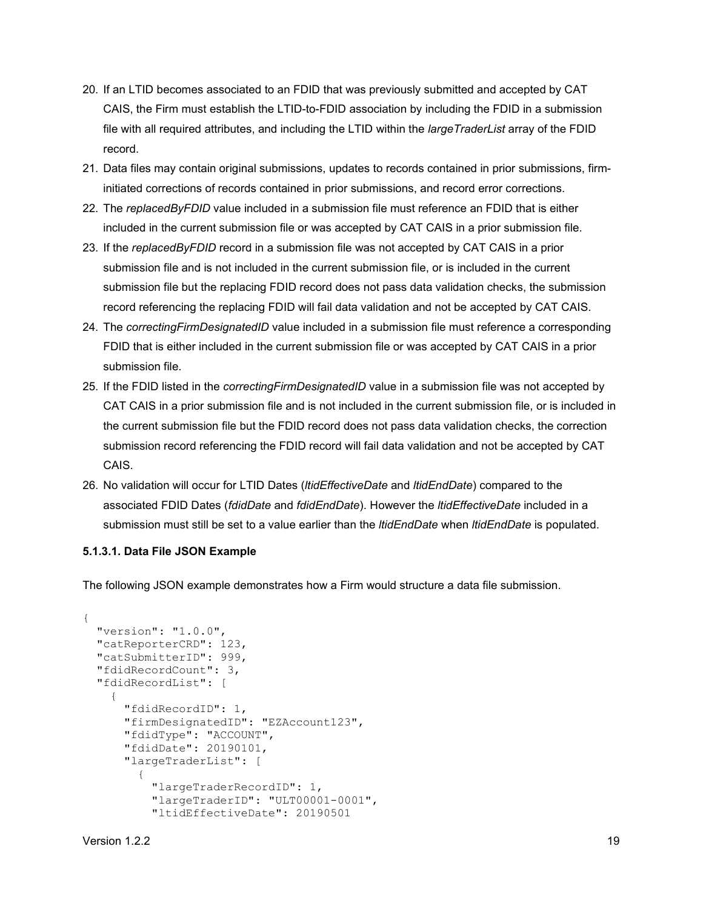20. If an LTID becomes associated to an FDID that was previously submitted and accepted by CAT CAIS, the Firm must establish the LTID-to-FDID association by including the FDID in a submission file with all required attributes, and including the LTID within the *largeTraderList* array of the FDID record.
21. Data files may contain original submissions, updates to records contained in prior submissions, firm-initiated corrections of records contained in prior submissions, and record error corrections.
22. The *replacedByFDID* value included in a submission file must reference an FDID that is either included in the current submission file or was accepted by CAT CAIS in a prior submission file.
23. If the *replacedByFDID* record in a submission file was not accepted by CAT CAIS in a prior submission file and is not included in the current submission file, or is included in the current submission file but the replacing FDID record does not pass data validation checks, the submission record referencing the replacing FDID will fail data validation and not be accepted by CAT CAIS.
24. The *correctingFirmDesignatedID* value included in a submission file must reference a corresponding FDID that is either included in the current submission file or was accepted by CAT CAIS in a prior submission file.
25. If the FDID listed in the *correctingFirmDesignatedID* value in a submission file was not accepted by CAT CAIS in a prior submission file and is not included in the current submission file, or is included in the current submission file but the FDID record does not pass data validation checks, the correction submission record referencing the FDID record will fail data validation and not be accepted by CAT CAIS.
26. No validation will occur for LTID Dates (*ltidEffectiveDate* and *ltidEndDate*) compared to the associated FDID Dates (*fdidDate* and *fdidEndDate*). However the *ltidEffectiveDate* included in a submission must still be set to a value earlier than the *ltidEndDate* when *ltidEndDate* is populated.

#### 5.1.3.1. Data File JSON Example

The following JSON example demonstrates how a Firm would structure a data file submission.

```
{
  "version": "1.0.0",
  "catReporterCRD": 123,
  "catSubmitterID": 999,
  "fdidRecordCount": 3,
  "fdidRecordList": [
    {
      "fdidRecordID": 1,
      "firmDesignatedID": "EZAccount123",
      "fdidType": "ACCOUNT",
      "fdidDate": 20190101,
      "largeTraderList": [
        {
          "largeTraderRecordID": 1,
          "largeTraderID": "ULT00001-0001",
          "ltidEffectiveDate": 20190501
```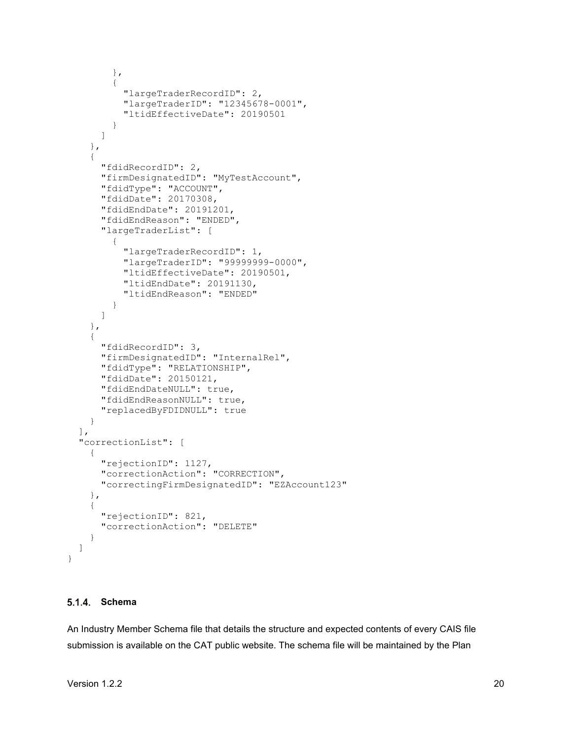```
        },
        {
          "largeTraderRecordID": 2,
          "largeTraderID": "12345678-0001",
          "ltidEffectiveDate": 20190501
        }
      ]
    },
    {
      "fdidRecordID": 2,
      "firmDesignatedID": "MyTestAccount",
      "fdidType": "ACCOUNT",
      "fdidDate": 20170308,
      "fdidEndDate": 20191201,
      "fdidEndReason": "ENDED",
      "largeTraderList": [
        {
          "largeTraderRecordID": 1,
          "largeTraderID": "99999999-0000",
          "ltidEffectiveDate": 20190501,
          "ltidEndDate": 20191130,
          "ltidEndReason": "ENDED"
        }
      ]
    },
    {
      "fdidRecordID": 3,
      "firmDesignatedID": "InternalRel",
      "fdidType": "RELATIONSHIP",
      "fdidDate": 20150121,
      "fdidEndDateNULL": true,
      "fdidEndReasonNULL": true,
      "replacedByFDIDNULL": true
    }
  ],
  "correctionList": [
    {
      "rejectionID": 1127,
      "correctionAction": "CORRECTION",
      "correctingFirmDesignatedID": "EZAccount123"
    },
    {
      "rejectionID": 821,
      "correctionAction": "DELETE"
    }
  ]
}
```

### 5.1.4. Schema

An Industry Member Schema file that details the structure and expected contents of every CAIS file submission is available on the CAT public website. The schema file will be maintained by the Plan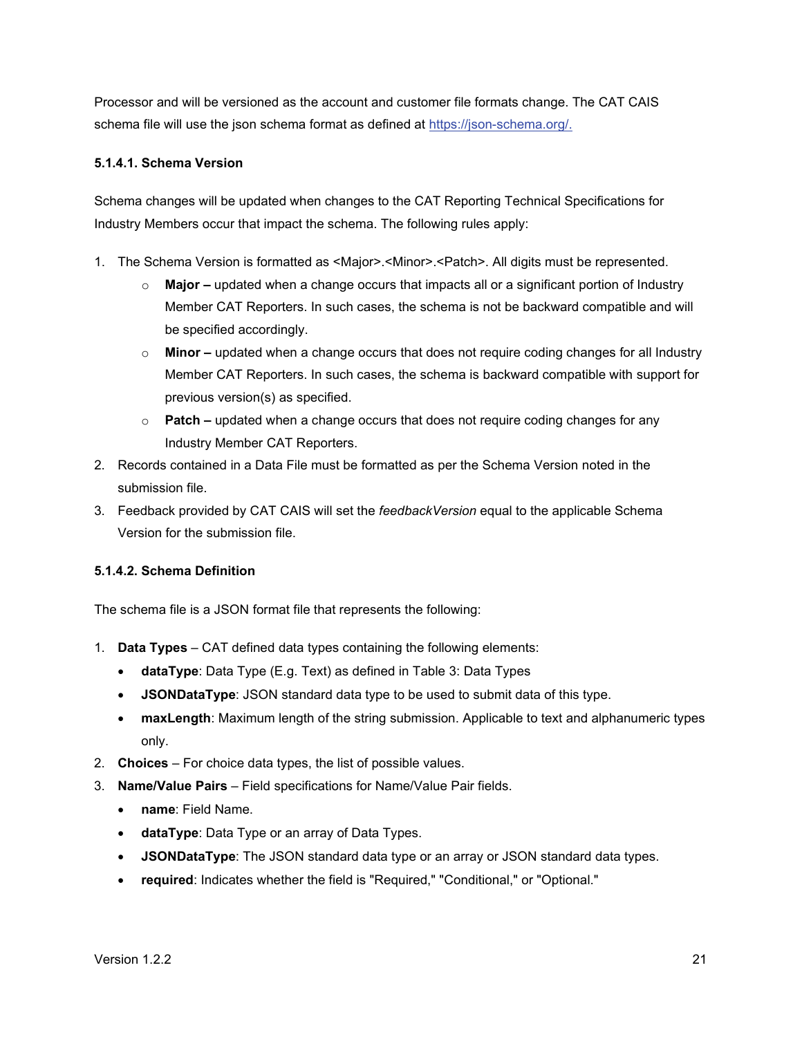Processor and will be versioned as the account and customer file formats change. The CAT CAIS schema file will use the json schema format as defined at [https://json-schema.org/.](https://json-schema.org/)

#### 5.1.4.1. Schema Version

Schema changes will be updated when changes to the CAT Reporting Technical Specifications for Industry Members occur that impact the schema. The following rules apply:

1. The Schema Version is formatted as <Major>.<Minor>.<Patch>. All digits must be represented.
   - **Major –** updated when a change occurs that impacts all or a significant portion of Industry Member CAT Reporters. In such cases, the schema is not be backward compatible and will be specified accordingly.
   - **Minor –** updated when a change occurs that does not require coding changes for all Industry Member CAT Reporters. In such cases, the schema is backward compatible with support for previous version(s) as specified.
   - **Patch –** updated when a change occurs that does not require coding changes for any Industry Member CAT Reporters.
2. Records contained in a Data File must be formatted as per the Schema Version noted in the submission file.
3. Feedback provided by CAT CAIS will set the *feedbackVersion* equal to the applicable Schema Version for the submission file.

#### 5.1.4.2. Schema Definition

The schema file is a JSON format file that represents the following:

1. **Data Types** – CAT defined data types containing the following elements:
   - **dataType**: Data Type (E.g. Text) as defined in Table 3: Data Types
   - **JSONDataType**: JSON standard data type to be used to submit data of this type.
   - **maxLength**: Maximum length of the string submission. Applicable to text and alphanumeric types only.
2. **Choices** – For choice data types, the list of possible values.
3. **Name/Value Pairs** – Field specifications for Name/Value Pair fields.
   - **name**: Field Name.
   - **dataType**: Data Type or an array of Data Types.
   - **JSONDataType**: The JSON standard data type or an array or JSON standard data types.
   - **required**: Indicates whether the field is "Required," "Conditional," or "Optional."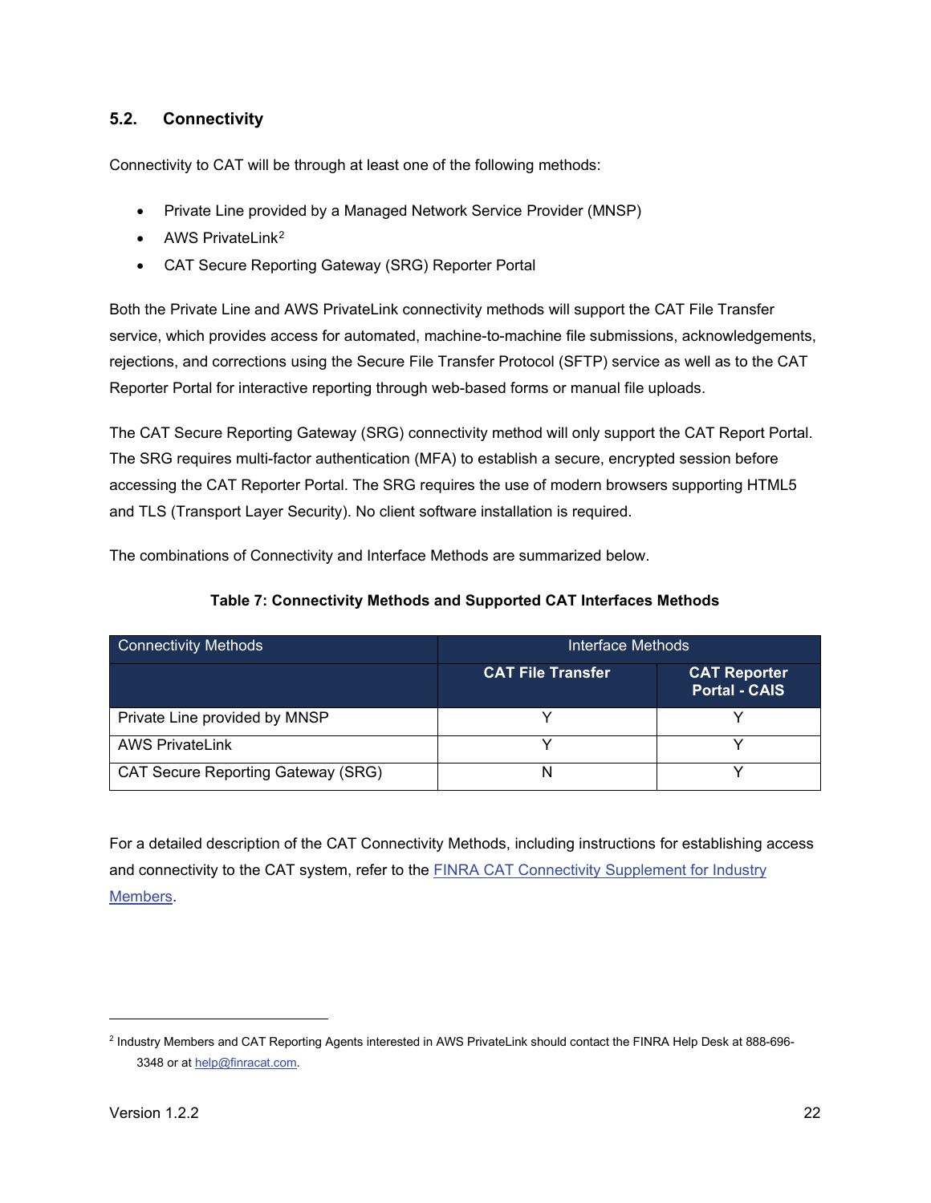## 5.2. Connectivity

Connectivity to CAT will be through at least one of the following methods:

- Private Line provided by a Managed Network Service Provider (MNSP)
- AWS PrivateLink[2]
- CAT Secure Reporting Gateway (SRG) Reporter Portal

Both the Private Line and AWS PrivateLink connectivity methods will support the CAT File Transfer service, which provides access for automated, machine-to-machine file submissions, acknowledgements, rejections, and corrections using the Secure File Transfer Protocol (SFTP) service as well as to the CAT Reporter Portal for interactive reporting through web-based forms or manual file uploads.

The CAT Secure Reporting Gateway (SRG) connectivity method will only support the CAT Report Portal. The SRG requires multi-factor authentication (MFA) to establish a secure, encrypted session before accessing the CAT Reporter Portal. The SRG requires the use of modern browsers supporting HTML5 and TLS (Transport Layer Security). No client software installation is required.

The combinations of Connectivity and Interface Methods are summarized below.

**Table 7: Connectivity Methods and Supported CAT Interfaces Methods**

| Connectivity Methods | Interface Methods | |
|---|---|---|
| | **CAT File Transfer** | **CAT Reporter Portal - CAIS** |
| Private Line provided by MNSP | Y | Y |
| AWS PrivateLink | Y | Y |
| CAT Secure Reporting Gateway (SRG) | N | Y |

For a detailed description of the CAT Connectivity Methods, including instructions for establishing access and connectivity to the CAT system, refer to the FINRA CAT Connectivity Supplement for Industry Members.

[2] Industry Members and CAT Reporting Agents interested in AWS PrivateLink should contact the FINRA Help Desk at 888-696-3348 or at help@finracat.com.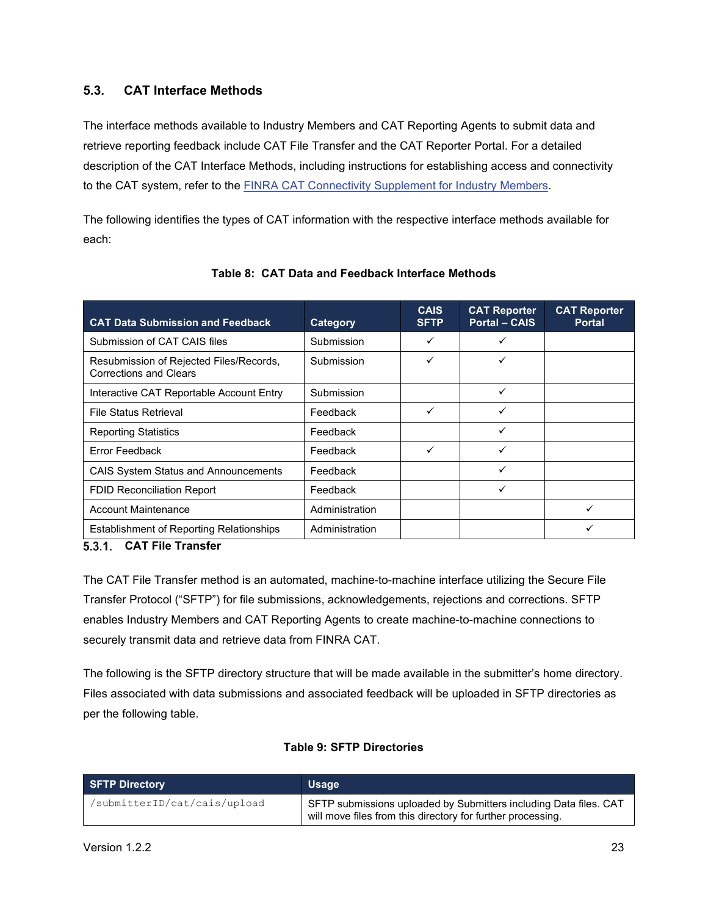## 5.3. CAT Interface Methods

The interface methods available to Industry Members and CAT Reporting Agents to submit data and retrieve reporting feedback include CAT File Transfer and the CAT Reporter Portal. For a detailed description of the CAT Interface Methods, including instructions for establishing access and connectivity to the CAT system, refer to the FINRA CAT Connectivity Supplement for Industry Members.

The following identifies the types of CAT information with the respective interface methods available for each:

**Table 8: CAT Data and Feedback Interface Methods**

| CAT Data Submission and Feedback | Category | CAIS SFTP | CAT Reporter Portal – CAIS | CAT Reporter Portal |
|---|---|---|---|---|
| Submission of CAT CAIS files | Submission | ✓ | ✓ | |
| Resubmission of Rejected Files/Records, Corrections and Clears | Submission | ✓ | ✓ | |
| Interactive CAT Reportable Account Entry | Submission | | ✓ | |
| File Status Retrieval | Feedback | ✓ | ✓ | |
| Reporting Statistics | Feedback | | ✓ | |
| Error Feedback | Feedback | ✓ | ✓ | |
| CAIS System Status and Announcements | Feedback | | ✓ | |
| FDID Reconciliation Report | Feedback | | ✓ | |
| Account Maintenance | Administration | | | ✓ |
| Establishment of Reporting Relationships | Administration | | | ✓ |

### 5.3.1. CAT File Transfer

The CAT File Transfer method is an automated, machine-to-machine interface utilizing the Secure File Transfer Protocol ("SFTP") for file submissions, acknowledgements, rejections and corrections. SFTP enables Industry Members and CAT Reporting Agents to create machine-to-machine connections to securely transmit data and retrieve data from FINRA CAT.

The following is the SFTP directory structure that will be made available in the submitter's home directory. Files associated with data submissions and associated feedback will be uploaded in SFTP directories as per the following table.

**Table 9: SFTP Directories**

| SFTP Directory | Usage |
|---|---|
| /submitterID/cat/cais/upload | SFTP submissions uploaded by Submitters including Data files. CAT will move files from this directory for further processing. |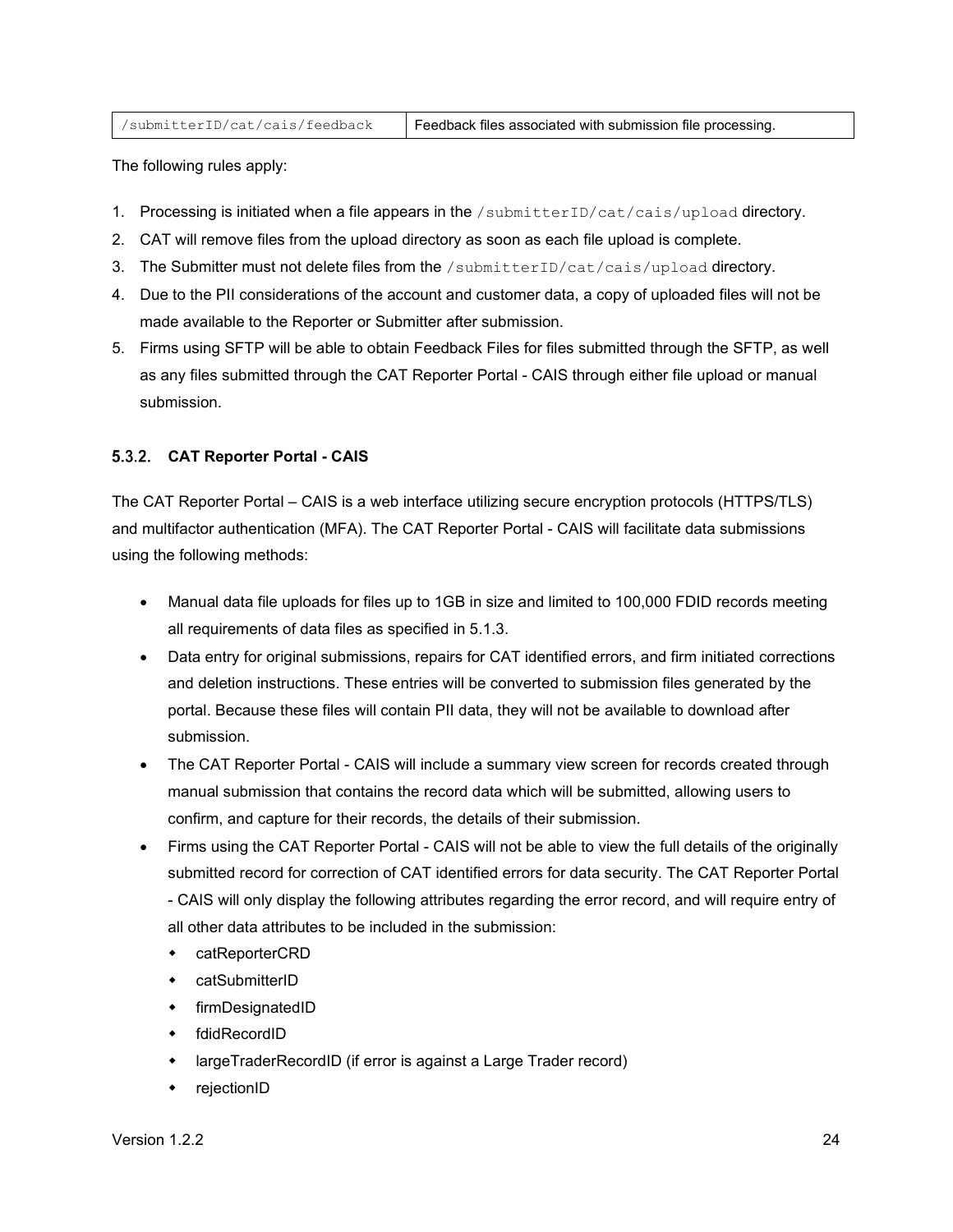| /submitterID/cat/cais/feedback | Feedback files associated with submission file processing. |
|---|---|

The following rules apply:

1. Processing is initiated when a file appears in the `/submitterID/cat/cais/upload` directory.
2. CAT will remove files from the upload directory as soon as each file upload is complete.
3. The Submitter must not delete files from the `/submitterID/cat/cais/upload` directory.
4. Due to the PII considerations of the account and customer data, a copy of uploaded files will not be made available to the Reporter or Submitter after submission.
5. Firms using SFTP will be able to obtain Feedback Files for files submitted through the SFTP, as well as any files submitted through the CAT Reporter Portal - CAIS through either file upload or manual submission.

### 5.3.2. CAT Reporter Portal - CAIS

The CAT Reporter Portal – CAIS is a web interface utilizing secure encryption protocols (HTTPS/TLS) and multifactor authentication (MFA). The CAT Reporter Portal - CAIS will facilitate data submissions using the following methods:

- Manual data file uploads for files up to 1GB in size and limited to 100,000 FDID records meeting all requirements of data files as specified in 5.1.3.
- Data entry for original submissions, repairs for CAT identified errors, and firm initiated corrections and deletion instructions. These entries will be converted to submission files generated by the portal. Because these files will contain PII data, they will not be available to download after submission.
- The CAT Reporter Portal - CAIS will include a summary view screen for records created through manual submission that contains the record data which will be submitted, allowing users to confirm, and capture for their records, the details of their submission.
- Firms using the CAT Reporter Portal - CAIS will not be able to view the full details of the originally submitted record for correction of CAT identified errors for data security. The CAT Reporter Portal - CAIS will only display the following attributes regarding the error record, and will require entry of all other data attributes to be included in the submission:
  - catReporterCRD
  - catSubmitterID
  - firmDesignatedID
  - fdidRecordID
  - largeTraderRecordID (if error is against a Large Trader record)
  - rejectionID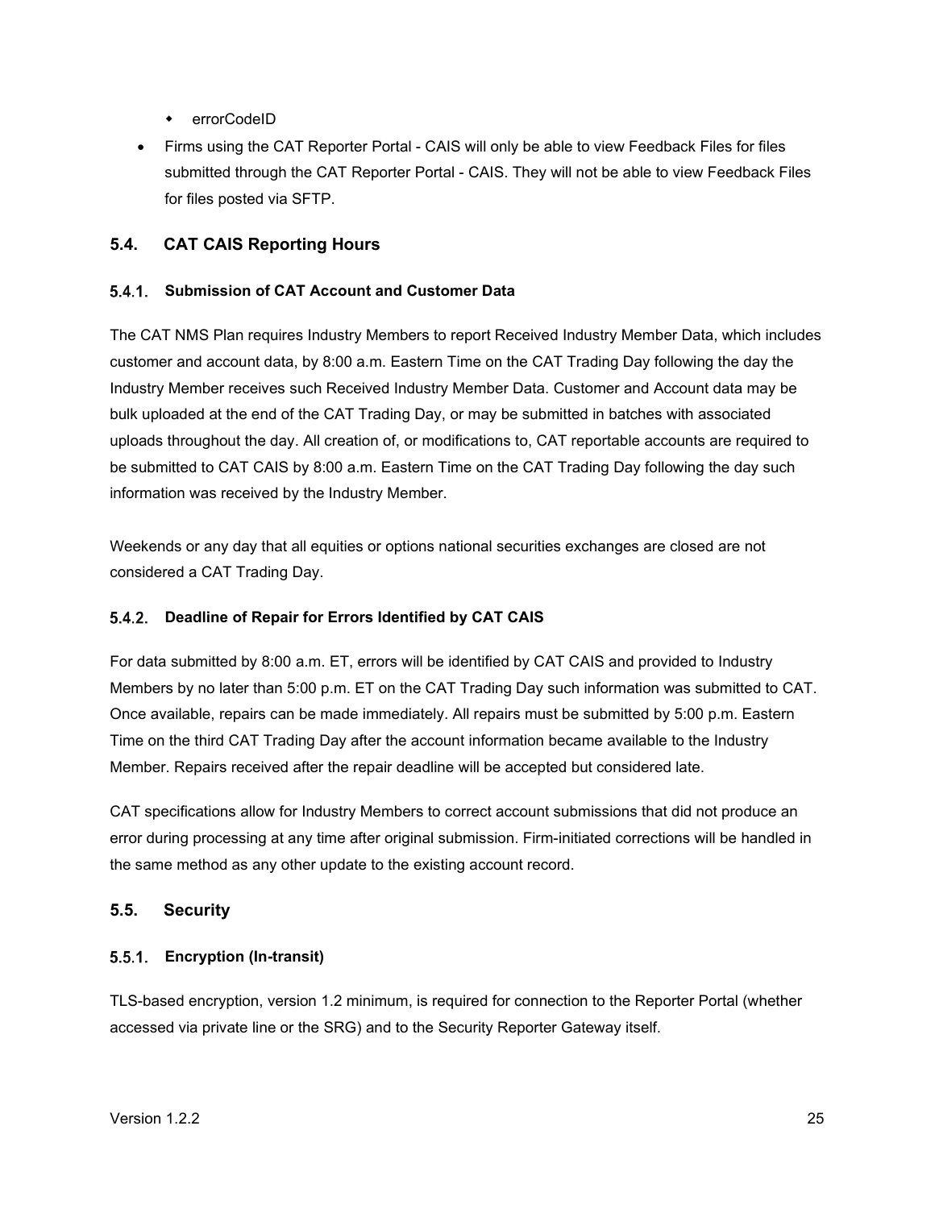- errorCodeID

- Firms using the CAT Reporter Portal - CAIS will only be able to view Feedback Files for files submitted through the CAT Reporter Portal - CAIS. They will not be able to view Feedback Files for files posted via SFTP.

## 5.4. CAT CAIS Reporting Hours

### 5.4.1. Submission of CAT Account and Customer Data

The CAT NMS Plan requires Industry Members to report Received Industry Member Data, which includes customer and account data, by 8:00 a.m. Eastern Time on the CAT Trading Day following the day the Industry Member receives such Received Industry Member Data. Customer and Account data may be bulk uploaded at the end of the CAT Trading Day, or may be submitted in batches with associated uploads throughout the day. All creation of, or modifications to, CAT reportable accounts are required to be submitted to CAT CAIS by 8:00 a.m. Eastern Time on the CAT Trading Day following the day such information was received by the Industry Member.

Weekends or any day that all equities or options national securities exchanges are closed are not considered a CAT Trading Day.

### 5.4.2. Deadline of Repair for Errors Identified by CAT CAIS

For data submitted by 8:00 a.m. ET, errors will be identified by CAT CAIS and provided to Industry Members by no later than 5:00 p.m. ET on the CAT Trading Day such information was submitted to CAT. Once available, repairs can be made immediately. All repairs must be submitted by 5:00 p.m. Eastern Time on the third CAT Trading Day after the account information became available to the Industry Member. Repairs received after the repair deadline will be accepted but considered late.

CAT specifications allow for Industry Members to correct account submissions that did not produce an error during processing at any time after original submission. Firm-initiated corrections will be handled in the same method as any other update to the existing account record.

## 5.5. Security

### 5.5.1. Encryption (In-transit)

TLS-based encryption, version 1.2 minimum, is required for connection to the Reporter Portal (whether accessed via private line or the SRG) and to the Security Reporter Gateway itself.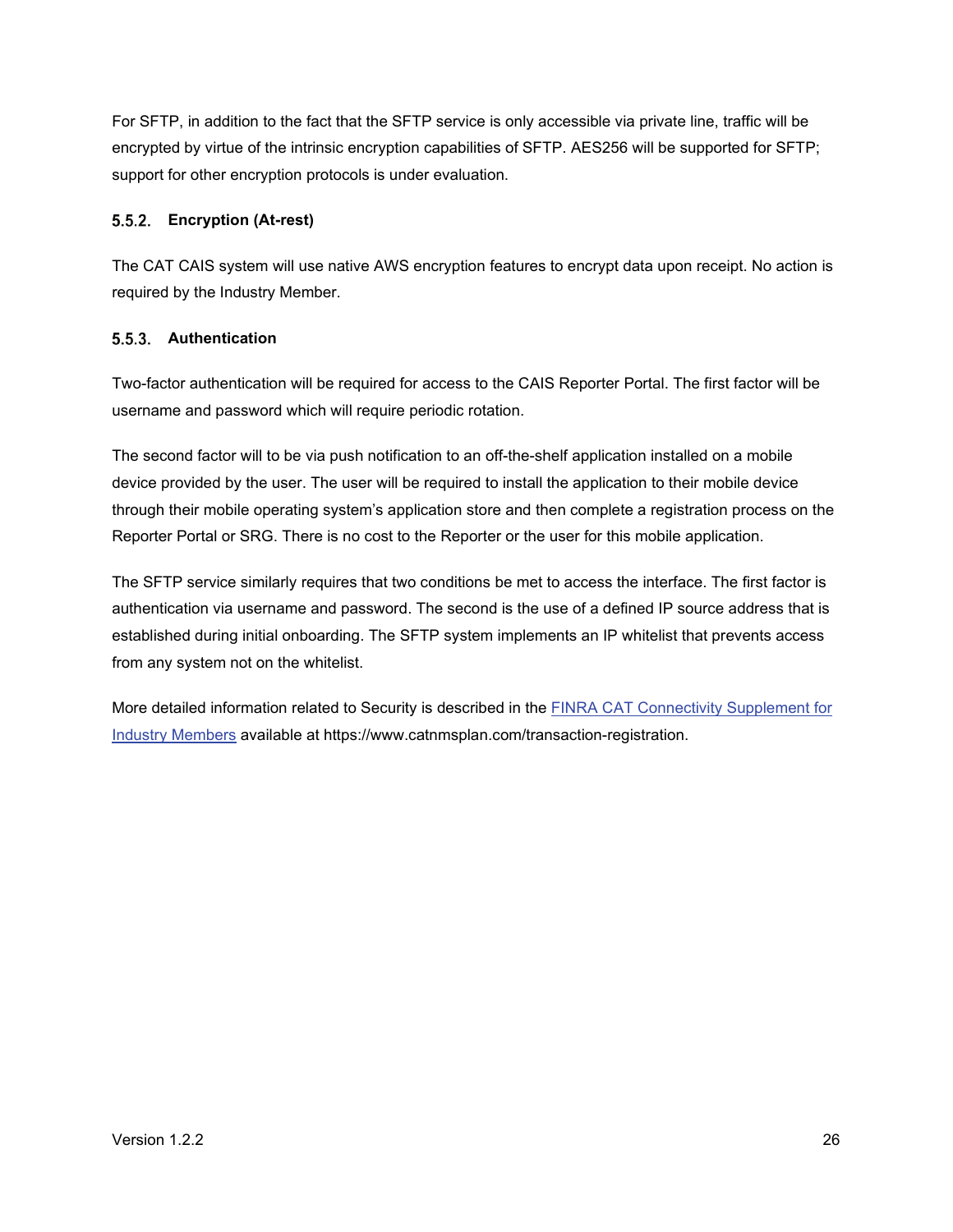For SFTP, in addition to the fact that the SFTP service is only accessible via private line, traffic will be encrypted by virtue of the intrinsic encryption capabilities of SFTP. AES256 will be supported for SFTP; support for other encryption protocols is under evaluation.

### 5.5.2. Encryption (At-rest)

The CAT CAIS system will use native AWS encryption features to encrypt data upon receipt. No action is required by the Industry Member.

### 5.5.3. Authentication

Two-factor authentication will be required for access to the CAIS Reporter Portal. The first factor will be username and password which will require periodic rotation.

The second factor will to be via push notification to an off-the-shelf application installed on a mobile device provided by the user. The user will be required to install the application to their mobile device through their mobile operating system's application store and then complete a registration process on the Reporter Portal or SRG. There is no cost to the Reporter or the user for this mobile application.

The SFTP service similarly requires that two conditions be met to access the interface. The first factor is authentication via username and password. The second is the use of a defined IP source address that is established during initial onboarding. The SFTP system implements an IP whitelist that prevents access from any system not on the whitelist.

More detailed information related to Security is described in the [FINRA CAT Connectivity Supplement for Industry Members] available at https://www.catnmsplan.com/transaction-registration.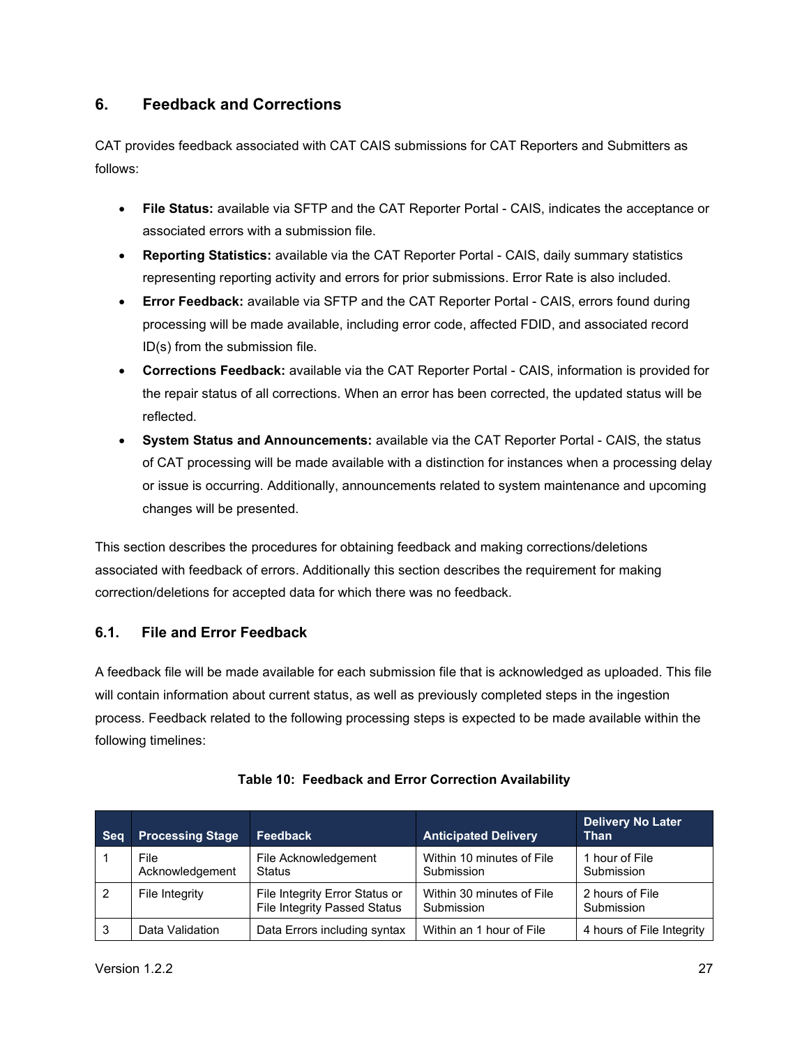## 6. Feedback and Corrections

CAT provides feedback associated with CAT CAIS submissions for CAT Reporters and Submitters as follows:

- **File Status:** available via SFTP and the CAT Reporter Portal - CAIS, indicates the acceptance or associated errors with a submission file.
- **Reporting Statistics:** available via the CAT Reporter Portal - CAIS, daily summary statistics representing reporting activity and errors for prior submissions. Error Rate is also included.
- **Error Feedback:** available via SFTP and the CAT Reporter Portal - CAIS, errors found during processing will be made available, including error code, affected FDID, and associated record ID(s) from the submission file.
- **Corrections Feedback:** available via the CAT Reporter Portal - CAIS, information is provided for the repair status of all corrections. When an error has been corrected, the updated status will be reflected.
- **System Status and Announcements:** available via the CAT Reporter Portal - CAIS, the status of CAT processing will be made available with a distinction for instances when a processing delay or issue is occurring. Additionally, announcements related to system maintenance and upcoming changes will be presented.

This section describes the procedures for obtaining feedback and making corrections/deletions associated with feedback of errors. Additionally this section describes the requirement for making correction/deletions for accepted data for which there was no feedback.

### 6.1. File and Error Feedback

A feedback file will be made available for each submission file that is acknowledged as uploaded. This file will contain information about current status, as well as previously completed steps in the ingestion process. Feedback related to the following processing steps is expected to be made available within the following timelines:

**Table 10: Feedback and Error Correction Availability**

| Seq | Processing Stage | Feedback | Anticipated Delivery | Delivery No Later Than |
|---|---|---|---|---|
| 1 | File Acknowledgement | File Acknowledgement Status | Within 10 minutes of File Submission | 1 hour of File Submission |
| 2 | File Integrity | File Integrity Error Status or File Integrity Passed Status | Within 30 minutes of File Submission | 2 hours of File Submission |
| 3 | Data Validation | Data Errors including syntax | Within an 1 hour of File | 4 hours of File Integrity |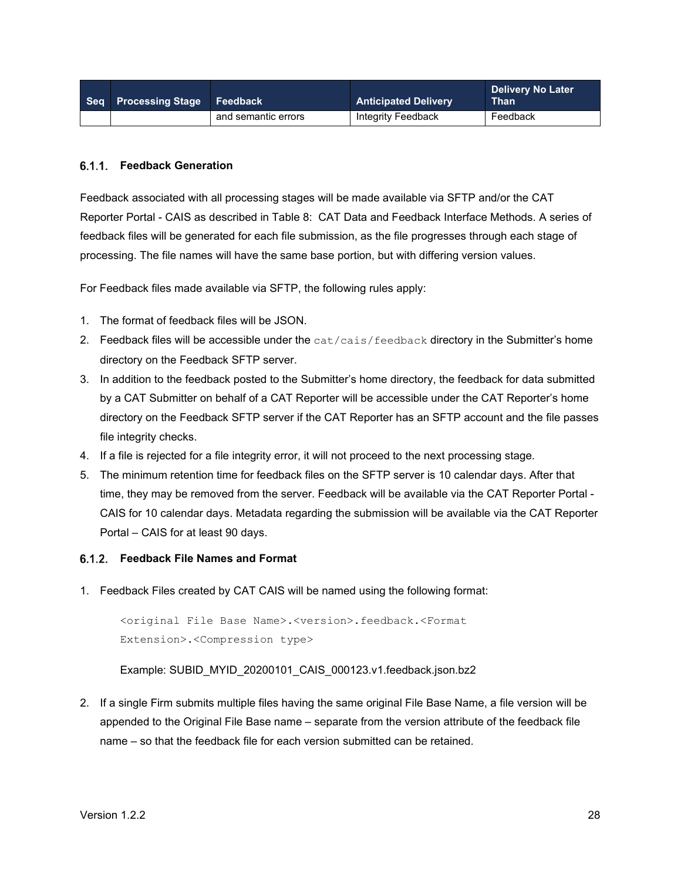| Seq | Processing Stage | Feedback | Anticipated Delivery | Delivery No Later Than |
|---|---|---|---|---|
| | | and semantic errors | Integrity Feedback | Feedback |

### 6.1.1. Feedback Generation

Feedback associated with all processing stages will be made available via SFTP and/or the CAT Reporter Portal - CAIS as described in Table 8: CAT Data and Feedback Interface Methods. A series of feedback files will be generated for each file submission, as the file progresses through each stage of processing. The file names will have the same base portion, but with differing version values.

For Feedback files made available via SFTP, the following rules apply:

1. The format of feedback files will be JSON.
2. Feedback files will be accessible under the `cat/cais/feedback` directory in the Submitter's home directory on the Feedback SFTP server.
3. In addition to the feedback posted to the Submitter's home directory, the feedback for data submitted by a CAT Submitter on behalf of a CAT Reporter will be accessible under the CAT Reporter's home directory on the Feedback SFTP server if the CAT Reporter has an SFTP account and the file passes file integrity checks.
4. If a file is rejected for a file integrity error, it will not proceed to the next processing stage.
5. The minimum retention time for feedback files on the SFTP server is 10 calendar days. After that time, they may be removed from the server. Feedback will be available via the CAT Reporter Portal - CAIS for 10 calendar days. Metadata regarding the submission will be available via the CAT Reporter Portal – CAIS for at least 90 days.

### 6.1.2. Feedback File Names and Format

1. Feedback Files created by CAT CAIS will be named using the following format:

   ```
   <original File Base Name>.<version>.feedback.<Format Extension>.<Compression type>
   ```

   Example: SUBID_MYID_20200101_CAIS_000123.v1.feedback.json.bz2

2. If a single Firm submits multiple files having the same original File Base Name, a file version will be appended to the Original File Base name – separate from the version attribute of the feedback file name – so that the feedback file for each version submitted can be retained.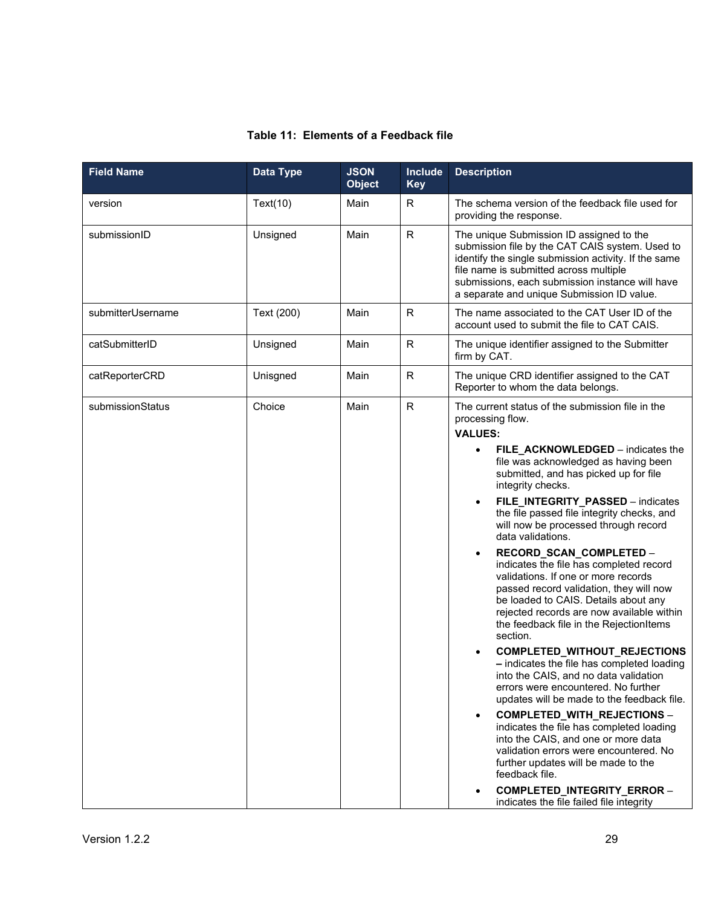**Table 11: Elements of a Feedback file**

| Field Name | Data Type | JSON Object | Include Key | Description |
|---|---|---|---|---|
| version | Text(10) | Main | R | The schema version of the feedback file used for providing the response. |
| submissionID | Unsigned | Main | R | The unique Submission ID assigned to the submission file by the CAT CAIS system. Used to identify the single submission activity. If the same file name is submitted across multiple submissions, each submission instance will have a separate and unique Submission ID value. |
| submitterUsername | Text (200) | Main | R | The name associated to the CAT User ID of the account used to submit the file to CAT CAIS. |
| catSubmitterID | Unsigned | Main | R | The unique identifier assigned to the Submitter firm by CAT. |
| catReporterCRD | Unisgned | Main | R | The unique CRD identifier assigned to the CAT Reporter to whom the data belongs. |
| submissionStatus | Choice | Main | R | The current status of the submission file in the processing flow.<br>**VALUES:**<br>• **FILE_ACKNOWLEDGED** – indicates the file was acknowledged as having been submitted, and has picked up for file integrity checks.<br>• **FILE_INTEGRITY_PASSED** – indicates the file passed file integrity checks, and will now be processed through record data validations.<br>• **RECORD_SCAN_COMPLETED** – indicates the file has completed record validations. If one or more records passed record validation, they will now be loaded to CAIS. Details about any rejected records are now available within the feedback file in the RejectionItems section.<br>• **COMPLETED_WITHOUT_REJECTIONS –** indicates the file has completed loading into the CAIS, and no data validation errors were encountered. No further updates will be made to the feedback file.<br>• **COMPLETED_WITH_REJECTIONS** – indicates the file has completed loading into the CAIS, and one or more data validation errors were encountered. No further updates will be made to the feedback file.<br>• **COMPLETED_INTEGRITY_ERROR** – indicates the file failed file integrity |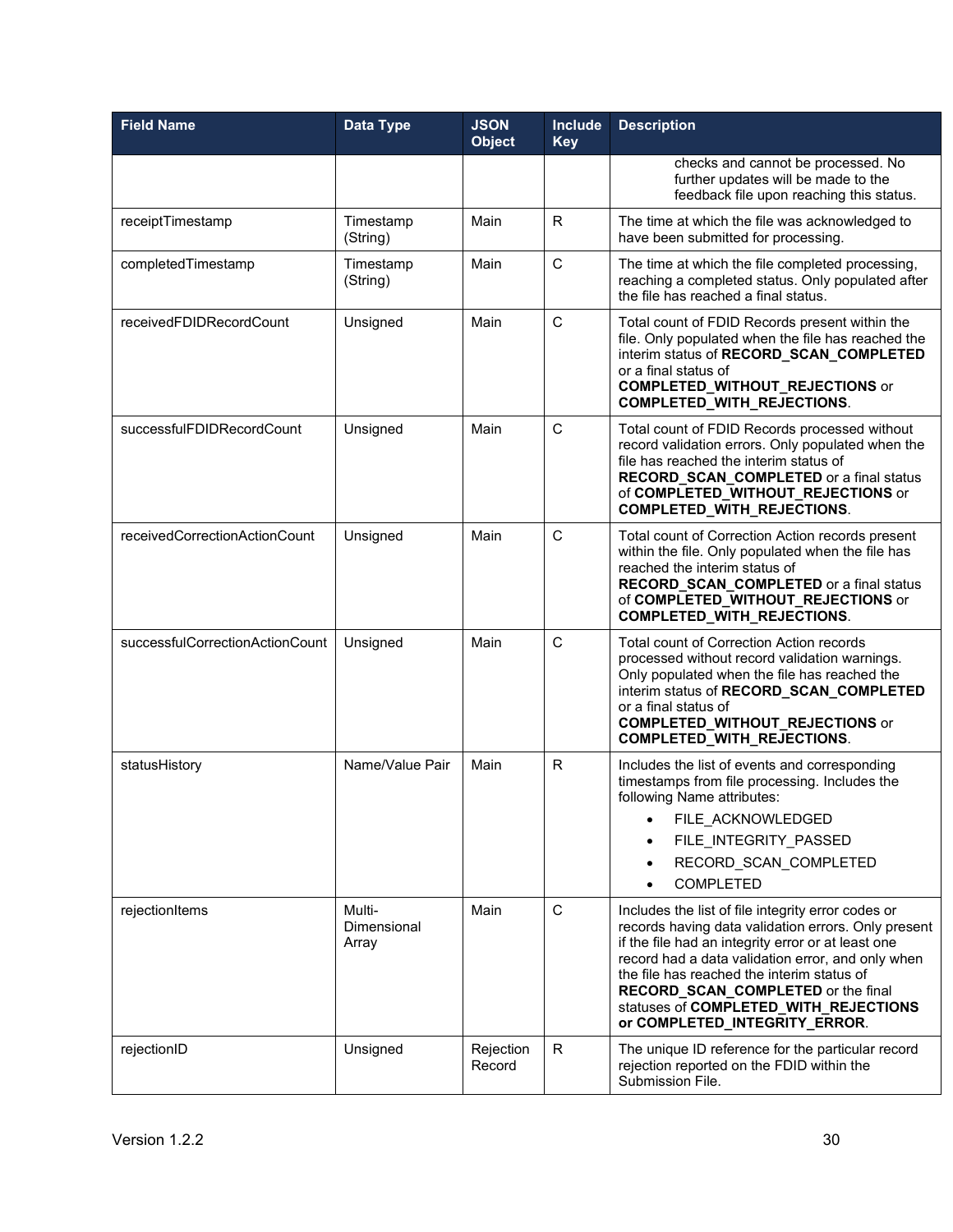| Field Name | Data Type | JSON Object | Include Key | Description |
|---|---|---|---|---|
| | | | | checks and cannot be processed. No further updates will be made to the feedback file upon reaching this status. |
| receiptTimestamp | Timestamp (String) | Main | R | The time at which the file was acknowledged to have been submitted for processing. |
| completedTimestamp | Timestamp (String) | Main | C | The time at which the file completed processing, reaching a completed status. Only populated after the file has reached a final status. |
| receivedFDIDRecordCount | Unsigned | Main | C | Total count of FDID Records present within the file. Only populated when the file has reached the interim status of **RECORD_SCAN_COMPLETED** or a final status of **COMPLETED_WITHOUT_REJECTIONS** or **COMPLETED_WITH_REJECTIONS**. |
| successfulFDIDRecordCount | Unsigned | Main | C | Total count of FDID Records processed without record validation errors. Only populated when the file has reached the interim status of **RECORD_SCAN_COMPLETED** or a final status of **COMPLETED_WITHOUT_REJECTIONS** or **COMPLETED_WITH_REJECTIONS**. |
| receivedCorrectionActionCount | Unsigned | Main | C | Total count of Correction Action records present within the file. Only populated when the file has reached the interim status of **RECORD_SCAN_COMPLETED** or a final status of **COMPLETED_WITHOUT_REJECTIONS** or **COMPLETED_WITH_REJECTIONS**. |
| successfulCorrectionActionCount | Unsigned | Main | C | Total count of Correction Action records processed without record validation warnings. Only populated when the file has reached the interim status of **RECORD_SCAN_COMPLETED** or a final status of **COMPLETED_WITHOUT_REJECTIONS** or **COMPLETED_WITH_REJECTIONS**. |
| statusHistory | Name/Value Pair | Main | R | Includes the list of events and corresponding timestamps from file processing. Includes the following Name attributes: • FILE_ACKNOWLEDGED • FILE_INTEGRITY_PASSED • RECORD_SCAN_COMPLETED • COMPLETED |
| rejectionItems | Multi-Dimensional Array | Main | C | Includes the list of file integrity error codes or records having data validation errors. Only present if the file had an integrity error or at least one record had a data validation error, and only when the file has reached the interim status of **RECORD_SCAN_COMPLETED** or the final statuses of **COMPLETED_WITH_REJECTIONS or COMPLETED_INTEGRITY_ERROR**. |
| rejectionID | Unsigned | Rejection Record | R | The unique ID reference for the particular record rejection reported on the FDID within the Submission File. |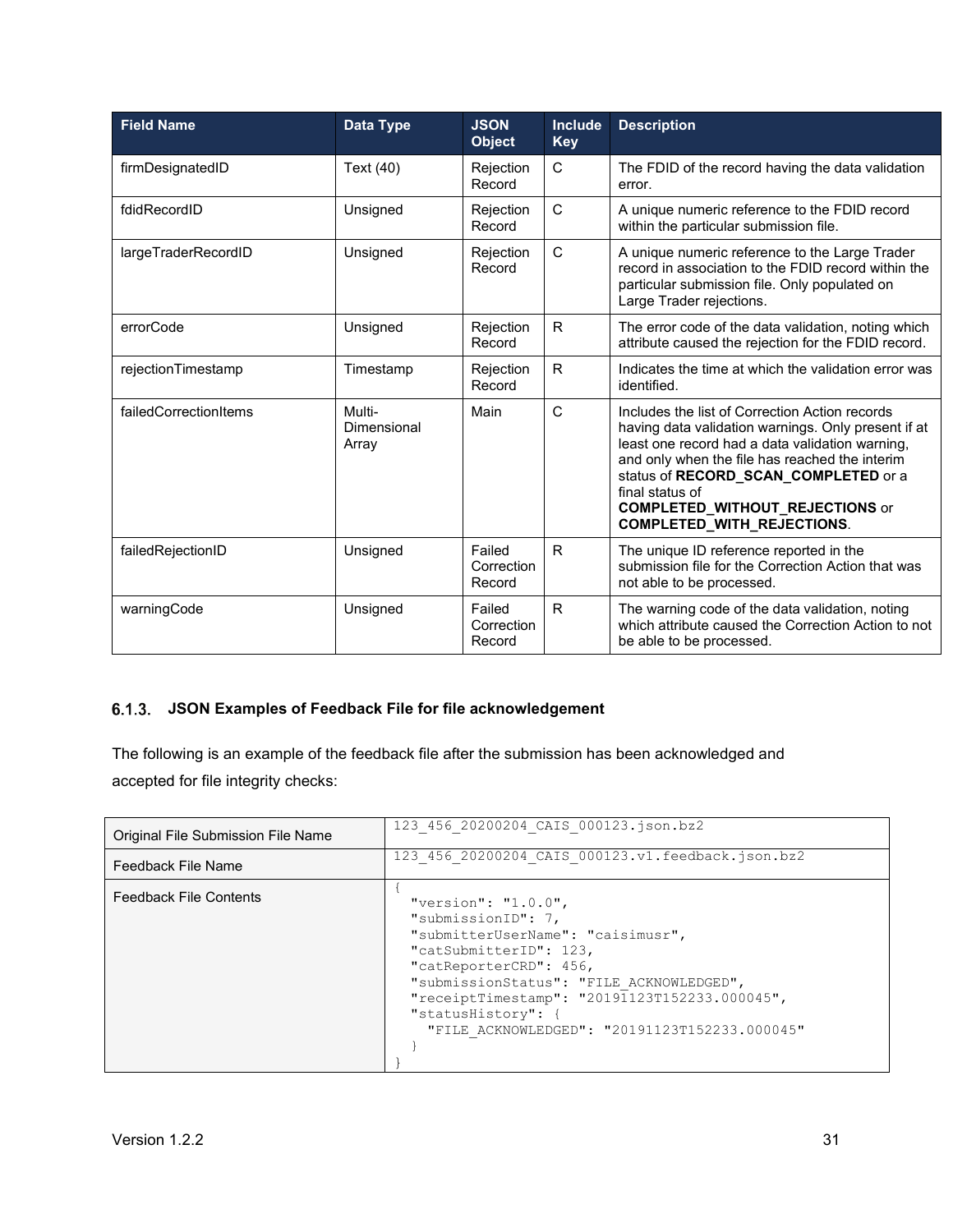| Field Name | Data Type | JSON Object | Include Key | Description |
| --- | --- | --- | --- | --- |
| firmDesignatedID | Text (40) | Rejection Record | C | The FDID of the record having the data validation error. |
| fdidRecordID | Unsigned | Rejection Record | C | A unique numeric reference to the FDID record within the particular submission file. |
| largeTraderRecordID | Unsigned | Rejection Record | C | A unique numeric reference to the Large Trader record in association to the FDID record within the particular submission file. Only populated on Large Trader rejections. |
| errorCode | Unsigned | Rejection Record | R | The error code of the data validation, noting which attribute caused the rejection for the FDID record. |
| rejectionTimestamp | Timestamp | Rejection Record | R | Indicates the time at which the validation error was identified. |
| failedCorrectionItems | Multi-Dimensional Array | Main | C | Includes the list of Correction Action records having data validation warnings. Only present if at least one record had a data validation warning, and only when the file has reached the interim status of **RECORD_SCAN_COMPLETED** or a final status of **COMPLETED_WITHOUT_REJECTIONS** or **COMPLETED_WITH_REJECTIONS**. |
| failedRejectionID | Unsigned | Failed Correction Record | R | The unique ID reference reported in the submission file for the Correction Action that was not able to be processed. |
| warningCode | Unsigned | Failed Correction Record | R | The warning code of the data validation, noting which attribute caused the Correction Action to not be able to be processed. |

### 6.1.3. JSON Examples of Feedback File for file acknowledgement

The following is an example of the feedback file after the submission has been acknowledged and accepted for file integrity checks:

| | |
| --- | --- |
| Original File Submission File Name | 123_456_20200204_CAIS_000123.json.bz2 |
| Feedback File Name | 123_456_20200204_CAIS_000123.v1.feedback.json.bz2 |
| Feedback File Contents | `{ "version": "1.0.0", "submissionID": 7, "submitterUserName": "caisimusr", "catSubmitterID": 123, "catReporterCRD": 456, "submissionStatus": "FILE_ACKNOWLEDGED", "receiptTimestamp": "20191123T152233.000045", "statusHistory": { "FILE_ACKNOWLEDGED": "20191123T152233.000045" } }` |

```
{
  "version": "1.0.0",
  "submissionID": 7,
  "submitterUserName": "caisimusr",
  "catSubmitterID": 123,
  "catReporterCRD": 456,
  "submissionStatus": "FILE_ACKNOWLEDGED",
  "receiptTimestamp": "20191123T152233.000045",
  "statusHistory": {
    "FILE_ACKNOWLEDGED": "20191123T152233.000045"
  }
}
```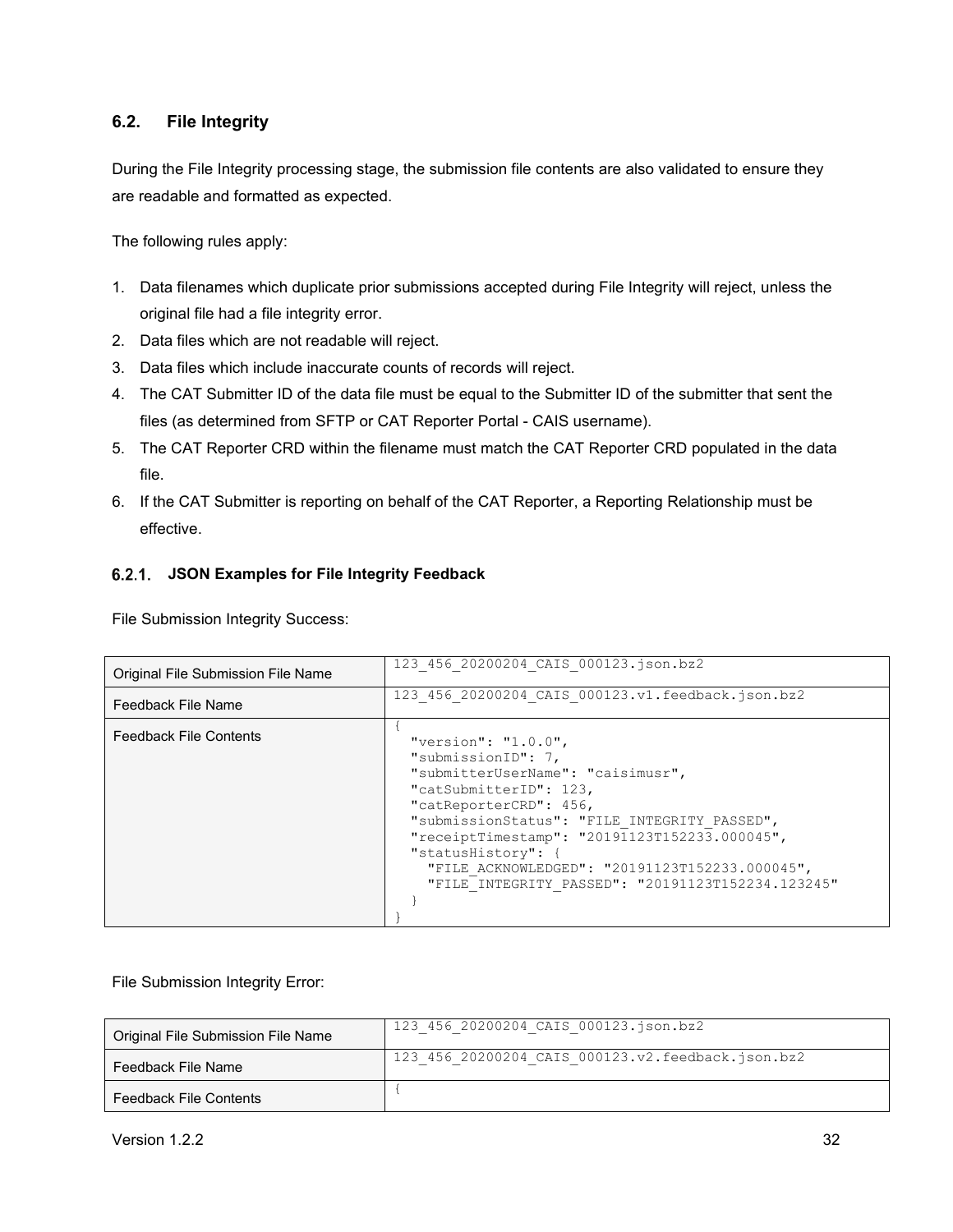## 6.2. File Integrity

During the File Integrity processing stage, the submission file contents are also validated to ensure they are readable and formatted as expected.

The following rules apply:

1. Data filenames which duplicate prior submissions accepted during File Integrity will reject, unless the original file had a file integrity error.
2. Data files which are not readable will reject.
3. Data files which include inaccurate counts of records will reject.
4. The CAT Submitter ID of the data file must be equal to the Submitter ID of the submitter that sent the files (as determined from SFTP or CAT Reporter Portal - CAIS username).
5. The CAT Reporter CRD within the filename must match the CAT Reporter CRD populated in the data file.
6. If the CAT Submitter is reporting on behalf of the CAT Reporter, a Reporting Relationship must be effective.

### 6.2.1. JSON Examples for File Integrity Feedback

File Submission Integrity Success:

| | |
|---|---|
| Original File Submission File Name | `123_456_20200204_CAIS_000123.json.bz2` |
| Feedback File Name | `123_456_20200204_CAIS_000123.v1.feedback.json.bz2` |
| Feedback File Contents | `{ "version": "1.0.0", "submissionID": 7, "submitterUserName": "caisimusr", "catSubmitterID": 123, "catReporterCRD": 456, "submissionStatus": "FILE_INTEGRITY_PASSED", "receiptTimestamp": "20191123T152233.000045", "statusHistory": { "FILE_ACKNOWLEDGED": "20191123T152233.000045", "FILE_INTEGRITY_PASSED": "20191123T152234.123245" } }` |

```
{
  "version": "1.0.0",
  "submissionID": 7,
  "submitterUserName": "caisimusr",
  "catSubmitterID": 123,
  "catReporterCRD": 456,
  "submissionStatus": "FILE_INTEGRITY_PASSED",
  "receiptTimestamp": "20191123T152233.000045",
  "statusHistory": {
    "FILE_ACKNOWLEDGED": "20191123T152233.000045",
    "FILE_INTEGRITY_PASSED": "20191123T152234.123245"
  }
}
```

File Submission Integrity Error:

| | |
|---|---|
| Original File Submission File Name | `123_456_20200204_CAIS_000123.json.bz2` |
| Feedback File Name | `123_456_20200204_CAIS_000123.v2.feedback.json.bz2` |
| Feedback File Contents | `{` |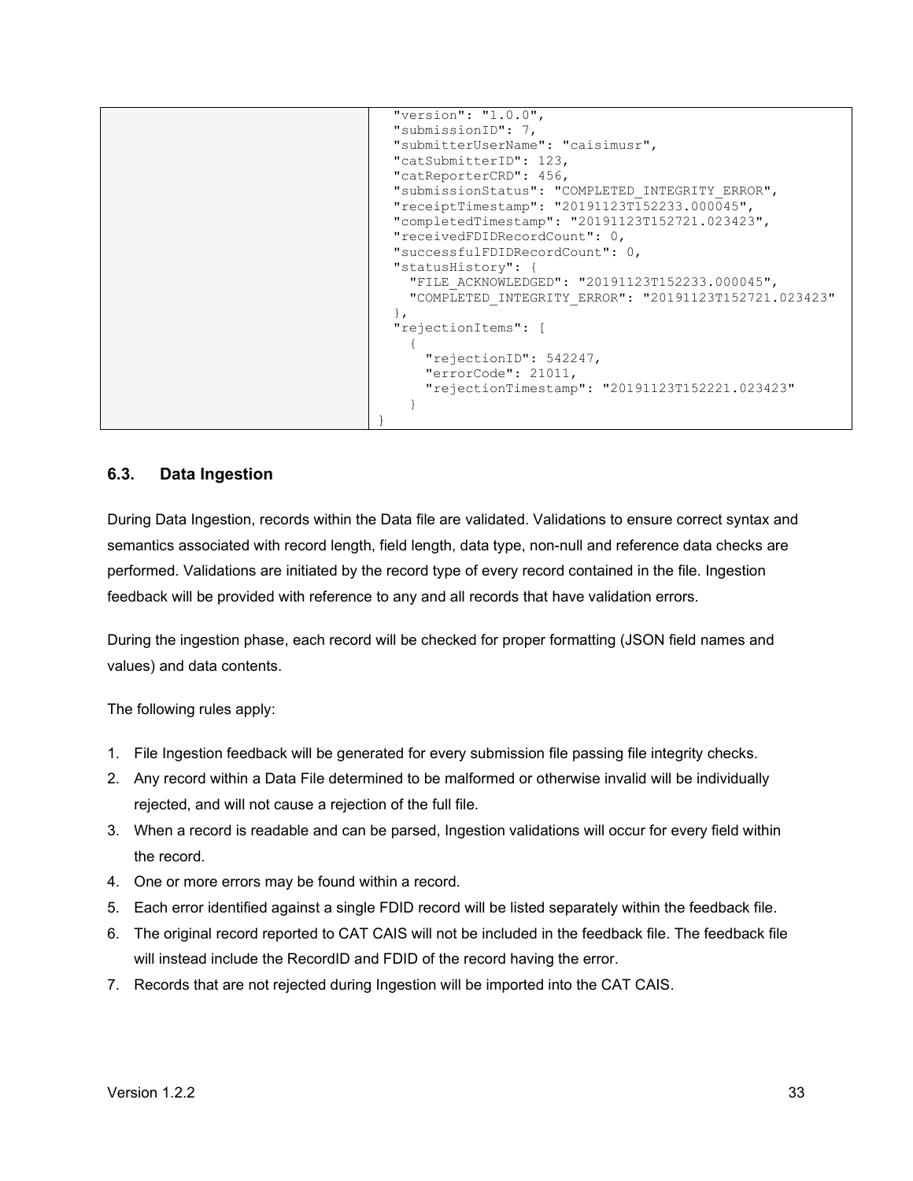|  | ```
  "version": "1.0.0",
  "submissionID": 7,
  "submitterUserName": "caisimusr",
  "catSubmitterID": 123,
  "catReporterCRD": 456,
  "submissionStatus": "COMPLETED_INTEGRITY_ERROR",
  "receiptTimestamp": "20191123T152233.000045",
  "completedTimestamp": "20191123T152721.023423",
  "receivedFDIDRecordCount": 0,
  "successfulFDIDRecordCount": 0,
  "statusHistory": {
    "FILE_ACKNOWLEDGED": "20191123T152233.000045",
    "COMPLETED_INTEGRITY_ERROR": "20191123T152721.023423"
  },
  "rejectionItems": [
    {
      "rejectionID": 542247,
      "errorCode": 21011,
      "rejectionTimestamp": "20191123T152221.023423"
    }
}
``` |
|---|---|

## 6.3. Data Ingestion

During Data Ingestion, records within the Data file are validated. Validations to ensure correct syntax and semantics associated with record length, field length, data type, non-null and reference data checks are performed. Validations are initiated by the record type of every record contained in the file. Ingestion feedback will be provided with reference to any and all records that have validation errors.

During the ingestion phase, each record will be checked for proper formatting (JSON field names and values) and data contents.

The following rules apply:

1. File Ingestion feedback will be generated for every submission file passing file integrity checks.
2. Any record within a Data File determined to be malformed or otherwise invalid will be individually rejected, and will not cause a rejection of the full file.
3. When a record is readable and can be parsed, Ingestion validations will occur for every field within the record.
4. One or more errors may be found within a record.
5. Each error identified against a single FDID record will be listed separately within the feedback file.
6. The original record reported to CAT CAIS will not be included in the feedback file. The feedback file will instead include the RecordID and FDID of the record having the error.
7. Records that are not rejected during Ingestion will be imported into the CAT CAIS.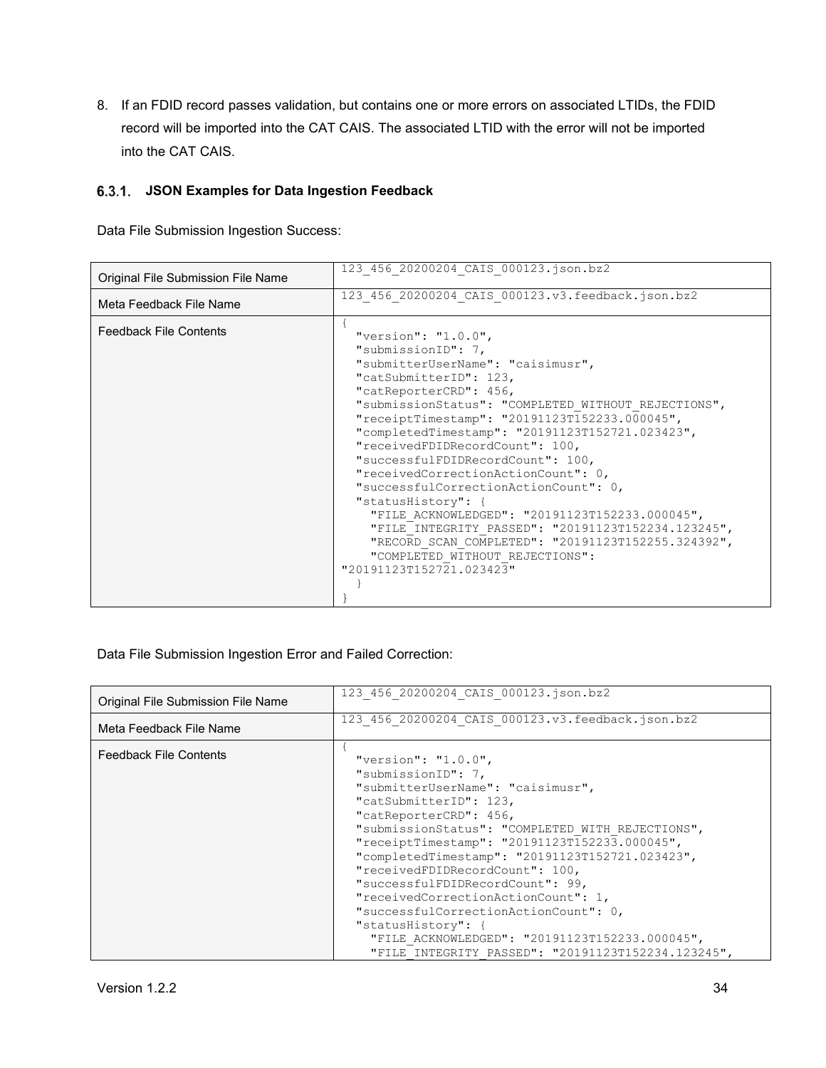8. If an FDID record passes validation, but contains one or more errors on associated LTIDs, the FDID record will be imported into the CAT CAIS. The associated LTID with the error will not be imported into the CAT CAIS.

### 6.3.1. JSON Examples for Data Ingestion Feedback

Data File Submission Ingestion Success:

| | |
|---|---|
| Original File Submission File Name | `123_456_20200204_CAIS_000123.json.bz2` |
| Meta Feedback File Name | `123_456_20200204_CAIS_000123.v3.feedback.json.bz2` |
| Feedback File Contents | (see below) |

```
{
  "version": "1.0.0",
  "submissionID": 7,
  "submitterUserName": "caisimusr",
  "catSubmitterID": 123,
  "catReporterCRD": 456,
  "submissionStatus": "COMPLETED_WITHOUT_REJECTIONS",
  "receiptTimestamp": "20191123T152233.000045",
  "completedTimestamp": "20191123T152721.023423",
  "receivedFDIDRecordCount": 100,
  "successfulFDIDRecordCount": 100,
  "receivedCorrectionActionCount": 0,
  "successfulCorrectionActionCount": 0,
  "statusHistory": {
    "FILE_ACKNOWLEDGED": "20191123T152233.000045",
    "FILE_INTEGRITY_PASSED": "20191123T152234.123245",
    "RECORD_SCAN_COMPLETED": "20191123T152255.324392",
    "COMPLETED_WITHOUT_REJECTIONS":
"20191123T152721.023423"
  }
}
```

Data File Submission Ingestion Error and Failed Correction:

| | |
|---|---|
| Original File Submission File Name | `123_456_20200204_CAIS_000123.json.bz2` |
| Meta Feedback File Name | `123_456_20200204_CAIS_000123.v3.feedback.json.bz2` |
| Feedback File Contents | (see below) |

```
{
  "version": "1.0.0",
  "submissionID": 7,
  "submitterUserName": "caisimusr",
  "catSubmitterID": 123,
  "catReporterCRD": 456,
  "submissionStatus": "COMPLETED_WITH_REJECTIONS",
  "receiptTimestamp": "20191123T152233.000045",
  "completedTimestamp": "20191123T152721.023423",
  "receivedFDIDRecordCount": 100,
  "successfulFDIDRecordCount": 99,
  "receivedCorrectionActionCount": 1,
  "successfulCorrectionActionCount": 0,
  "statusHistory": {
    "FILE_ACKNOWLEDGED": "20191123T152233.000045",
    "FILE_INTEGRITY_PASSED": "20191123T152234.123245",
```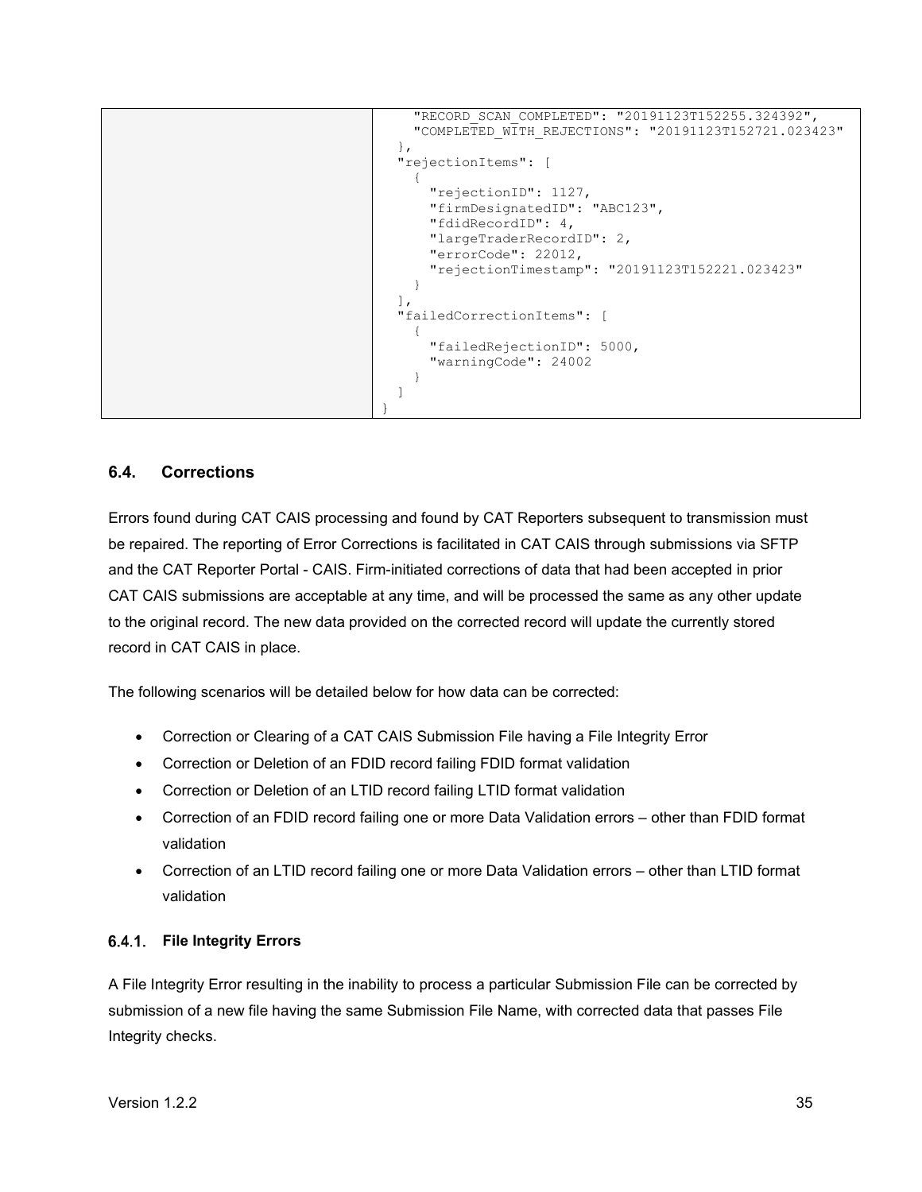| | ```"RECORD_SCAN_COMPLETED": "20191123T152255.324392", "COMPLETED_WITH_REJECTIONS": "20191123T152721.023423" }, "rejectionItems": [ { "rejectionID": 1127, "firmDesignatedID": "ABC123", "fdidRecordID": 4, "largeTraderRecordID": 2, "errorCode": 22012, "rejectionTimestamp": "20191123T152221.023423" } ], "failedCorrectionItems": [ { "failedRejectionID": 5000, "warningCode": 24002 } ] }``` |
|---|---|

```
    "RECORD_SCAN_COMPLETED": "20191123T152255.324392",
    "COMPLETED_WITH_REJECTIONS": "20191123T152721.023423"
  },
  "rejectionItems": [
    {
      "rejectionID": 1127,
      "firmDesignatedID": "ABC123",
      "fdidRecordID": 4,
      "largeTraderRecordID": 2,
      "errorCode": 22012,
      "rejectionTimestamp": "20191123T152221.023423"
    }
  ],
  "failedCorrectionItems": [
    {
      "failedRejectionID": 5000,
      "warningCode": 24002
    }
  ]
}
```

## 6.4. Corrections

Errors found during CAT CAIS processing and found by CAT Reporters subsequent to transmission must be repaired. The reporting of Error Corrections is facilitated in CAT CAIS through submissions via SFTP and the CAT Reporter Portal - CAIS. Firm-initiated corrections of data that had been accepted in prior CAT CAIS submissions are acceptable at any time, and will be processed the same as any other update to the original record. The new data provided on the corrected record will update the currently stored record in CAT CAIS in place.

The following scenarios will be detailed below for how data can be corrected:

- Correction or Clearing of a CAT CAIS Submission File having a File Integrity Error
- Correction or Deletion of an FDID record failing FDID format validation
- Correction or Deletion of an LTID record failing LTID format validation
- Correction of an FDID record failing one or more Data Validation errors – other than FDID format validation
- Correction of an LTID record failing one or more Data Validation errors – other than LTID format validation

### 6.4.1. File Integrity Errors

A File Integrity Error resulting in the inability to process a particular Submission File can be corrected by submission of a new file having the same Submission File Name, with corrected data that passes File Integrity checks.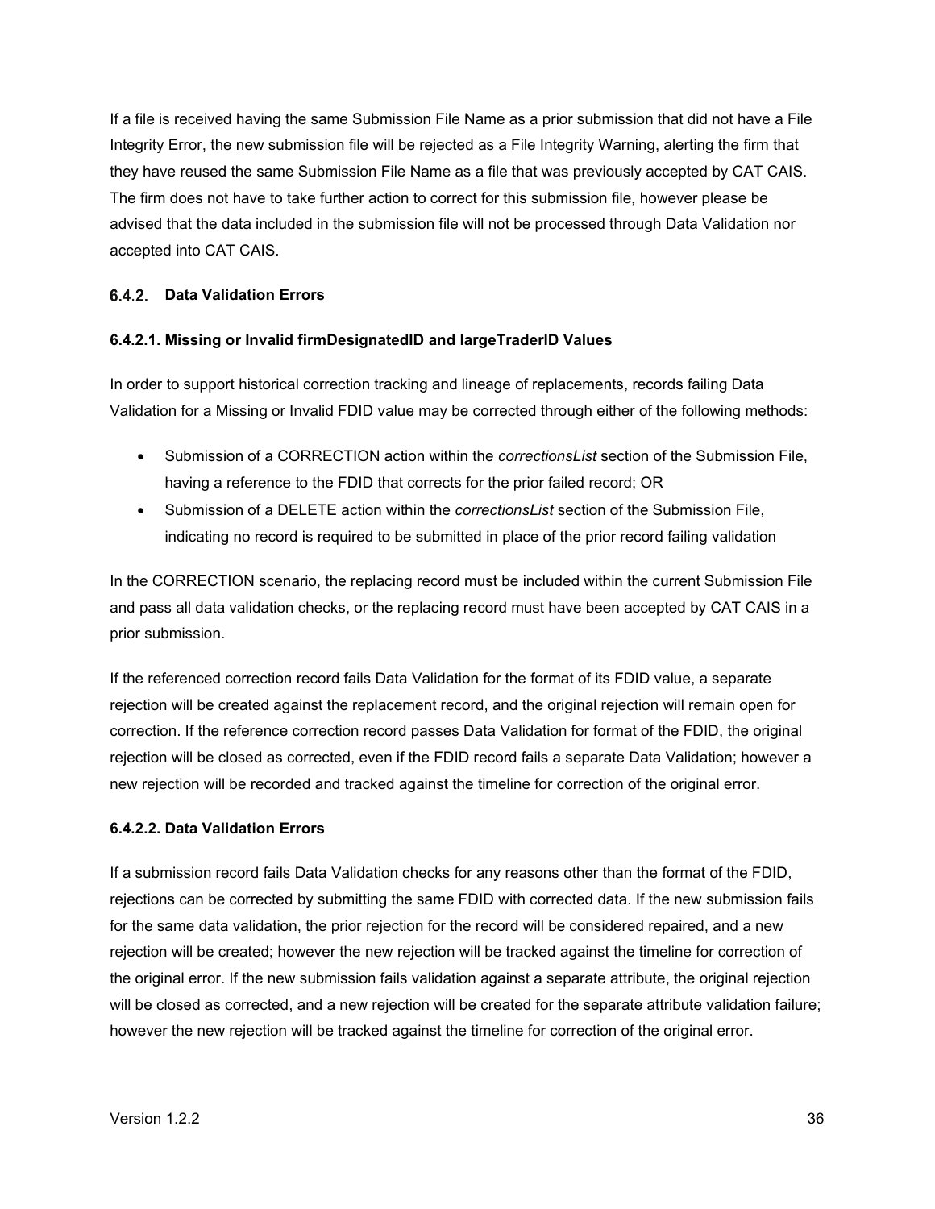If a file is received having the same Submission File Name as a prior submission that did not have a File Integrity Error, the new submission file will be rejected as a File Integrity Warning, alerting the firm that they have reused the same Submission File Name as a file that was previously accepted by CAT CAIS. The firm does not have to take further action to correct for this submission file, however please be advised that the data included in the submission file will not be processed through Data Validation nor accepted into CAT CAIS.

### 6.4.2. Data Validation Errors

#### 6.4.2.1. Missing or Invalid firmDesignatedID and largeTraderID Values

In order to support historical correction tracking and lineage of replacements, records failing Data Validation for a Missing or Invalid FDID value may be corrected through either of the following methods:

- Submission of a CORRECTION action within the *correctionsList* section of the Submission File, having a reference to the FDID that corrects for the prior failed record; OR
- Submission of a DELETE action within the *correctionsList* section of the Submission File, indicating no record is required to be submitted in place of the prior record failing validation

In the CORRECTION scenario, the replacing record must be included within the current Submission File and pass all data validation checks, or the replacing record must have been accepted by CAT CAIS in a prior submission.

If the referenced correction record fails Data Validation for the format of its FDID value, a separate rejection will be created against the replacement record, and the original rejection will remain open for correction. If the reference correction record passes Data Validation for format of the FDID, the original rejection will be closed as corrected, even if the FDID record fails a separate Data Validation; however a new rejection will be recorded and tracked against the timeline for correction of the original error.

#### 6.4.2.2. Data Validation Errors

If a submission record fails Data Validation checks for any reasons other than the format of the FDID, rejections can be corrected by submitting the same FDID with corrected data. If the new submission fails for the same data validation, the prior rejection for the record will be considered repaired, and a new rejection will be created; however the new rejection will be tracked against the timeline for correction of the original error. If the new submission fails validation against a separate attribute, the original rejection will be closed as corrected, and a new rejection will be created for the separate attribute validation failure; however the new rejection will be tracked against the timeline for correction of the original error.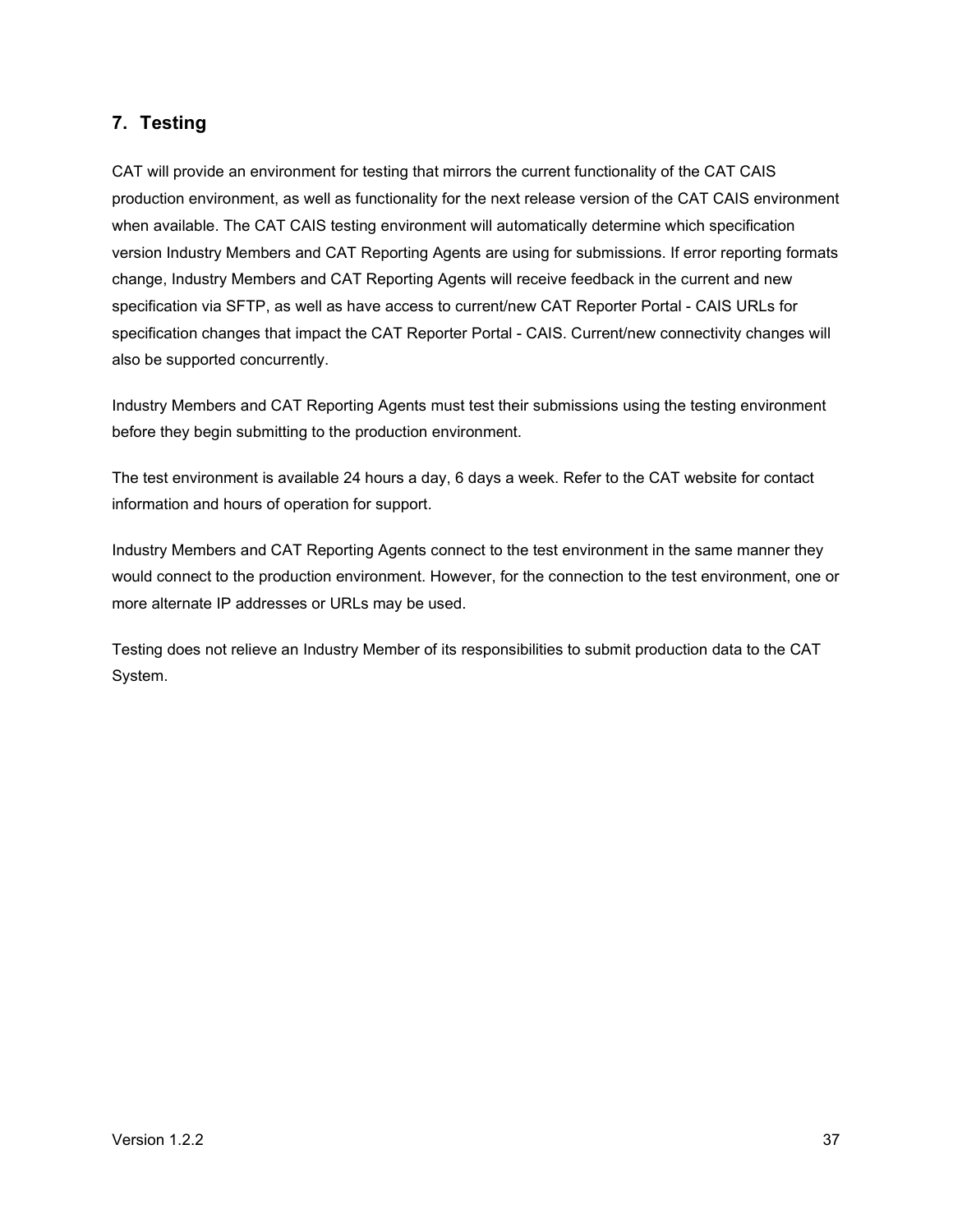# 7. Testing

CAT will provide an environment for testing that mirrors the current functionality of the CAT CAIS production environment, as well as functionality for the next release version of the CAT CAIS environment when available. The CAT CAIS testing environment will automatically determine which specification version Industry Members and CAT Reporting Agents are using for submissions. If error reporting formats change, Industry Members and CAT Reporting Agents will receive feedback in the current and new specification via SFTP, as well as have access to current/new CAT Reporter Portal - CAIS URLs for specification changes that impact the CAT Reporter Portal - CAIS. Current/new connectivity changes will also be supported concurrently.

Industry Members and CAT Reporting Agents must test their submissions using the testing environment before they begin submitting to the production environment.

The test environment is available 24 hours a day, 6 days a week. Refer to the CAT website for contact information and hours of operation for support.

Industry Members and CAT Reporting Agents connect to the test environment in the same manner they would connect to the production environment. However, for the connection to the test environment, one or more alternate IP addresses or URLs may be used.

Testing does not relieve an Industry Member of its responsibilities to submit production data to the CAT System.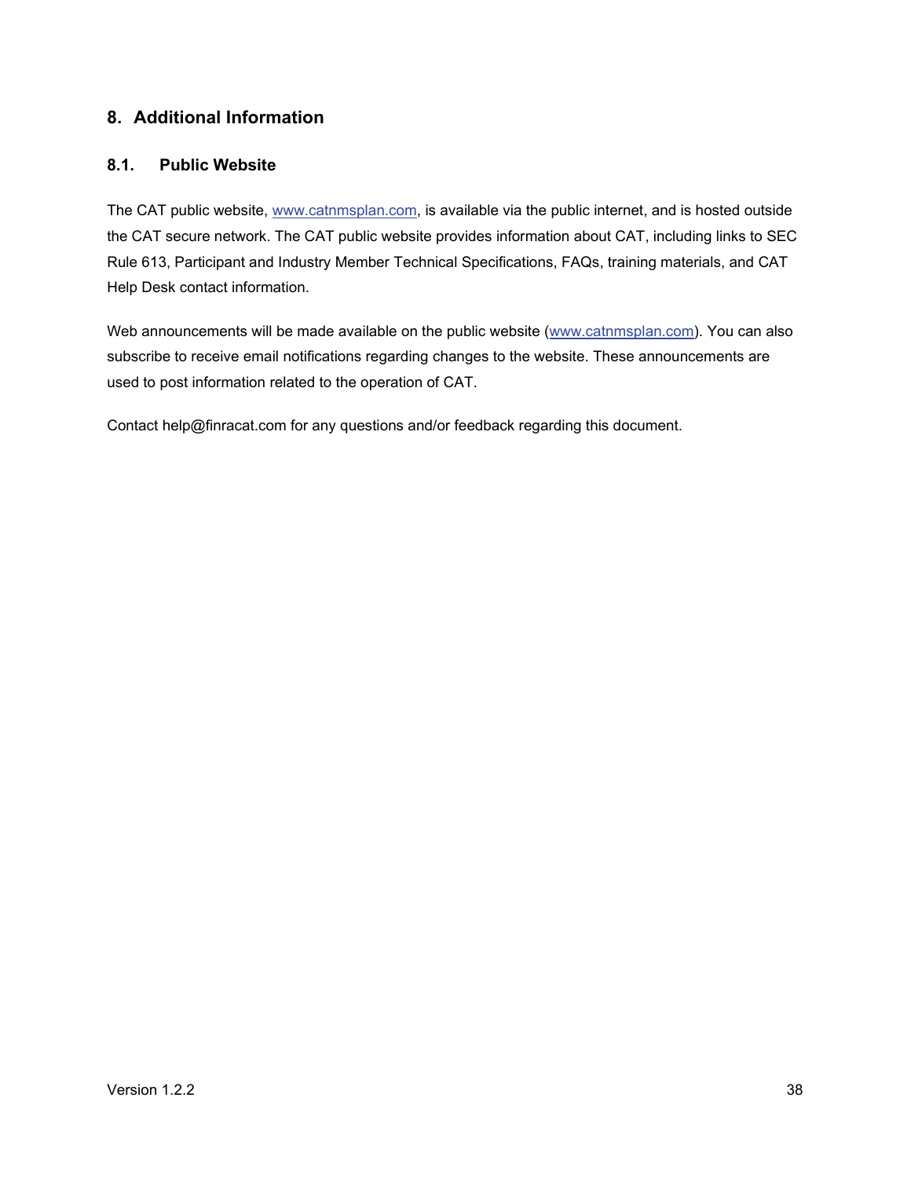# 8. Additional Information

## 8.1. Public Website

The CAT public website, [www.catnmsplan.com](www.catnmsplan.com), is available via the public internet, and is hosted outside the CAT secure network. The CAT public website provides information about CAT, including links to SEC Rule 613, Participant and Industry Member Technical Specifications, FAQs, training materials, and CAT Help Desk contact information.

Web announcements will be made available on the public website ([www.catnmsplan.com](www.catnmsplan.com)). You can also subscribe to receive email notifications regarding changes to the website. These announcements are used to post information related to the operation of CAT.

Contact help@finracat.com for any questions and/or feedback regarding this document.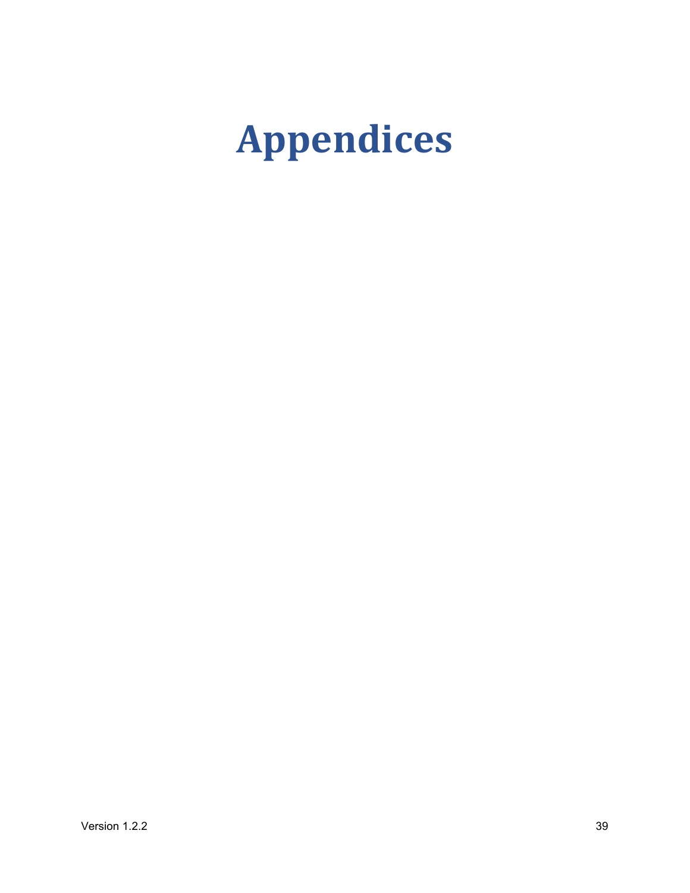# Appendices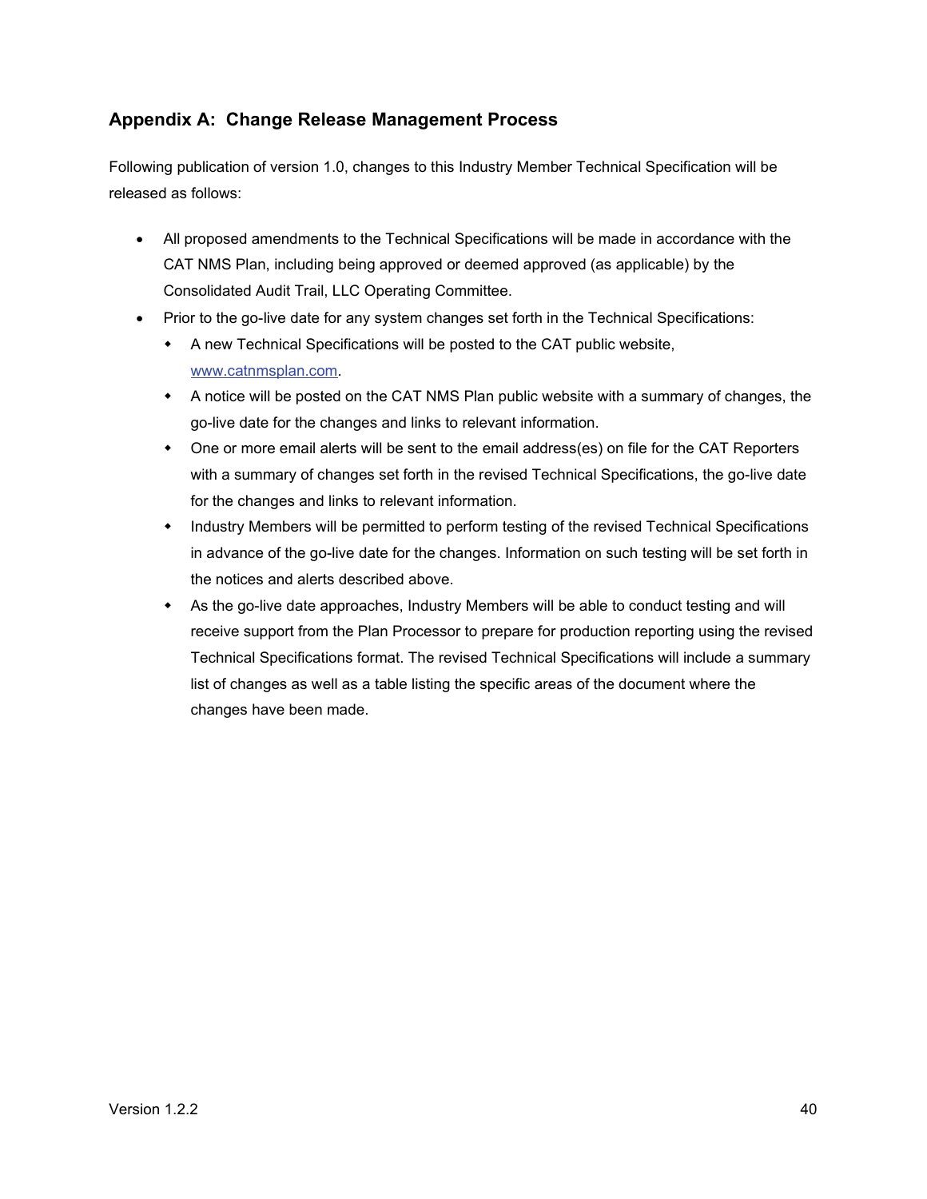## Appendix A: Change Release Management Process

Following publication of version 1.0, changes to this Industry Member Technical Specification will be released as follows:

- All proposed amendments to the Technical Specifications will be made in accordance with the CAT NMS Plan, including being approved or deemed approved (as applicable) by the Consolidated Audit Trail, LLC Operating Committee.
- Prior to the go-live date for any system changes set forth in the Technical Specifications:
  - A new Technical Specifications will be posted to the CAT public website, [www.catnmsplan.com](www.catnmsplan.com).
  - A notice will be posted on the CAT NMS Plan public website with a summary of changes, the go-live date for the changes and links to relevant information.
  - One or more email alerts will be sent to the email address(es) on file for the CAT Reporters with a summary of changes set forth in the revised Technical Specifications, the go-live date for the changes and links to relevant information.
  - Industry Members will be permitted to perform testing of the revised Technical Specifications in advance of the go-live date for the changes. Information on such testing will be set forth in the notices and alerts described above.
  - As the go-live date approaches, Industry Members will be able to conduct testing and will receive support from the Plan Processor to prepare for production reporting using the revised Technical Specifications format. The revised Technical Specifications will include a summary list of changes as well as a table listing the specific areas of the document where the changes have been made.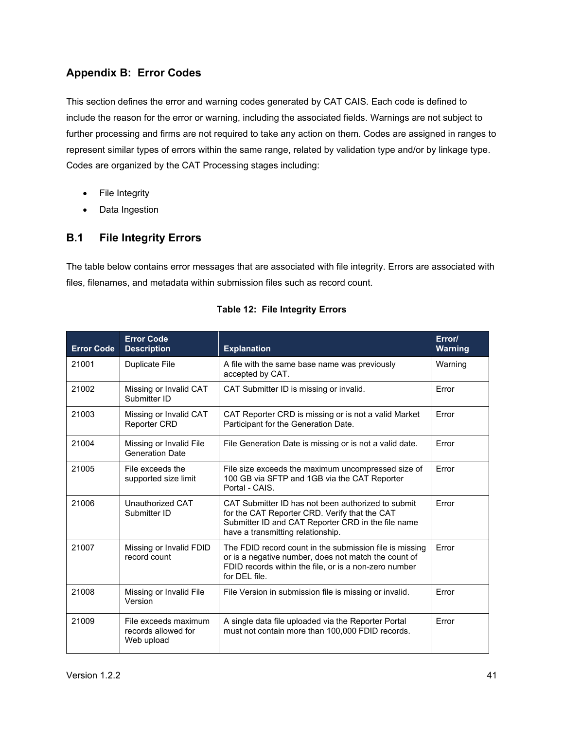## Appendix B: Error Codes

This section defines the error and warning codes generated by CAT CAIS. Each code is defined to include the reason for the error or warning, including the associated fields. Warnings are not subject to further processing and firms are not required to take any action on them. Codes are assigned in ranges to represent similar types of errors within the same range, related by validation type and/or by linkage type. Codes are organized by the CAT Processing stages including:

- File Integrity
- Data Ingestion

### B.1 File Integrity Errors

The table below contains error messages that are associated with file integrity. Errors are associated with files, filenames, and metadata within submission files such as record count.

**Table 12: File Integrity Errors**

| Error Code | Error Code Description | Explanation | Error/ Warning |
|---|---|---|---|
| 21001 | Duplicate File | A file with the same base name was previously accepted by CAT. | Warning |
| 21002 | Missing or Invalid CAT Submitter ID | CAT Submitter ID is missing or invalid. | Error |
| 21003 | Missing or Invalid CAT Reporter CRD | CAT Reporter CRD is missing or is not a valid Market Participant for the Generation Date. | Error |
| 21004 | Missing or Invalid File Generation Date | File Generation Date is missing or is not a valid date. | Error |
| 21005 | File exceeds the supported size limit | File size exceeds the maximum uncompressed size of 100 GB via SFTP and 1GB via the CAT Reporter Portal - CAIS. | Error |
| 21006 | Unauthorized CAT Submitter ID | CAT Submitter ID has not been authorized to submit for the CAT Reporter CRD. Verify that the CAT Submitter ID and CAT Reporter CRD in the file name have a transmitting relationship. | Error |
| 21007 | Missing or Invalid FDID record count | The FDID record count in the submission file is missing or is a negative number, does not match the count of FDID records within the file, or is a non-zero number for DEL file. | Error |
| 21008 | Missing or Invalid File Version | File Version in submission file is missing or invalid. | Error |
| 21009 | File exceeds maximum records allowed for Web upload | A single data file uploaded via the Reporter Portal must not contain more than 100,000 FDID records. | Error |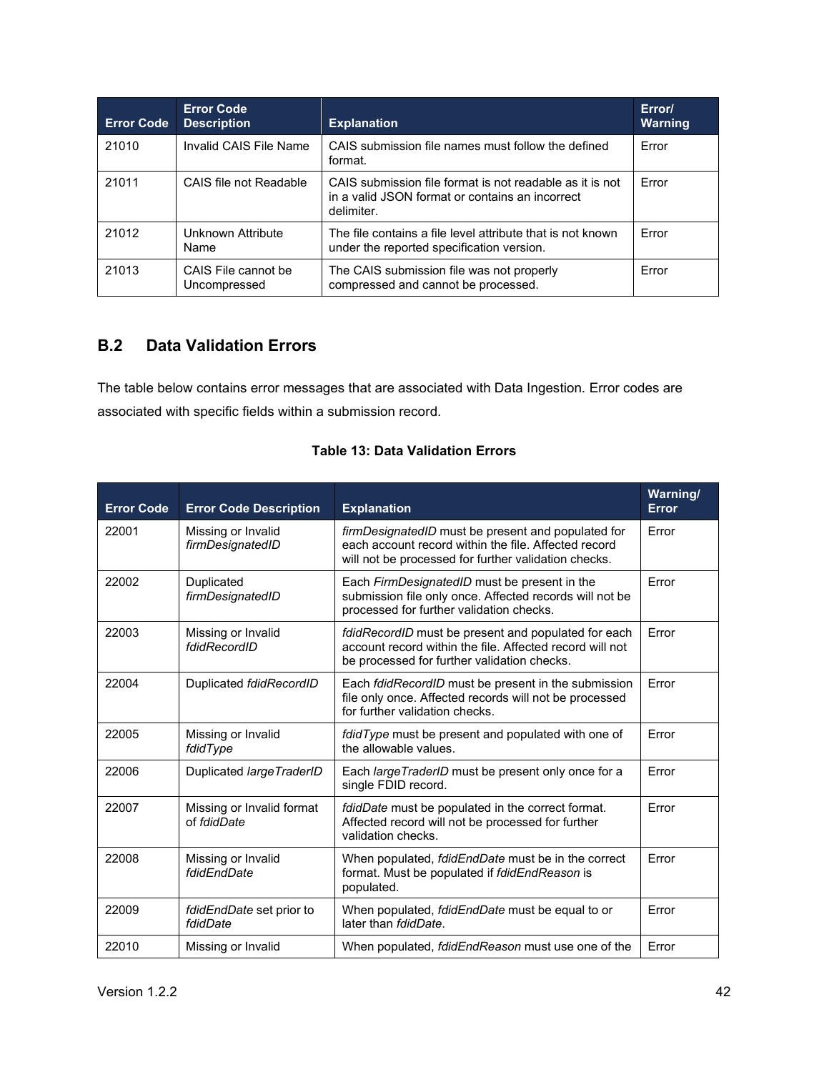| Error Code | Error Code Description | Explanation | Error/ Warning |
|---|---|---|---|
| 21010 | Invalid CAIS File Name | CAIS submission file names must follow the defined format. | Error |
| 21011 | CAIS file not Readable | CAIS submission file format is not readable as it is not in a valid JSON format or contains an incorrect delimiter. | Error |
| 21012 | Unknown Attribute Name | The file contains a file level attribute that is not known under the reported specification version. | Error |
| 21013 | CAIS File cannot be Uncompressed | The CAIS submission file was not properly compressed and cannot be processed. | Error |

## B.2 Data Validation Errors

The table below contains error messages that are associated with Data Ingestion. Error codes are associated with specific fields within a submission record.

**Table 13: Data Validation Errors**

| Error Code | Error Code Description | Explanation | Warning/ Error |
|---|---|---|---|
| 22001 | Missing or Invalid *firmDesignatedID* | *firmDesignatedID* must be present and populated for each account record within the file. Affected record will not be processed for further validation checks. | Error |
| 22002 | Duplicated *firmDesignatedID* | Each *FirmDesignatedID* must be present in the submission file only once. Affected records will not be processed for further validation checks. | Error |
| 22003 | Missing or Invalid *fdidRecordID* | *fdidRecordID* must be present and populated for each account record within the file. Affected record will not be processed for further validation checks. | Error |
| 22004 | Duplicated *fdidRecordID* | Each *fdidRecordID* must be present in the submission file only once. Affected records will not be processed for further validation checks. | Error |
| 22005 | Missing or Invalid *fdidType* | *fdidType* must be present and populated with one of the allowable values. | Error |
| 22006 | Duplicated *largeTraderID* | Each *largeTraderID* must be present only once for a single FDID record. | Error |
| 22007 | Missing or Invalid format of *fdidDate* | *fdidDate* must be populated in the correct format. Affected record will not be processed for further validation checks. | Error |
| 22008 | Missing or Invalid *fdidEndDate* | When populated, *fdidEndDate* must be in the correct format. Must be populated if *fdidEndReason* is populated. | Error |
| 22009 | *fdidEndDate* set prior to *fdidDate* | When populated, *fdidEndDate* must be equal to or later than *fdidDate*. | Error |
| 22010 | Missing or Invalid | When populated, *fdidEndReason* must use one of the | Error |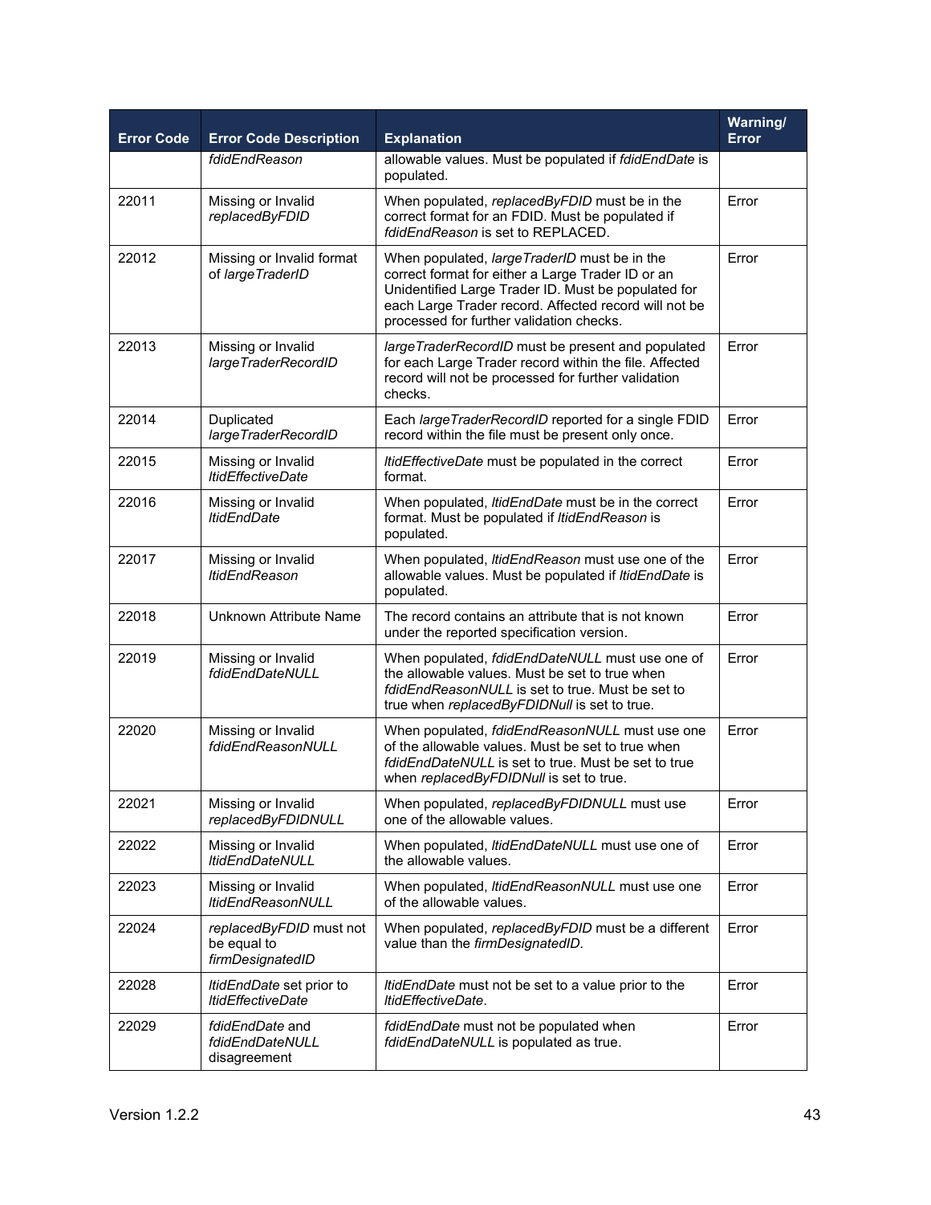| Error Code | Error Code Description | Explanation | Warning/ Error |
|---|---|---|---|
| | *fdidEndReason* | allowable values. Must be populated if *fdidEndDate* is populated. | |
| 22011 | Missing or Invalid *replacedByFDID* | When populated, *replacedByFDID* must be in the correct format for an FDID. Must be populated if *fdidEndReason* is set to REPLACED. | Error |
| 22012 | Missing or Invalid format of *largeTraderID* | When populated, *largeTraderID* must be in the correct format for either a Large Trader ID or an Unidentified Large Trader ID. Must be populated for each Large Trader record. Affected record will not be processed for further validation checks. | Error |
| 22013 | Missing or Invalid *largeTraderRecordID* | *largeTraderRecordID* must be present and populated for each Large Trader record within the file. Affected record will not be processed for further validation checks. | Error |
| 22014 | Duplicated *largeTraderRecordID* | Each *largeTraderRecordID* reported for a single FDID record within the file must be present only once. | Error |
| 22015 | Missing or Invalid *ltidEffectiveDate* | *ltidEffectiveDate* must be populated in the correct format. | Error |
| 22016 | Missing or Invalid *ltidEndDate* | When populated, *ltidEndDate* must be in the correct format. Must be populated if *ltidEndReason* is populated. | Error |
| 22017 | Missing or Invalid *ltidEndReason* | When populated, *ltidEndReason* must use one of the allowable values. Must be populated if *ltidEndDate* is populated. | Error |
| 22018 | Unknown Attribute Name | The record contains an attribute that is not known under the reported specification version. | Error |
| 22019 | Missing or Invalid *fdidEndDateNULL* | When populated, *fdidEndDateNULL* must use one of the allowable values. Must be set to true when *fdidEndReasonNULL* is set to true. Must be set to true when *replacedByFDIDNull* is set to true. | Error |
| 22020 | Missing or Invalid *fdidEndReasonNULL* | When populated, *fdidEndReasonNULL* must use one of the allowable values. Must be set to true when *fdidEndDateNULL* is set to true. Must be set to true when *replacedByFDIDNull* is set to true. | Error |
| 22021 | Missing or Invalid *replacedByFDIDNULL* | When populated, *replacedByFDIDNULL* must use one of the allowable values. | Error |
| 22022 | Missing or Invalid *ltidEndDateNULL* | When populated, *ltidEndDateNULL* must use one of the allowable values. | Error |
| 22023 | Missing or Invalid *ltidEndReasonNULL* | When populated, *ltidEndReasonNULL* must use one of the allowable values. | Error |
| 22024 | *replacedByFDID* must not be equal to *firmDesignatedID* | When populated, *replacedByFDID* must be a different value than the *firmDesignatedID*. | Error |
| 22028 | *ltidEndDate* set prior to *ltidEffectiveDate* | *ltidEndDate* must not be set to a value prior to the *ltidEffectiveDate*. | Error |
| 22029 | *fdidEndDate* and *fdidEndDateNULL* disagreement | *fdidEndDate* must not be populated when *fdidEndDateNULL* is populated as true. | Error |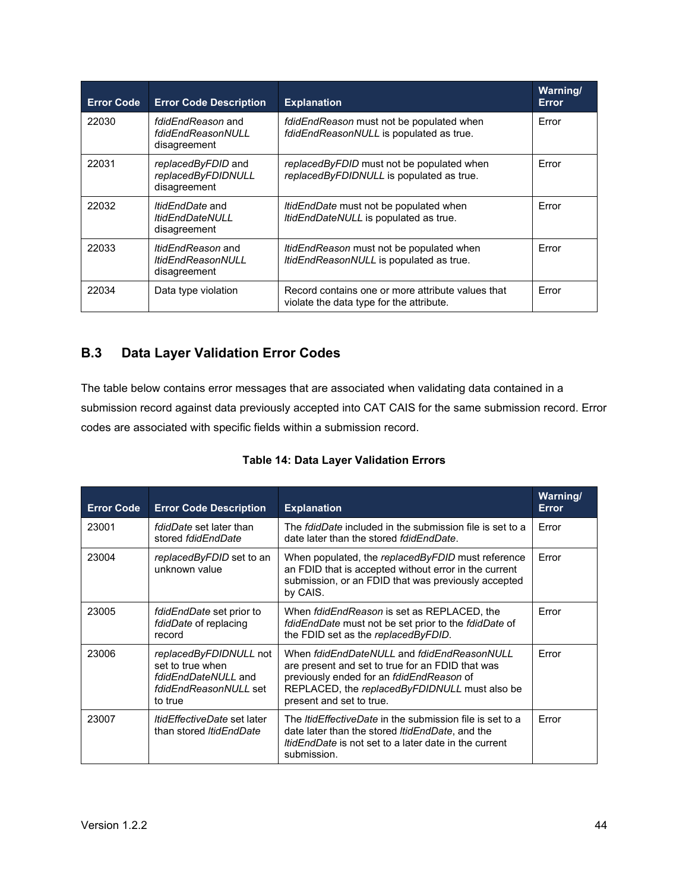| Error Code | Error Code Description | Explanation | Warning/ Error |
|---|---|---|---|
| 22030 | *fdidEndReason* and *fdidEndReasonNULL* disagreement | *fdidEndReason* must not be populated when *fdidEndReasonNULL* is populated as true. | Error |
| 22031 | *replacedByFDID* and *replacedByFDIDNULL* disagreement | *replacedByFDID* must not be populated when *replacedByFDIDNULL* is populated as true. | Error |
| 22032 | *ltidEndDate* and *ltidEndDateNULL* disagreement | *ltidEndDate* must not be populated when *ltidEndDateNULL* is populated as true. | Error |
| 22033 | *ltidEndReason* and *ltidEndReasonNULL* disagreement | *ltidEndReason* must not be populated when *ltidEndReasonNULL* is populated as true. | Error |
| 22034 | Data type violation | Record contains one or more attribute values that violate the data type for the attribute. | Error |

## B.3 Data Layer Validation Error Codes

The table below contains error messages that are associated when validating data contained in a submission record against data previously accepted into CAT CAIS for the same submission record. Error codes are associated with specific fields within a submission record.

**Table 14: Data Layer Validation Errors**

| Error Code | Error Code Description | Explanation | Warning/ Error |
|---|---|---|---|
| 23001 | *fdidDate* set later than stored *fdidEndDate* | The *fdidDate* included in the submission file is set to a date later than the stored *fdidEndDate*. | Error |
| 23004 | *replacedByFDID* set to an unknown value | When populated, the *replacedByFDID* must reference an FDID that is accepted without error in the current submission, or an FDID that was previously accepted by CAIS. | Error |
| 23005 | *fdidEndDate* set prior to *fdidDate* of replacing record | When *fdidEndReason* is set as REPLACED, the *fdidEndDate* must not be set prior to the *fdidDate* of the FDID set as the *replacedByFDID*. | Error |
| 23006 | *replacedByFDIDNULL* not set to true when *fdidEndDateNULL* and *fdidEndReasonNULL* set to true | When *fdidEndDateNULL* and *fdidEndReasonNULL* are present and set to true for an FDID that was previously ended for an *fdidEndReason* of REPLACED, the *replacedByFDIDNULL* must also be present and set to true. | Error |
| 23007 | *ltidEffectiveDate* set later than stored *ltidEndDate* | The *ltidEffectiveDate* in the submission file is set to a date later than the stored *ltidEndDate*, and the *ltidEndDate* is not set to a later date in the current submission. | Error |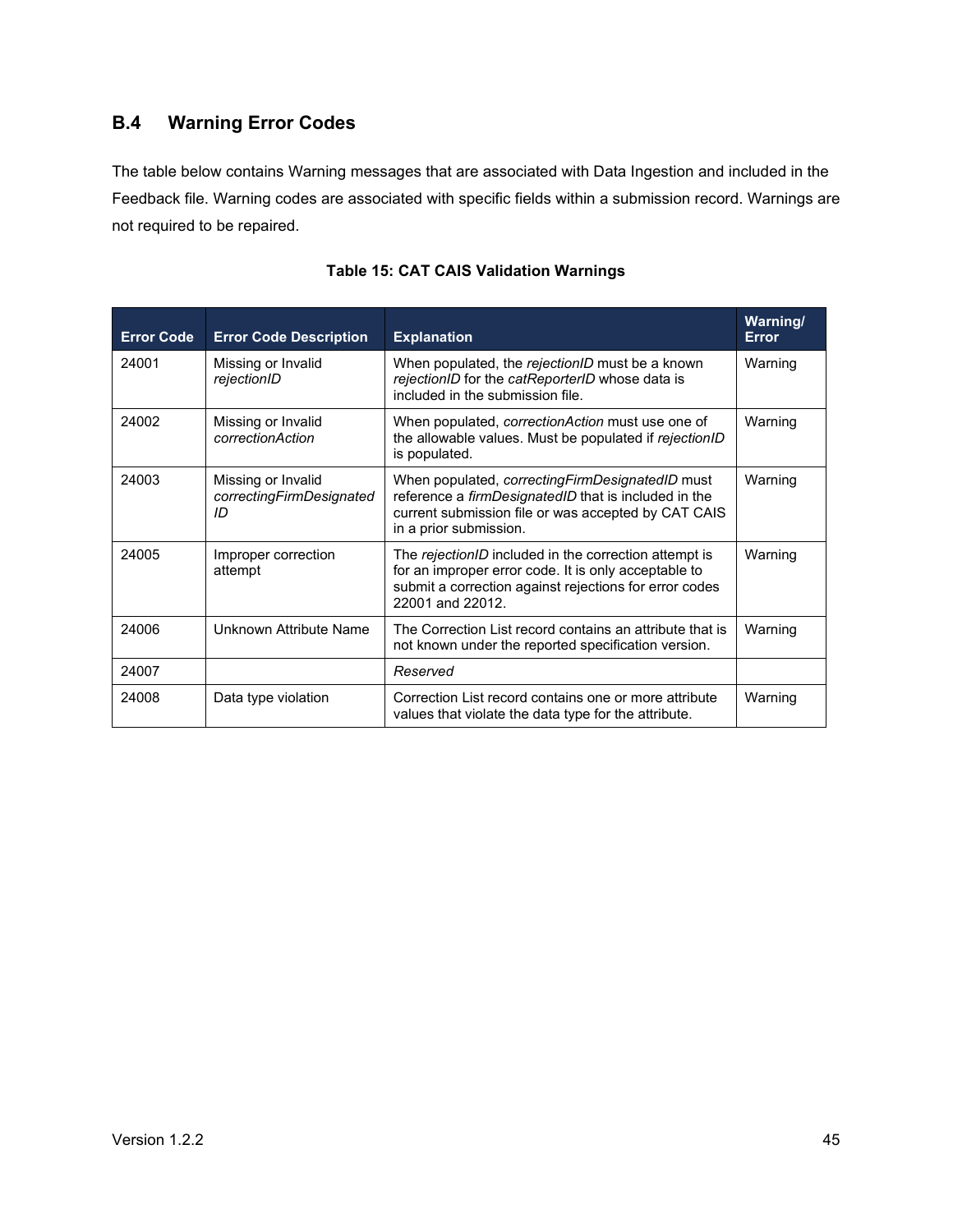## B.4 Warning Error Codes

The table below contains Warning messages that are associated with Data Ingestion and included in the Feedback file. Warning codes are associated with specific fields within a submission record. Warnings are not required to be repaired.

**Table 15: CAT CAIS Validation Warnings**

| Error Code | Error Code Description | Explanation | Warning/ Error |
|---|---|---|---|
| 24001 | Missing or Invalid *rejectionID* | When populated, the *rejectionID* must be a known *rejectionID* for the *catReporterID* whose data is included in the submission file. | Warning |
| 24002 | Missing or Invalid *correctionAction* | When populated, *correctionAction* must use one of the allowable values. Must be populated if *rejectionID* is populated. | Warning |
| 24003 | Missing or Invalid *correctingFirmDesignatedID* | When populated, *correctingFirmDesignatedID* must reference a *firmDesignatedID* that is included in the current submission file or was accepted by CAT CAIS in a prior submission. | Warning |
| 24005 | Improper correction attempt | The *rejectionID* included in the correction attempt is for an improper error code. It is only acceptable to submit a correction against rejections for error codes 22001 and 22012. | Warning |
| 24006 | Unknown Attribute Name | The Correction List record contains an attribute that is not known under the reported specification version. | Warning |
| 24007 | | *Reserved* | |
| 24008 | Data type violation | Correction List record contains one or more attribute values that violate the data type for the attribute. | Warning |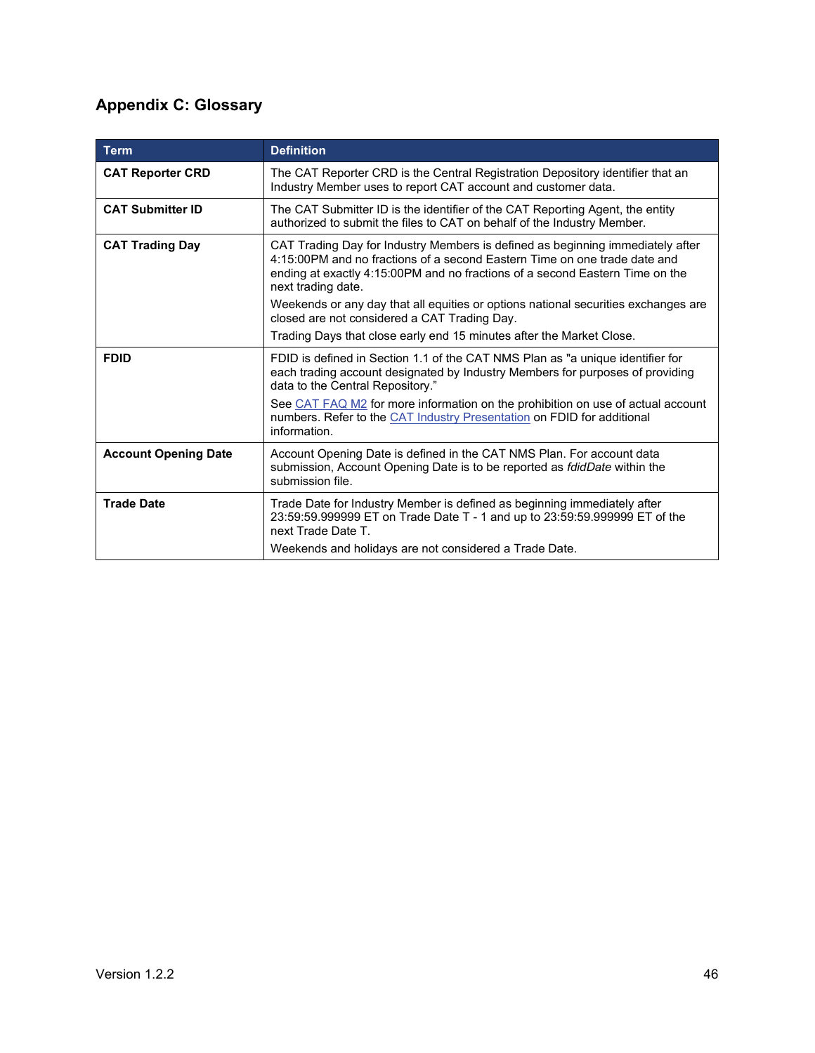## Appendix C: Glossary

| Term | Definition |
|---|---|
| **CAT Reporter CRD** | The CAT Reporter CRD is the Central Registration Depository identifier that an Industry Member uses to report CAT account and customer data. |
| **CAT Submitter ID** | The CAT Submitter ID is the identifier of the CAT Reporting Agent, the entity authorized to submit the files to CAT on behalf of the Industry Member. |
| **CAT Trading Day** | CAT Trading Day for Industry Members is defined as beginning immediately after 4:15:00PM and no fractions of a second Eastern Time on one trade date and ending at exactly 4:15:00PM and no fractions of a second Eastern Time on the next trading date.<br>Weekends or any day that all equities or options national securities exchanges are closed are not considered a CAT Trading Day.<br>Trading Days that close early end 15 minutes after the Market Close. |
| **FDID** | FDID is defined in Section 1.1 of the CAT NMS Plan as "a unique identifier for each trading account designated by Industry Members for purposes of providing data to the Central Repository."<br>See CAT FAQ M2 for more information on the prohibition on use of actual account numbers. Refer to the CAT Industry Presentation on FDID for additional information. |
| **Account Opening Date** | Account Opening Date is defined in the CAT NMS Plan. For account data submission, Account Opening Date is to be reported as *fdidDate* within the submission file. |
| **Trade Date** | Trade Date for Industry Member is defined as beginning immediately after 23:59:59.999999 ET on Trade Date T - 1 and up to 23:59:59.999999 ET of the next Trade Date T.<br>Weekends and holidays are not considered a Trade Date. |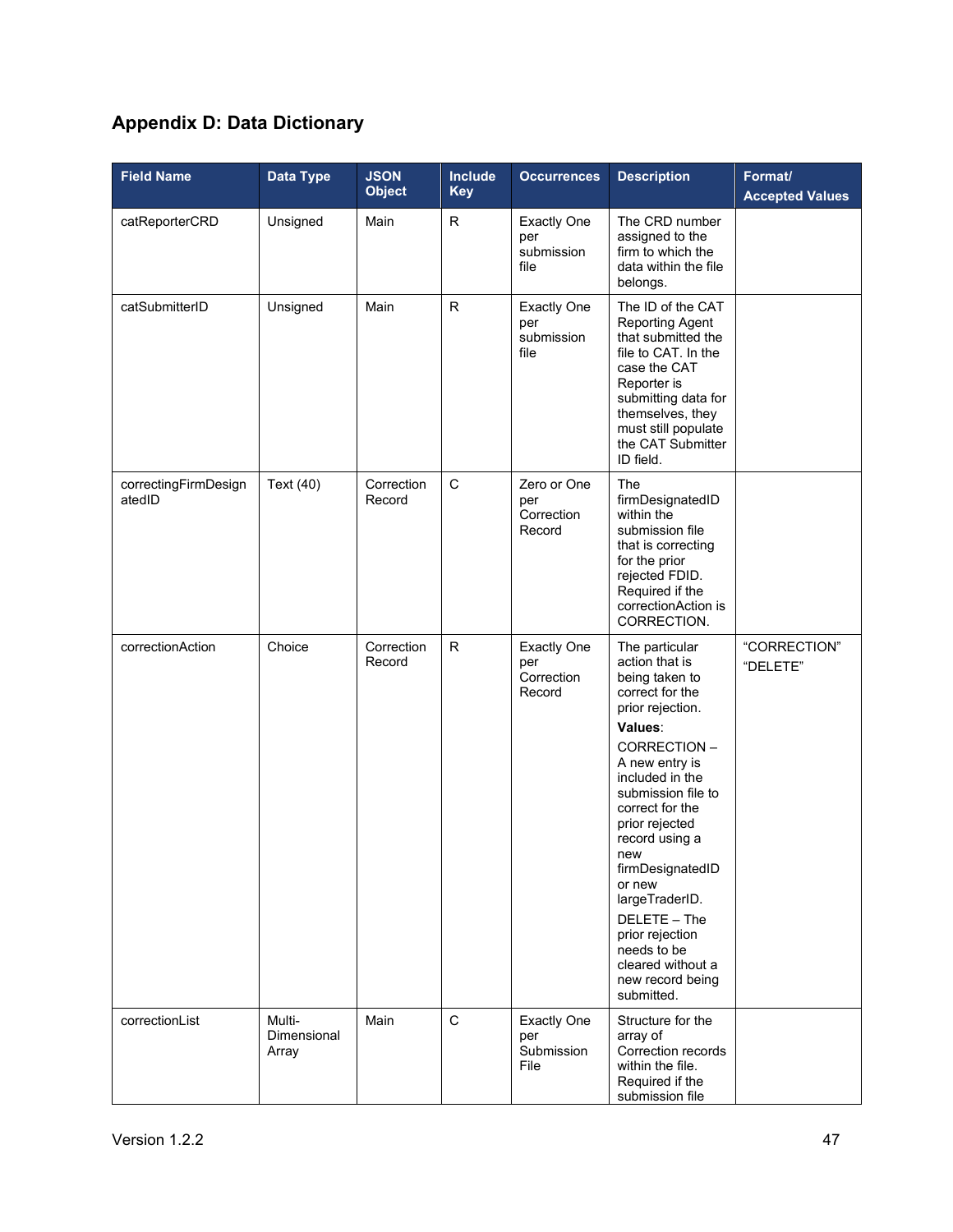## Appendix D: Data Dictionary

| Field Name | Data Type | JSON Object | Include Key | Occurrences | Description | Format/ Accepted Values |
|---|---|---|---|---|---|---|
| catReporterCRD | Unsigned | Main | R | Exactly One per submission file | The CRD number assigned to the firm to which the data within the file belongs. | |
| catSubmitterID | Unsigned | Main | R | Exactly One per submission file | The ID of the CAT Reporting Agent that submitted the file to CAT. In the case the CAT Reporter is submitting data for themselves, they must still populate the CAT Submitter ID field. | |
| correctingFirmDesignatedID | Text (40) | Correction Record | C | Zero or One per Correction Record | The firmDesignatedID within the submission file that is correcting for the prior rejected FDID. Required if the correctionAction is CORRECTION. | |
| correctionAction | Choice | Correction Record | R | Exactly One per Correction Record | The particular action that is being taken to correct for the prior rejection. **Values**: CORRECTION – A new entry is included in the submission file to correct for the prior rejected record using a new firmDesignatedID or new largeTraderID. DELETE – The prior rejection needs to be cleared without a new record being submitted. | "CORRECTION" "DELETE" |
| correctionList | Multi-Dimensional Array | Main | C | Exactly One per Submission File | Structure for the array of Correction records within the file. Required if the submission file | |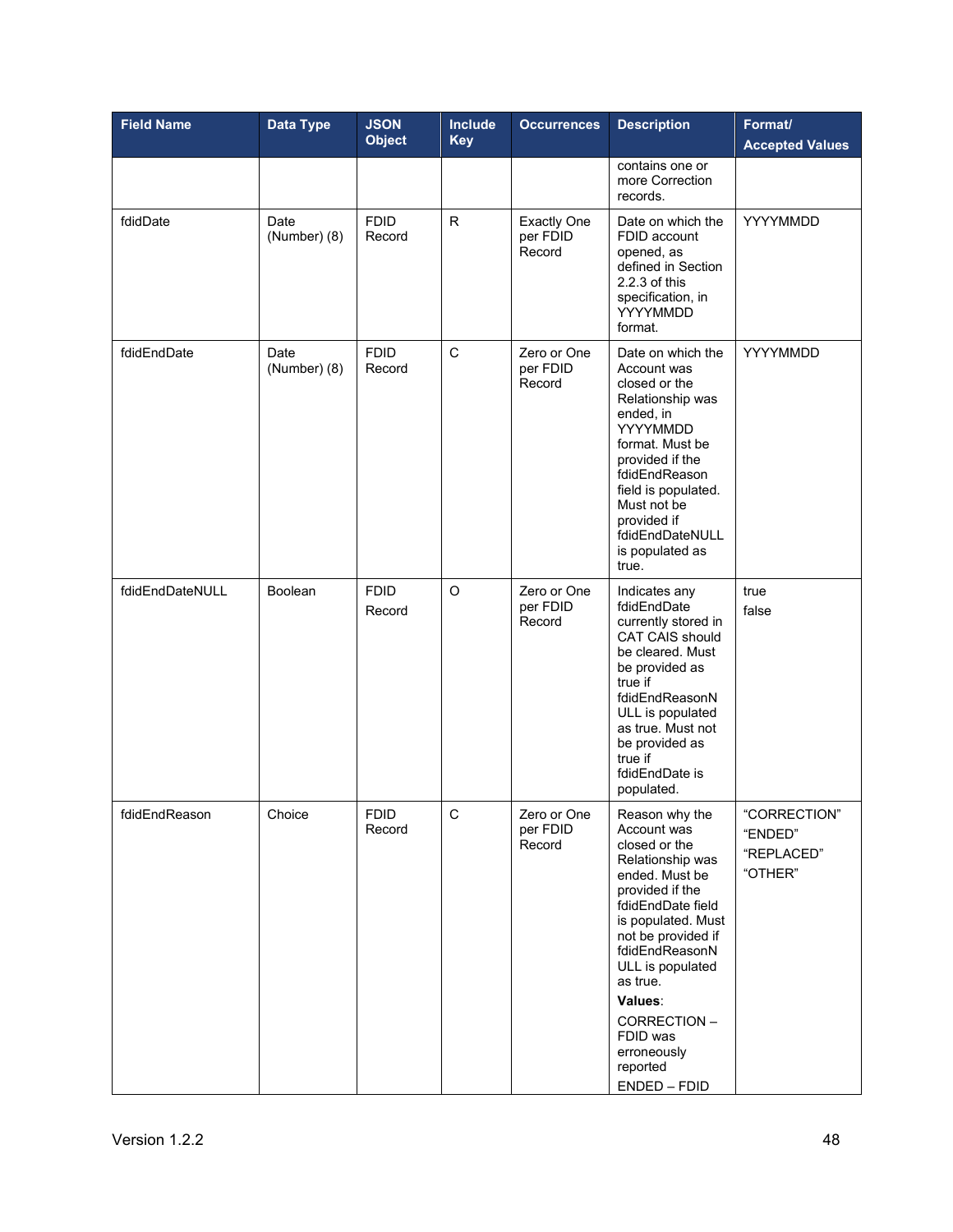| Field Name | Data Type | JSON Object | Include Key | Occurrences | Description | Format/ Accepted Values |
|---|---|---|---|---|---|---|
| | | | | | contains one or more Correction records. | |
| fdidDate | Date (Number) (8) | FDID Record | R | Exactly One per FDID Record | Date on which the FDID account opened, as defined in Section 2.2.3 of this specification, in YYYYMMDD format. | YYYYMMDD |
| fdidEndDate | Date (Number) (8) | FDID Record | C | Zero or One per FDID Record | Date on which the Account was closed or the Relationship was ended, in YYYYMMDD format. Must be provided if the fdidEndReason field is populated. Must not be provided if fdidEndDateNULL is populated as true. | YYYYMMDD |
| fdidEndDateNULL | Boolean | FDID Record | O | Zero or One per FDID Record | Indicates any fdidEndDate currently stored in CAT CAIS should be cleared. Must be provided as true if fdidEndReasonNULL is populated as true. Must not be provided as true if fdidEndDate is populated. | true<br>false |
| fdidEndReason | Choice | FDID Record | C | Zero or One per FDID Record | Reason why the Account was closed or the Relationship was ended. Must be provided if the fdidEndDate field is populated. Must not be provided if fdidEndReasonNULL is populated as true.<br>**Values**:<br>CORRECTION – FDID was erroneously reported<br>ENDED – FDID | “CORRECTION”<br>“ENDED”<br>“REPLACED”<br>“OTHER” |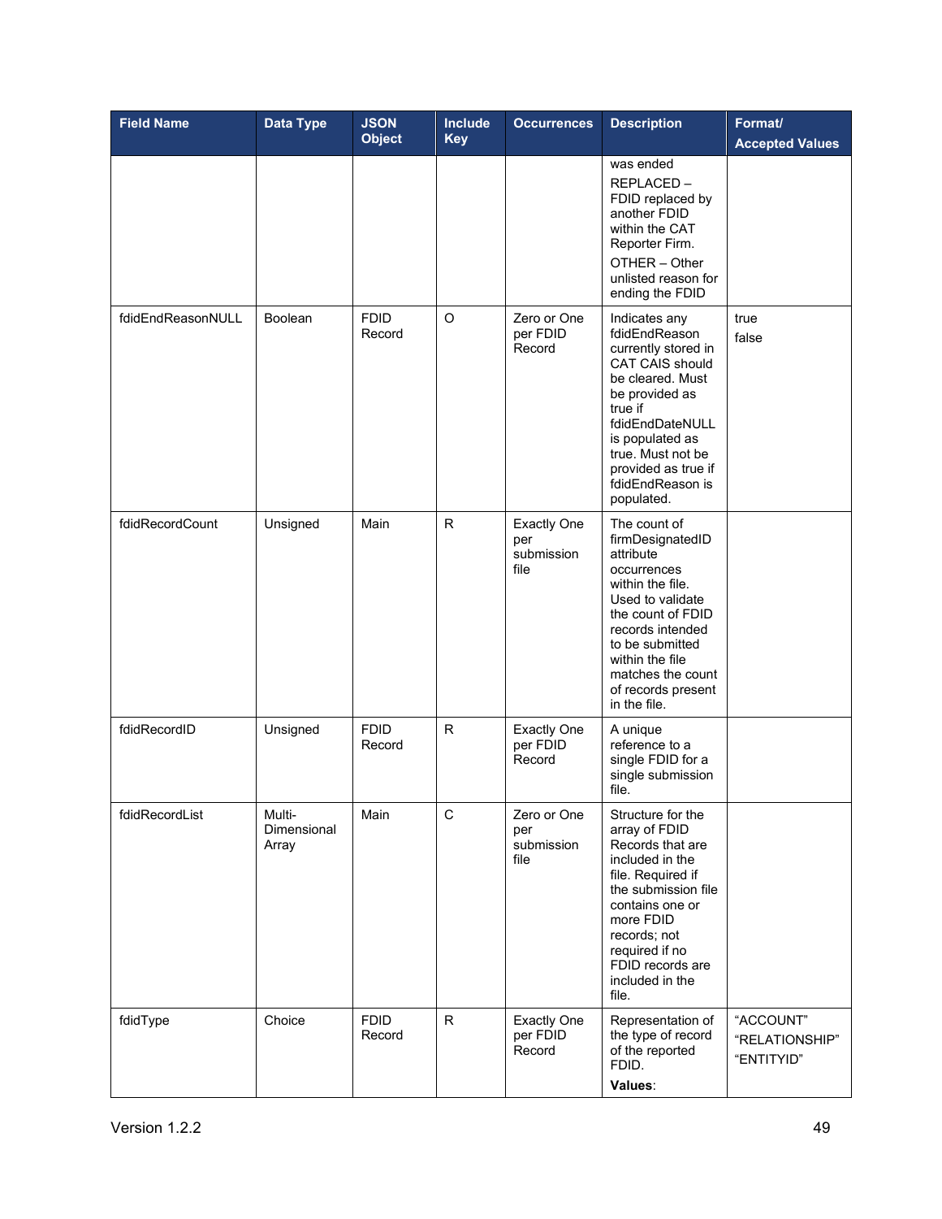| Field Name | Data Type | JSON Object | Include Key | Occurrences | Description | Format/ Accepted Values |
|---|---|---|---|---|---|---|
| | | | | | was ended<br>REPLACED – FDID replaced by another FDID within the CAT Reporter Firm.<br>OTHER – Other unlisted reason for ending the FDID | |
| fdidEndReasonNULL | Boolean | FDID Record | O | Zero or One per FDID Record | Indicates any fdidEndReason currently stored in CAT CAIS should be cleared. Must be provided as true if fdidEndDateNULL is populated as true. Must not be provided as true if fdidEndReason is populated. | true<br>false |
| fdidRecordCount | Unsigned | Main | R | Exactly One per submission file | The count of firmDesignatedID attribute occurrences within the file. Used to validate the count of FDID records intended to be submitted within the file matches the count of records present in the file. | |
| fdidRecordID | Unsigned | FDID Record | R | Exactly One per FDID Record | A unique reference to a single FDID for a single submission file. | |
| fdidRecordList | Multi-Dimensional Array | Main | C | Zero or One per submission file | Structure for the array of FDID Records that are included in the file. Required if the submission file contains one or more FDID records; not required if no FDID records are included in the file. | |
| fdidType | Choice | FDID Record | R | Exactly One per FDID Record | Representation of the type of record of the reported FDID.<br>**Values**: | "ACCOUNT"<br>"RELATIONSHIP"<br>"ENTITYID" |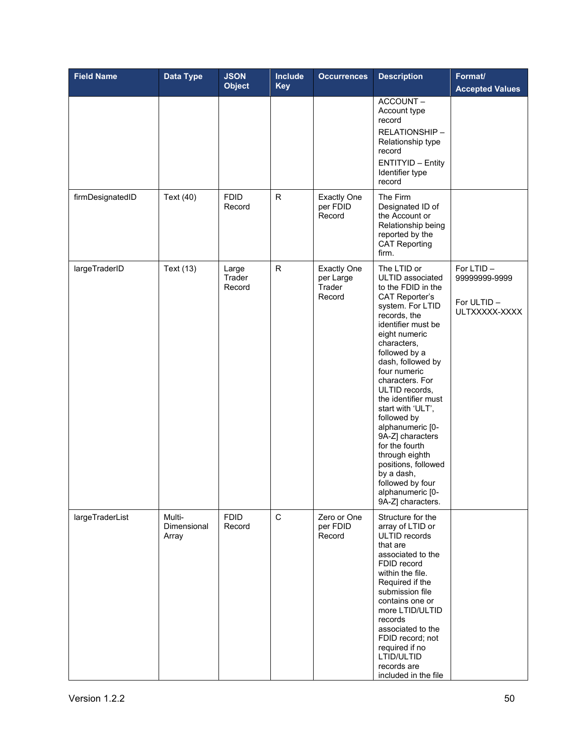| Field Name | Data Type | JSON Object | Include Key | Occurrences | Description | Format/ Accepted Values |
|---|---|---|---|---|---|---|
| | | | | | ACCOUNT – Account type record<br>RELATIONSHIP – Relationship type record<br>ENTITYID – Entity Identifier type record | |
| firmDesignatedID | Text (40) | FDID Record | R | Exactly One per FDID Record | The Firm Designated ID of the Account or Relationship being reported by the CAT Reporting firm. | |
| largeTraderID | Text (13) | Large Trader Record | R | Exactly One per Large Trader Record | The LTID or ULTID associated to the FDID in the CAT Reporter's system. For LTID records, the identifier must be eight numeric characters, followed by a dash, followed by four numeric characters. For ULTID records, the identifier must start with 'ULT', followed by alphanumeric [0-9A-Z] characters for the fourth through eighth positions, followed by a dash, followed by four alphanumeric [0-9A-Z] characters. | For LTID – 99999999-9999<br><br>For ULTID – ULTXXXXX-XXXX |
| largeTraderList | Multi-Dimensional Array | FDID Record | C | Zero or One per FDID Record | Structure for the array of LTID or ULTID records that are associated to the FDID record within the file. Required if the submission file contains one or more LTID/ULTID records associated to the FDID record; not required if no LTID/ULTID records are included in the file | |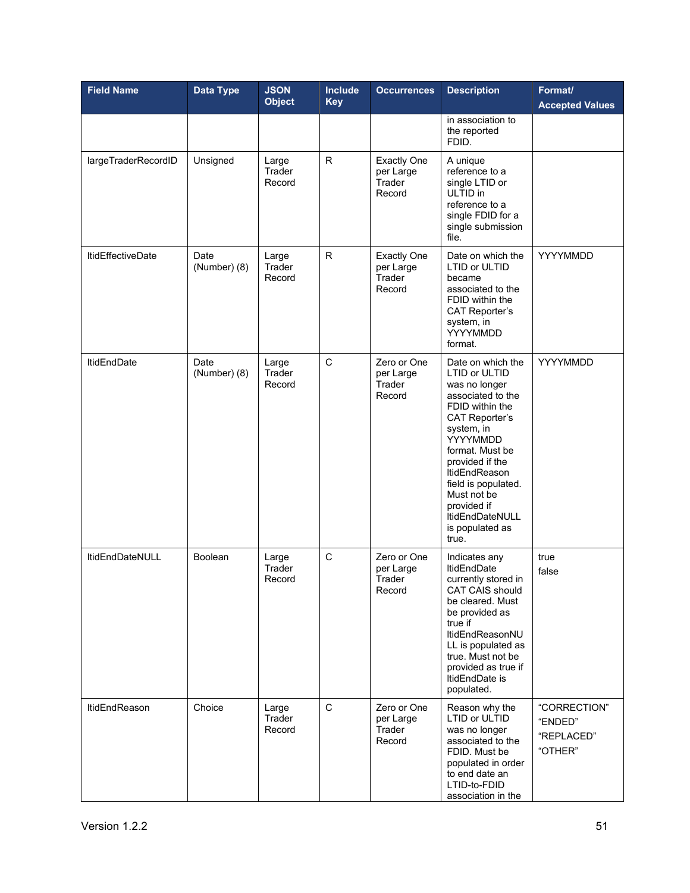| Field Name | Data Type | JSON Object | Include Key | Occurrences | Description | Format/ Accepted Values |
|---|---|---|---|---|---|---|
| | | | | | in association to the reported FDID. | |
| largeTraderRecordID | Unsigned | Large Trader Record | R | Exactly One per Large Trader Record | A unique reference to a single LTID or ULTID in reference to a single FDID for a single submission file. | |
| ltidEffectiveDate | Date (Number) (8) | Large Trader Record | R | Exactly One per Large Trader Record | Date on which the LTID or ULTID became associated to the FDID within the CAT Reporter's system, in YYYYMMDD format. | YYYYMMDD |
| ltidEndDate | Date (Number) (8) | Large Trader Record | C | Zero or One per Large Trader Record | Date on which the LTID or ULTID was no longer associated to the FDID within the CAT Reporter's system, in YYYYMMDD format. Must be provided if the ltidEndReason field is populated. Must not be provided if ltidEndDateNULL is populated as true. | YYYYMMDD |
| ltidEndDateNULL | Boolean | Large Trader Record | C | Zero or One per Large Trader Record | Indicates any ltidEndDate currently stored in CAT CAIS should be cleared. Must be provided as true if ltidEndReasonNULL is populated as true. Must not be provided as true if ltidEndDate is populated. | true<br>false |
| ltidEndReason | Choice | Large Trader Record | C | Zero or One per Large Trader Record | Reason why the LTID or ULTID was no longer associated to the FDID. Must be populated in order to end date an LTID-to-FDID association in the | "CORRECTION"<br>"ENDED"<br>"REPLACED"<br>"OTHER" |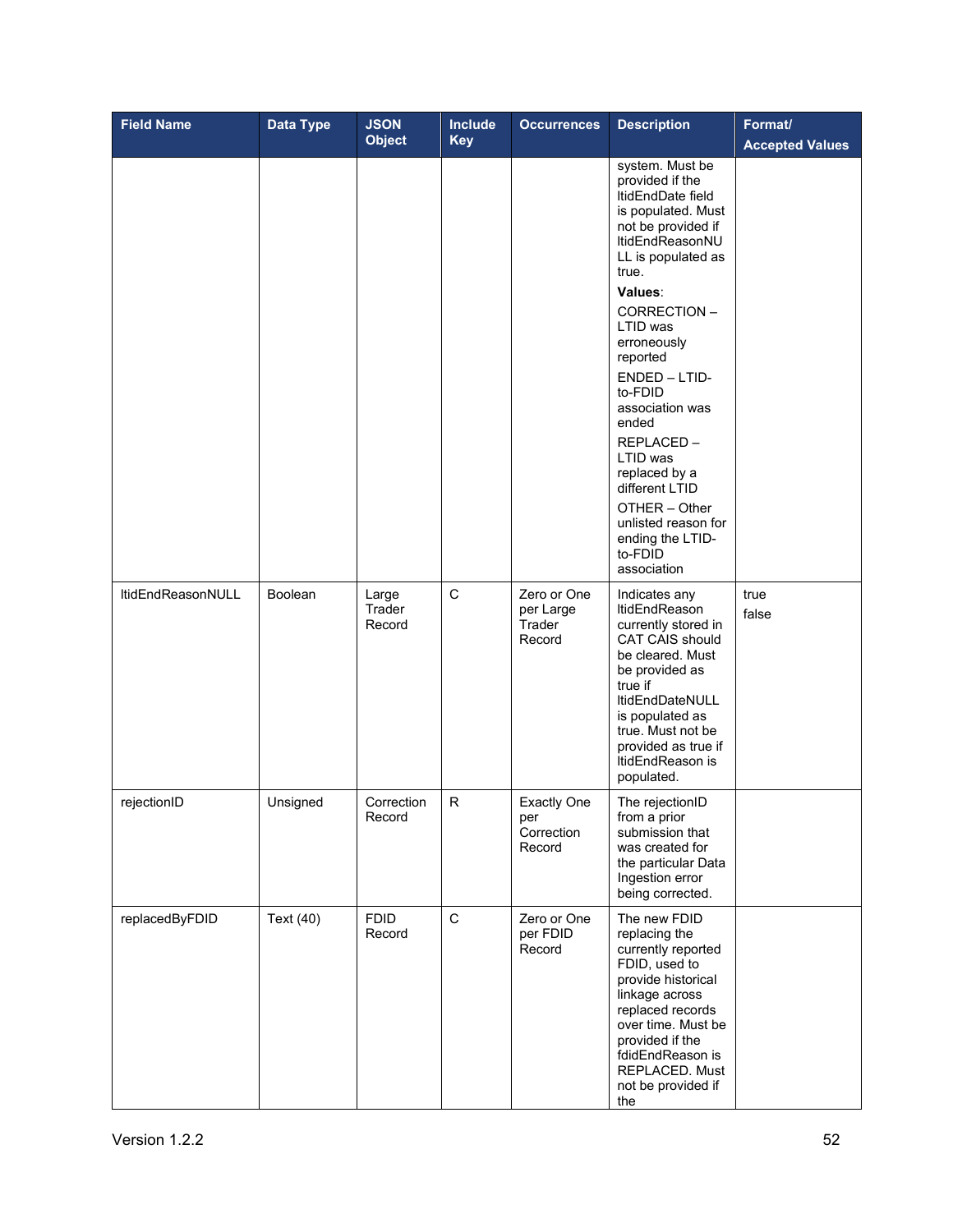| Field Name | Data Type | JSON Object | Include Key | Occurrences | Description | Format/ Accepted Values |
|---|---|---|---|---|---|---|
| | | | | | system. Must be provided if the ltidEndDate field is populated. Must not be provided if ltidEndReasonNULL is populated as true.<br><br>**Values**:<br><br>CORRECTION – LTID was erroneously reported<br><br>ENDED – LTID-to-FDID association was ended<br><br>REPLACED – LTID was replaced by a different LTID<br><br>OTHER – Other unlisted reason for ending the LTID-to-FDID association | |
| ltidEndReasonNULL | Boolean | Large Trader Record | C | Zero or One per Large Trader Record | Indicates any ltidEndReason currently stored in CAT CAIS should be cleared. Must be provided as true if ltidEndDateNULL is populated as true. Must not be provided as true if ltidEndReason is populated. | true<br>false |
| rejectionID | Unsigned | Correction Record | R | Exactly One per Correction Record | The rejectionID from a prior submission that was created for the particular Data Ingestion error being corrected. | |
| replacedByFDID | Text (40) | FDID Record | C | Zero or One per FDID Record | The new FDID replacing the currently reported FDID, used to provide historical linkage across replaced records over time. Must be provided if the fdidEndReason is REPLACED. Must not be provided if the | |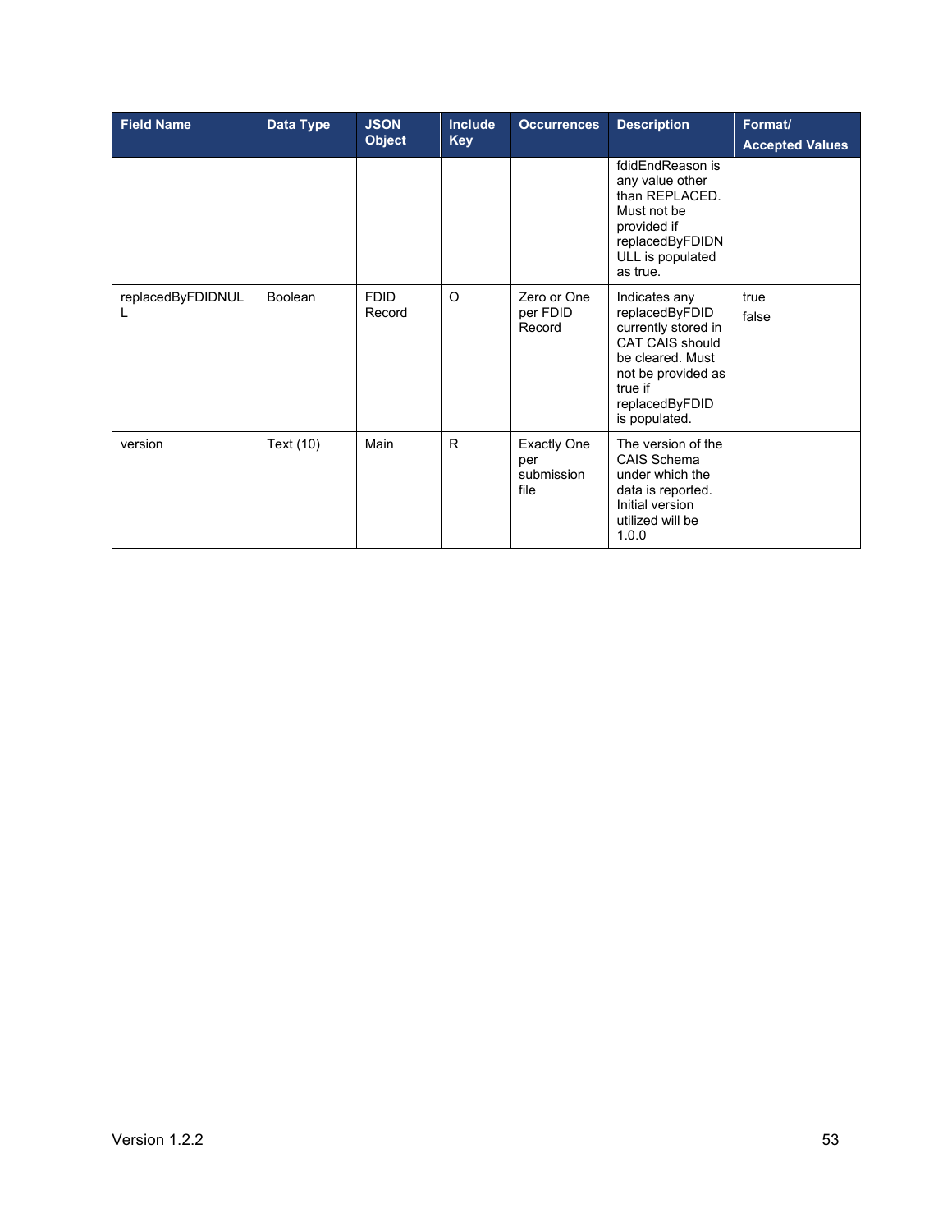| Field Name | Data Type | JSON Object | Include Key | Occurrences | Description | Format/ Accepted Values |
| --- | --- | --- | --- | --- | --- | --- |
| | | | | | fdidEndReason is any value other than REPLACED. Must not be provided if replacedByFDIDNULL is populated as true. | |
| replacedByFDIDNULL | Boolean | FDID Record | O | Zero or One per FDID Record | Indicates any replacedByFDID currently stored in CAT CAIS should be cleared. Must not be provided as true if replacedByFDID is populated. | true<br>false |
| version | Text (10) | Main | R | Exactly One per submission file | The version of the CAIS Schema under which the data is reported. Initial version utilized will be 1.0.0 | |